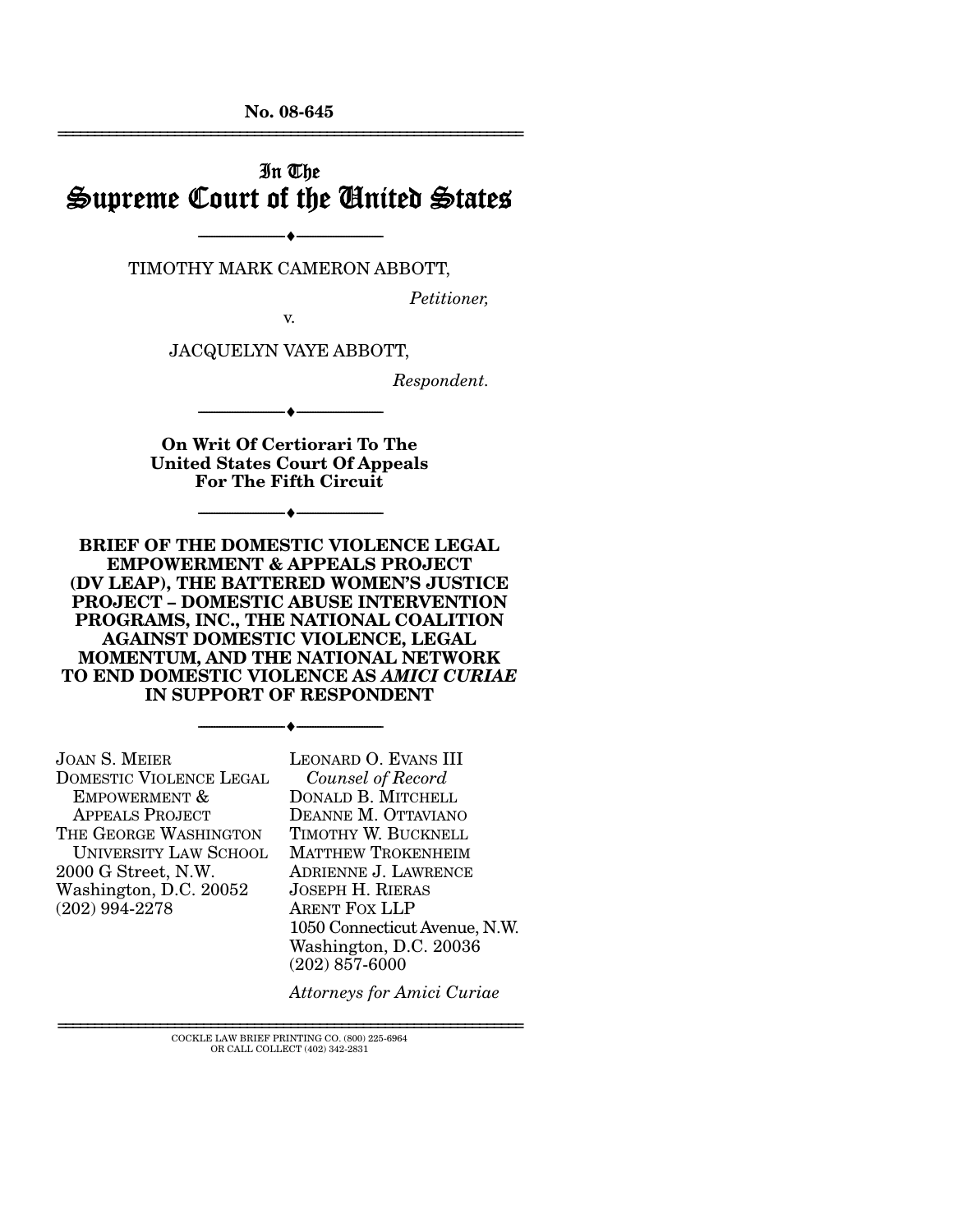No. 08-645

# In The Supreme Court of the United States

TIMOTHY MARK CAMERON ABBOTT,

*Petitioner,*

v.

JACQUELYN VAYE ABBOTT,

*Respondent.*

**On Writ Of Certiorari To The United States Court Of Appeals For The Fifth Circuit**

**BRIEF OF THE DOMESTIC VIOLENCE LEGAL EMPOWERMENT & APPEALS PROJECT (DV LEAP), THE BATTERED WOMEN'S JUSTICE PROJECT – DOMESTIC ABUSE INTERVENTION PROGRAMS, INC., THE NATIONAL COALITION AGAINST DOMESTIC VIOLENCE, LEGAL MOMENTUM, AND THE NATIONAL NETWORK TO END DOMESTIC VIOLENCE AS *AMICI CURIAE* IN SUPPORT OF RESPONDENT**

JOAN S. MEIER
DOMESTIC VIOLENCE LEGAL EMPOWERMENT & APPEALS PROJECT
THE GEORGE WASHINGTON UNIVERSITY LAW SCHOOL
2000 G Street, N.W.
Washington, D.C. 20052
(202) 994-2278

LEONARD O. EVANS III
*Counsel of Record*
DONALD B. MITCHELL
DEANNE M. OTTAVIANO
TIMOTHY W. BUCKNELL
MATTHEW TROKENHEIM
ADRIENNE J. LAWRENCE
JOSEPH H. RIERAS
ARENT FOX LLP
1050 Connecticut Avenue, N.W.
Washington, D.C. 20036
(202) 857-6000

*Attorneys for Amici Curiae*

COCKLE LAW BRIEF PRINTING CO. (800) 225-6964
OR CALL COLLECT (402) 342-2831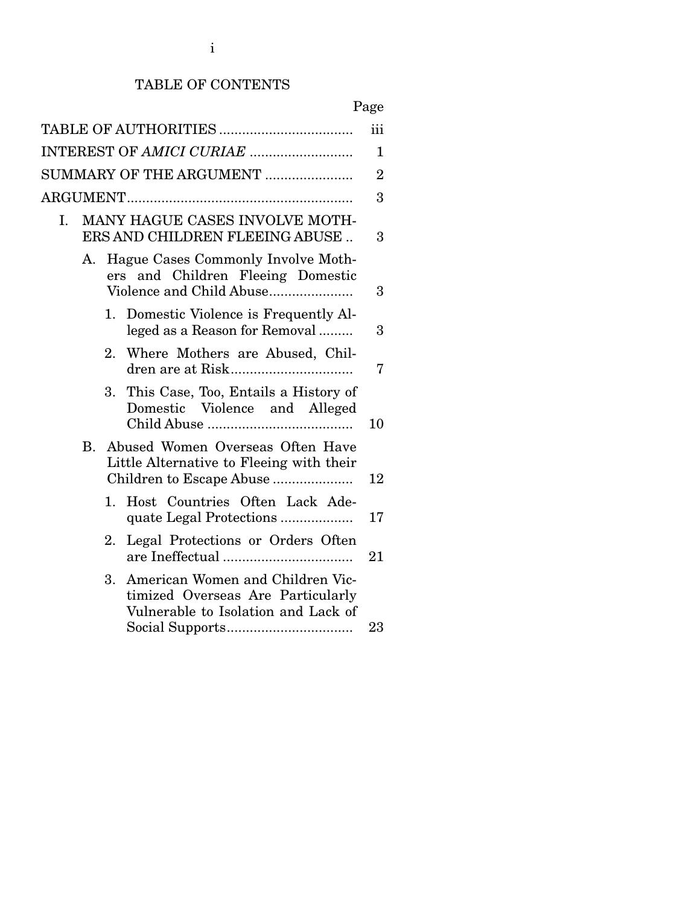# TABLE OF CONTENTS

| | Page |
|---|---|
| TABLE OF AUTHORITIES | iii |
| INTEREST OF *AMICI CURIAE* | 1 |
| SUMMARY OF THE ARGUMENT | 2 |
| ARGUMENT | 3 |
| I. MANY HAGUE CASES INVOLVE MOTHERS AND CHILDREN FLEEING ABUSE | 3 |
| A. Hague Cases Commonly Involve Mothers and Children Fleeing Domestic Violence and Child Abuse | 3 |
| 1. Domestic Violence is Frequently Alleged as a Reason for Removal | 3 |
| 2. Where Mothers are Abused, Children are at Risk | 7 |
| 3. This Case, Too, Entails a History of Domestic Violence and Alleged Child Abuse | 10 |
| B. Abused Women Overseas Often Have Little Alternative to Fleeing with their Children to Escape Abuse | 12 |
| 1. Host Countries Often Lack Adequate Legal Protections | 17 |
| 2. Legal Protections or Orders Often are Ineffectual | 21 |
| 3. American Women and Children Victimized Overseas Are Particularly Vulnerable to Isolation and Lack of Social Supports | 23 |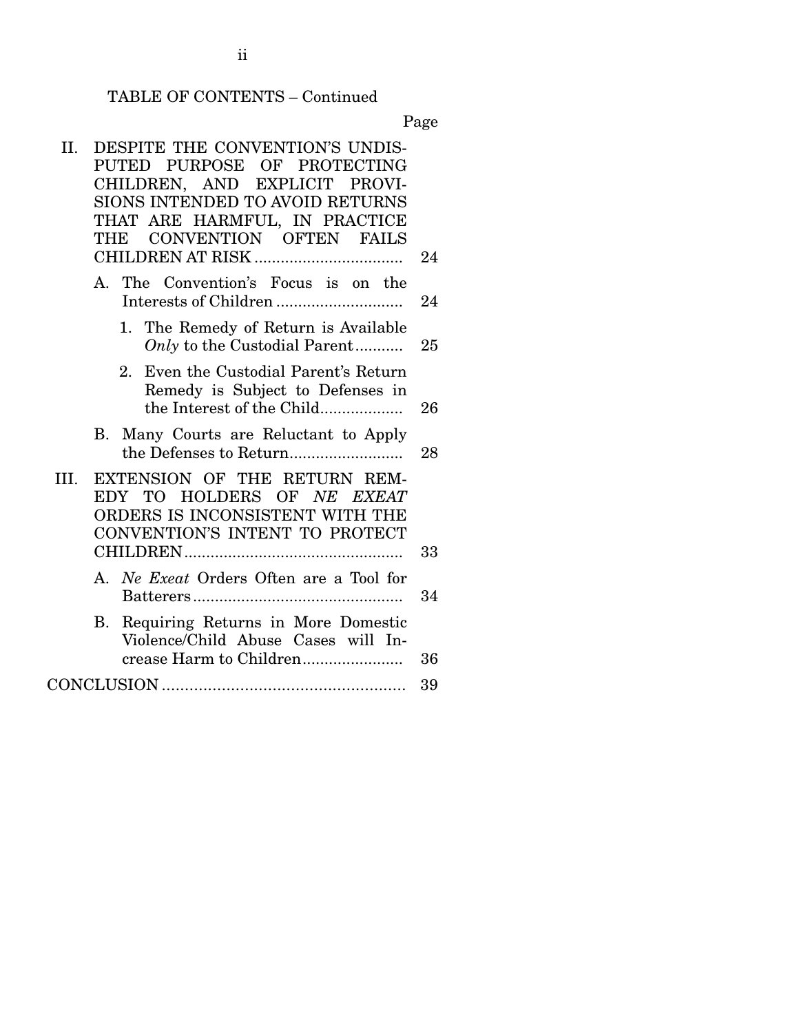TABLE OF CONTENTS – Continued

| | Page |
|---|---|
| II. DESPITE THE CONVENTION'S UNDISPUTED PURPOSE OF PROTECTING CHILDREN, AND EXPLICIT PROVISIONS INTENDED TO AVOID RETURNS THAT ARE HARMFUL, IN PRACTICE THE CONVENTION OFTEN FAILS CHILDREN AT RISK | 24 |
| A. The Convention's Focus is on the Interests of Children | 24 |
| 1. The Remedy of Return is Available *Only* to the Custodial Parent | 25 |
| 2. Even the Custodial Parent's Return Remedy is Subject to Defenses in the Interest of the Child | 26 |
| B. Many Courts are Reluctant to Apply the Defenses to Return | 28 |
| III. EXTENSION OF THE RETURN REMEDY TO HOLDERS OF *NE EXEAT* ORDERS IS INCONSISTENT WITH THE CONVENTION'S INTENT TO PROTECT CHILDREN | 33 |
| A. *Ne Exeat* Orders Often are a Tool for Batterers | 34 |
| B. Requiring Returns in More Domestic Violence/Child Abuse Cases will Increase Harm to Children | 36 |
| CONCLUSION | 39 |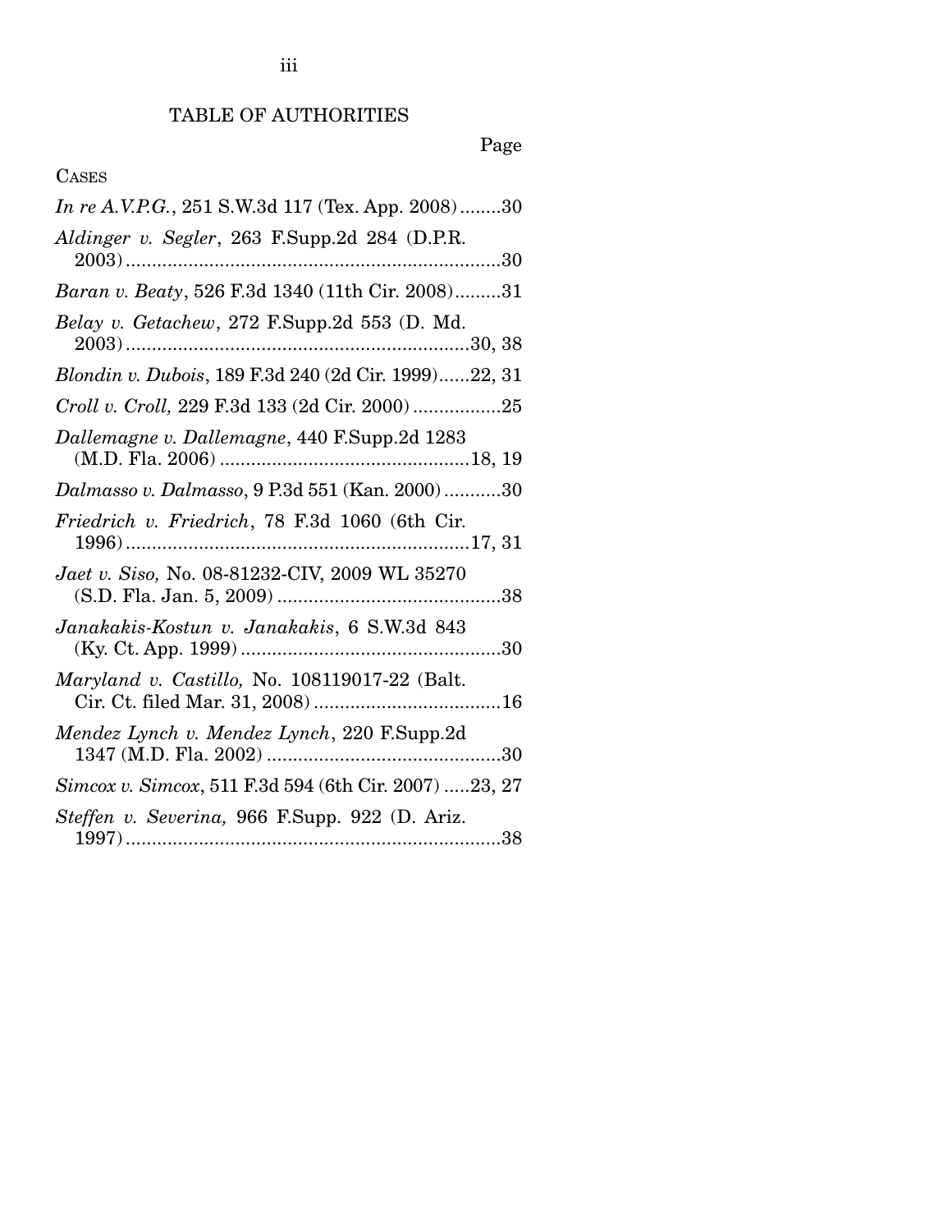## TABLE OF AUTHORITIES

Page

CASES

*In re A.V.P.G.*, 251 S.W.3d 117 (Tex. App. 2008)........30

*Aldinger v. Segler*, 263 F.Supp.2d 284 (D.P.R. 2003)........................................................................30

*Baran v. Beaty*, 526 F.3d 1340 (11th Cir. 2008).........31

*Belay v. Getachew*, 272 F.Supp.2d 553 (D. Md. 2003)..................................................................30, 38

*Blondin v. Dubois*, 189 F.3d 240 (2d Cir. 1999)......22, 31

*Croll v. Croll,* 229 F.3d 133 (2d Cir. 2000) .................25

*Dallemagne v. Dallemagne*, 440 F.Supp.2d 1283 (M.D. Fla. 2006) ................................................18, 19

*Dalmasso v. Dalmasso*, 9 P.3d 551 (Kan. 2000) ...........30

*Friedrich v. Friedrich*, 78 F.3d 1060 (6th Cir. 1996)..................................................................17, 31

*Jaet v. Siso,* No. 08-81232-CIV, 2009 WL 35270 (S.D. Fla. Jan. 5, 2009) ...........................................38

*Janakakis-Kostun v. Janakakis*, 6 S.W.3d 843 (Ky. Ct. App. 1999) ..................................................30

*Maryland v. Castillo,* No. 108119017-22 (Balt. Cir. Ct. filed Mar. 31, 2008) ....................................16

*Mendez Lynch v. Mendez Lynch*, 220 F.Supp.2d 1347 (M.D. Fla. 2002) .............................................30

*Simcox v. Simcox*, 511 F.3d 594 (6th Cir. 2007) .....23, 27

*Steffen v. Severina,* 966 F.Supp. 922 (D. Ariz. 1997)........................................................................38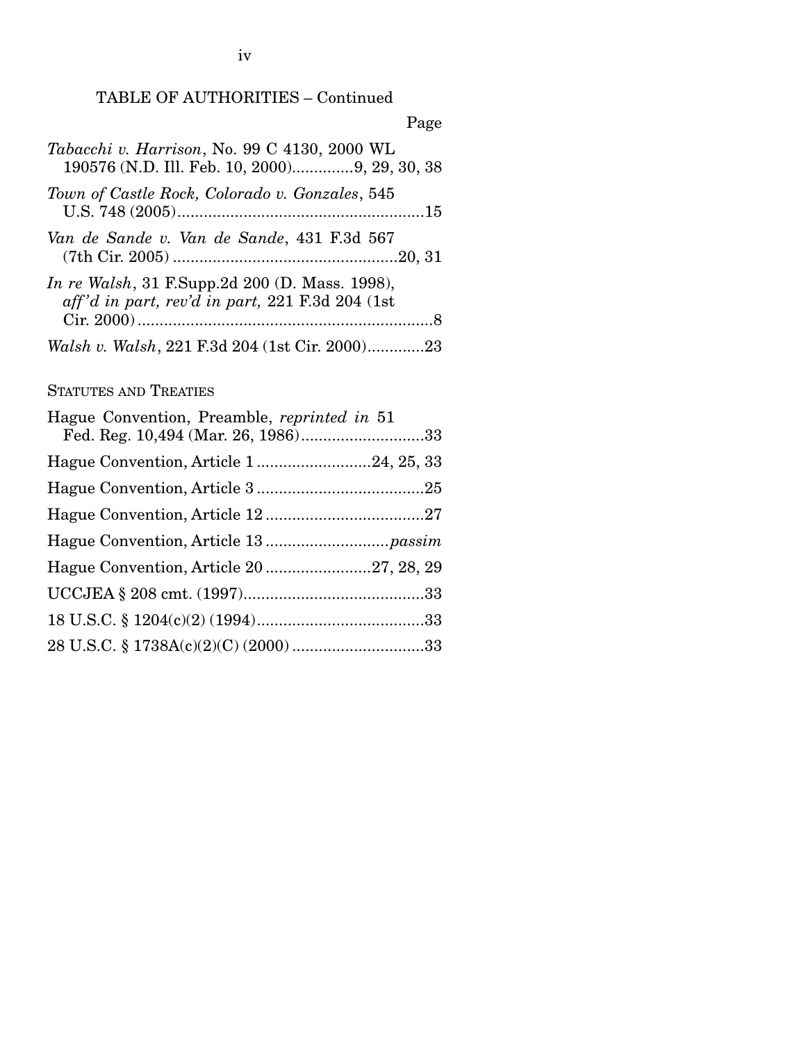TABLE OF AUTHORITIES – Continued

Page

*Tabacchi v. Harrison*, No. 99 C 4130, 2000 WL 190576 (N.D. Ill. Feb. 10, 2000)..............9, 29, 30, 38

*Town of Castle Rock, Colorado v. Gonzales*, 545 U.S. 748 (2005)........................................................15

*Van de Sande v. Van de Sande*, 431 F.3d 567 (7th Cir. 2005) ..................................................20, 31

*In re Walsh*, 31 F.Supp.2d 200 (D. Mass. 1998), *aff'd in part, rev'd in part,* 221 F.3d 204 (1st Cir. 2000)...................................................................8

*Walsh v. Walsh*, 221 F.3d 204 (1st Cir. 2000).............23

STATUTES AND TREATIES

Hague Convention, Preamble, *reprinted in* 51 Fed. Reg. 10,494 (Mar. 26, 1986)............................33

Hague Convention, Article 1 ..........................24, 25, 33

Hague Convention, Article 3 ......................................25

Hague Convention, Article 12 ....................................27

Hague Convention, Article 13 ............................*passim*

Hague Convention, Article 20 ........................27, 28, 29

UCCJEA § 208 cmt. (1997).........................................33

18 U.S.C. § 1204(c)(2) (1994)......................................33

28 U.S.C. § 1738A(c)(2)(C) (2000) ..............................33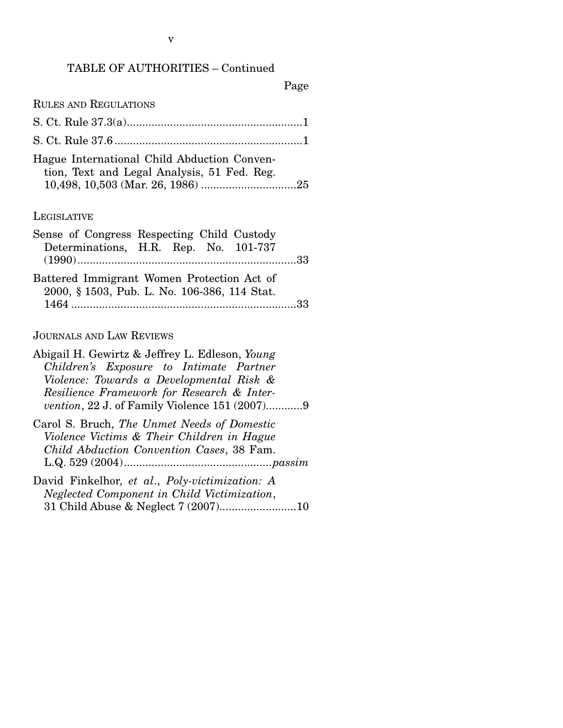TABLE OF AUTHORITIES – Continued

Page

RULES AND REGULATIONS

S. Ct. Rule 37.3(a)........................................................1

S. Ct. Rule 37.6............................................................1

Hague International Child Abduction Convention, Text and Legal Analysis, 51 Fed. Reg. 10,498, 10,503 (Mar. 26, 1986) ..............................25

LEGISLATIVE

Sense of Congress Respecting Child Custody Determinations, H.R. Rep. No. 101-737 (1990).......................................................................33

Battered Immigrant Women Protection Act of 2000, § 1503, Pub. L. No. 106-386, 114 Stat. 1464 ........................................................................33

JOURNALS AND LAW REVIEWS

Abigail H. Gewirtz & Jeffrey L. Edleson, *Young Children's Exposure to Intimate Partner Violence: Towards a Developmental Risk & Resilience Framework for Research & Intervention*, 22 J. of Family Violence 151 (2007)............9

Carol S. Bruch, *The Unmet Needs of Domestic Violence Victims & Their Children in Hague Child Abduction Convention Cases*, 38 Fam. L.Q. 529 (2004)..............................................*passim*

David Finkelhor, *et al*., *Poly-victimization: A Neglected Component in Child Victimization*, 31 Child Abuse & Neglect 7 (2007).........................10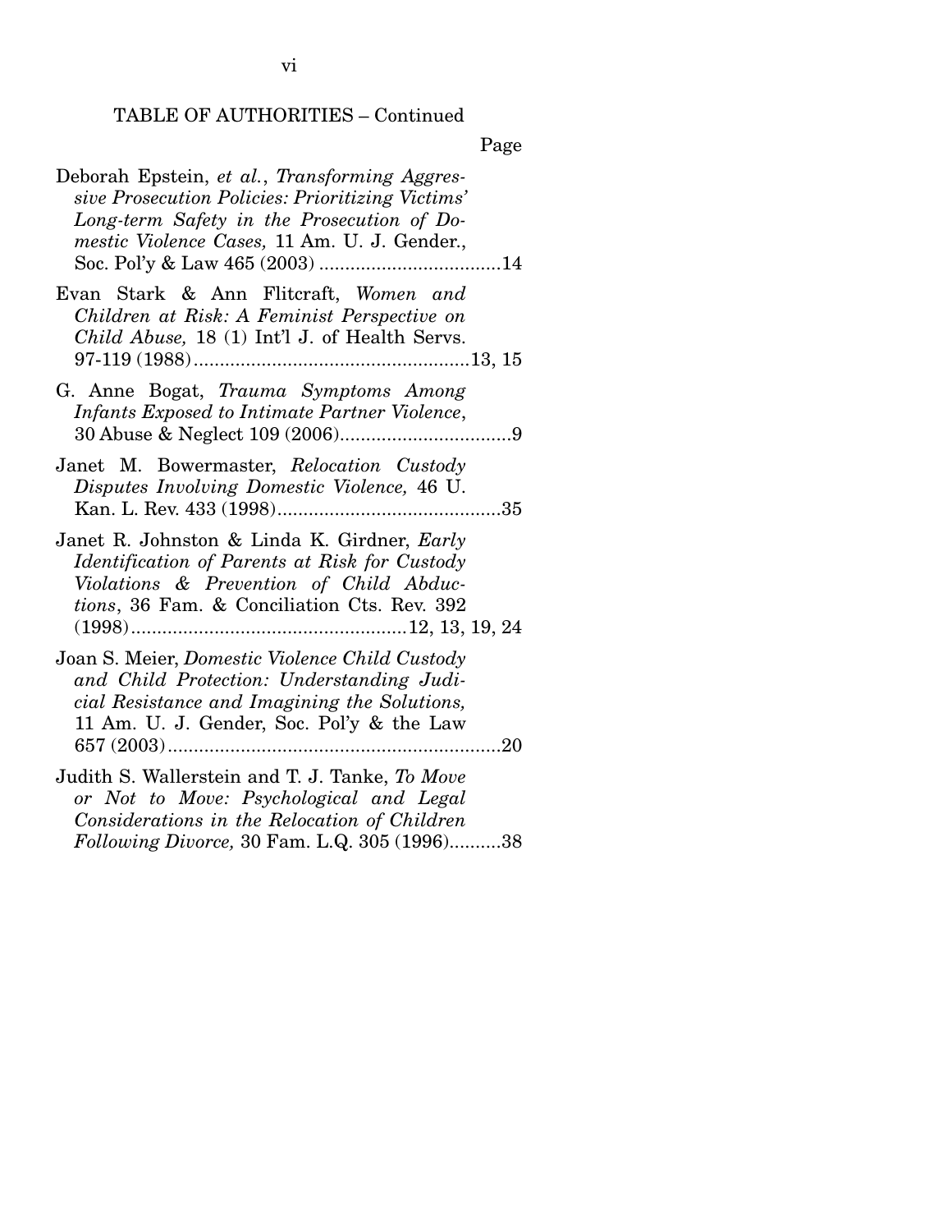TABLE OF AUTHORITIES – Continued

Page

Deborah Epstein, *et al.*, *Transforming Aggressive Prosecution Policies: Prioritizing Victims' Long-term Safety in the Prosecution of Domestic Violence Cases,* 11 Am. U. J. Gender., Soc. Pol'y & Law 465 (2003) ....................................14

Evan Stark & Ann Flitcraft, *Women and Children at Risk: A Feminist Perspective on Child Abuse,* 18 (1) Int'l J. of Health Servs. 97-119 (1988).....................................................13, 15

G. Anne Bogat, *Trauma Symptoms Among Infants Exposed to Intimate Partner Violence*, 30 Abuse & Neglect 109 (2006).................................9

Janet M. Bowermaster, *Relocation Custody Disputes Involving Domestic Violence,* 46 U. Kan. L. Rev. 433 (1998)...........................................35

Janet R. Johnston & Linda K. Girdner, *Early Identification of Parents at Risk for Custody Violations & Prevention of Child Abductions*, 36 Fam. & Conciliation Cts. Rev. 392 (1998).....................................................12, 13, 19, 24

Joan S. Meier, *Domestic Violence Child Custody and Child Protection: Understanding Judicial Resistance and Imagining the Solutions,* 11 Am. U. J. Gender, Soc. Pol'y & the Law 657 (2003)................................................................20

Judith S. Wallerstein and T. J. Tanke, *To Move or Not to Move: Psychological and Legal Considerations in the Relocation of Children Following Divorce,* 30 Fam. L.Q. 305 (1996)..........38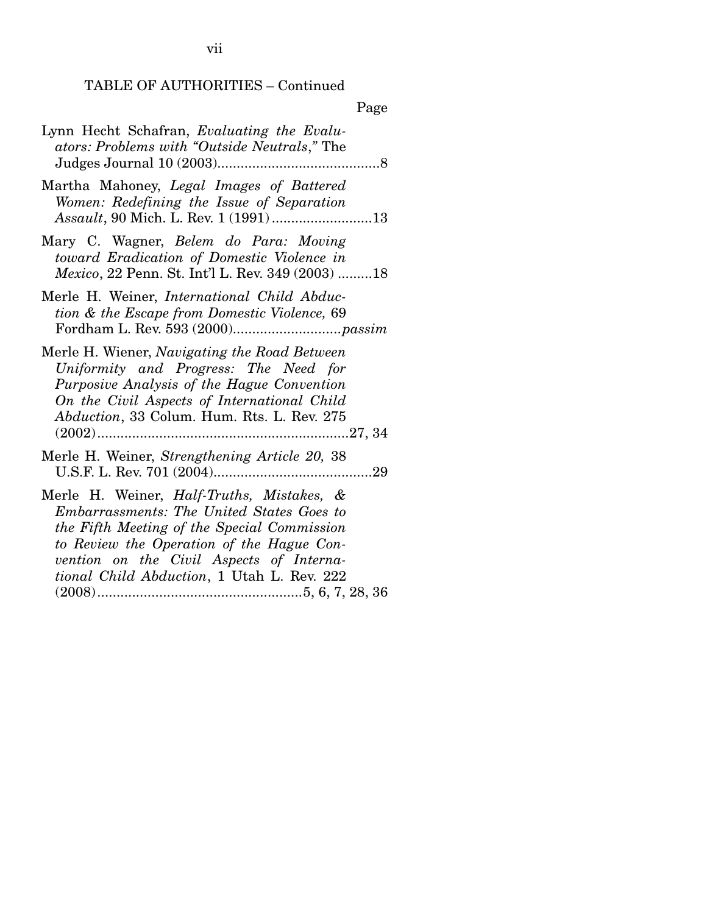TABLE OF AUTHORITIES – Continued

Page

Lynn Hecht Schafran, *Evaluating the Evaluators: Problems with "Outside Neutrals,"* The Judges Journal 10 (2003)..........................................8

Martha Mahoney, *Legal Images of Battered Women: Redefining the Issue of Separation Assault*, 90 Mich. L. Rev. 1 (1991)..........................13

Mary C. Wagner, *Belem do Para: Moving toward Eradication of Domestic Violence in Mexico*, 22 Penn. St. Int'l L. Rev. 349 (2003) .........18

Merle H. Weiner, *International Child Abduction & the Escape from Domestic Violence,* 69 Fordham L. Rev. 593 (2000)............................*passim*

Merle H. Wiener, *Navigating the Road Between Uniformity and Progress: The Need for Purposive Analysis of the Hague Convention On the Civil Aspects of International Child Abduction*, 33 Colum. Hum. Rts. L. Rev. 275 (2002).................................................................27, 34

Merle H. Weiner, *Strengthening Article 20,* 38 U.S.F. L. Rev. 701 (2004).........................................29

Merle H. Weiner, *Half-Truths, Mistakes, & Embarrassments: The United States Goes to the Fifth Meeting of the Special Commission to Review the Operation of the Hague Convention on the Civil Aspects of International Child Abduction*, 1 Utah L. Rev. 222 (2008).....................................................5, 6, 7, 28, 36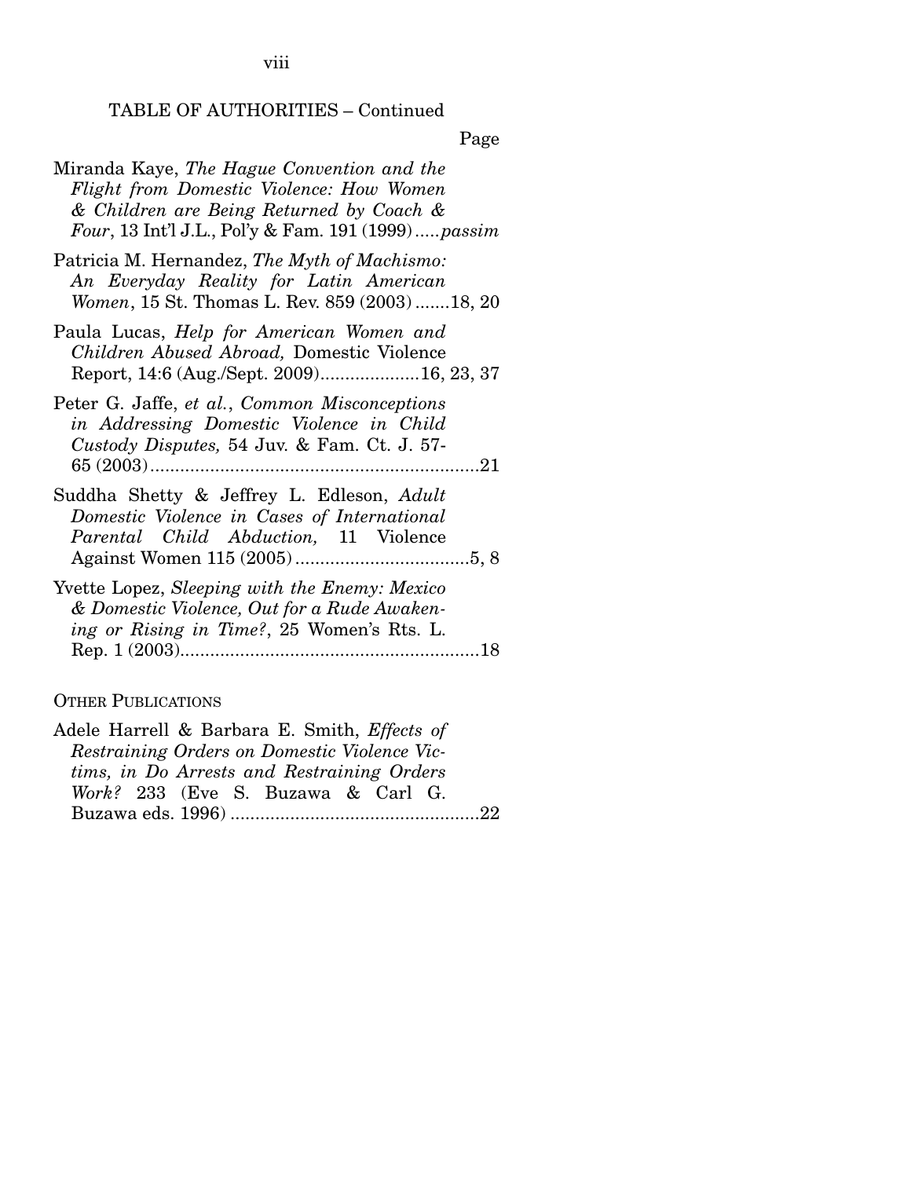TABLE OF AUTHORITIES – Continued

Page

Miranda Kaye, *The Hague Convention and the Flight from Domestic Violence: How Women & Children are Being Returned by Coach & Four*, 13 Int'l J.L., Pol'y & Fam. 191 (1999).....*passim*

Patricia M. Hernandez, *The Myth of Machismo: An Everyday Reality for Latin American Women*, 15 St. Thomas L. Rev. 859 (2003).......18, 20

Paula Lucas, *Help for American Women and Children Abused Abroad,* Domestic Violence Report, 14:6 (Aug./Sept. 2009)....................16, 23, 37

Peter G. Jaffe, *et al.*, *Common Misconceptions in Addressing Domestic Violence in Child Custody Disputes,* 54 Juv. & Fam. Ct. J. 57-65 (2003)..................................................................21

Suddha Shetty & Jeffrey L. Edleson, *Adult Domestic Violence in Cases of International Parental Child Abduction,* 11 Violence Against Women 115 (2005)...................................5, 8

Yvette Lopez, *Sleeping with the Enemy: Mexico & Domestic Violence, Out for a Rude Awakening or Rising in Time?*, 25 Women's Rts. L. Rep. 1 (2003)............................................................18

OTHER PUBLICATIONS

Adele Harrell & Barbara E. Smith, *Effects of Restraining Orders on Domestic Violence Victims, in Do Arrests and Restraining Orders Work?* 233 (Eve S. Buzawa & Carl G. Buzawa eds. 1996) ..................................................22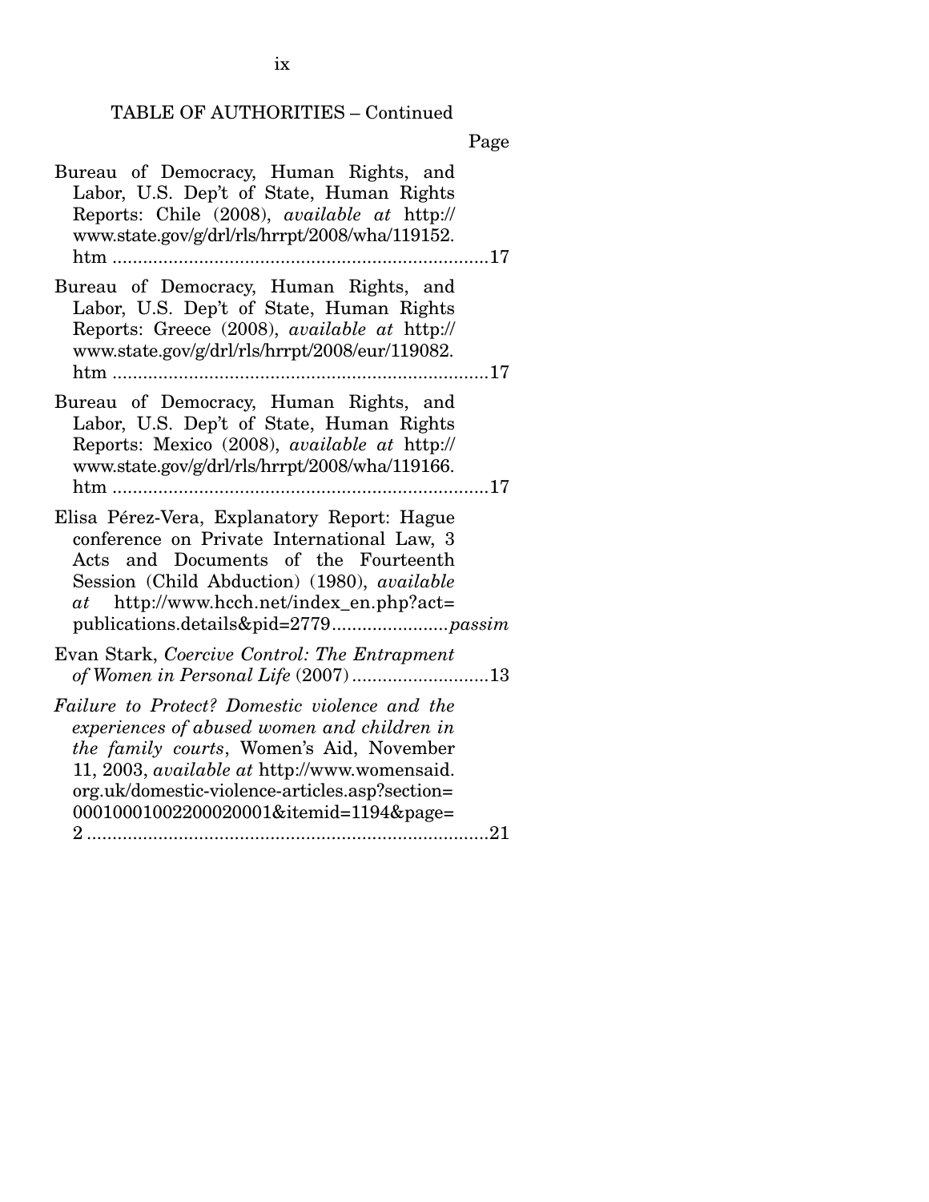TABLE OF AUTHORITIES – Continued

Page

Bureau of Democracy, Human Rights, and Labor, U.S. Dep't of State, Human Rights Reports: Chile (2008), *available at* http://www.state.gov/g/drl/rls/hrrpt/2008/wha/119152.htm ....................17

Bureau of Democracy, Human Rights, and Labor, U.S. Dep't of State, Human Rights Reports: Greece (2008), *available at* http://www.state.gov/g/drl/rls/hrrpt/2008/eur/119082.htm ....................17

Bureau of Democracy, Human Rights, and Labor, U.S. Dep't of State, Human Rights Reports: Mexico (2008), *available at* http://www.state.gov/g/drl/rls/hrrpt/2008/wha/119166.htm ....................17

Elisa Pérez-Vera, Explanatory Report: Hague conference on Private International Law, 3 Acts and Documents of the Fourteenth Session (Child Abduction) (1980), *available at* http://www.hcch.net/index_en.php?act=publications.details&pid=2779....................*passim*

Evan Stark, *Coercive Control: The Entrapment of Women in Personal Life* (2007)....................13

*Failure to Protect? Domestic violence and the experiences of abused women and children in the family courts*, Women's Aid, November 11, 2003, *available at* http://www.womensaid.org.uk/domestic-violence-articles.asp?section=00010001002200020001&itemid=1194&page=2....................21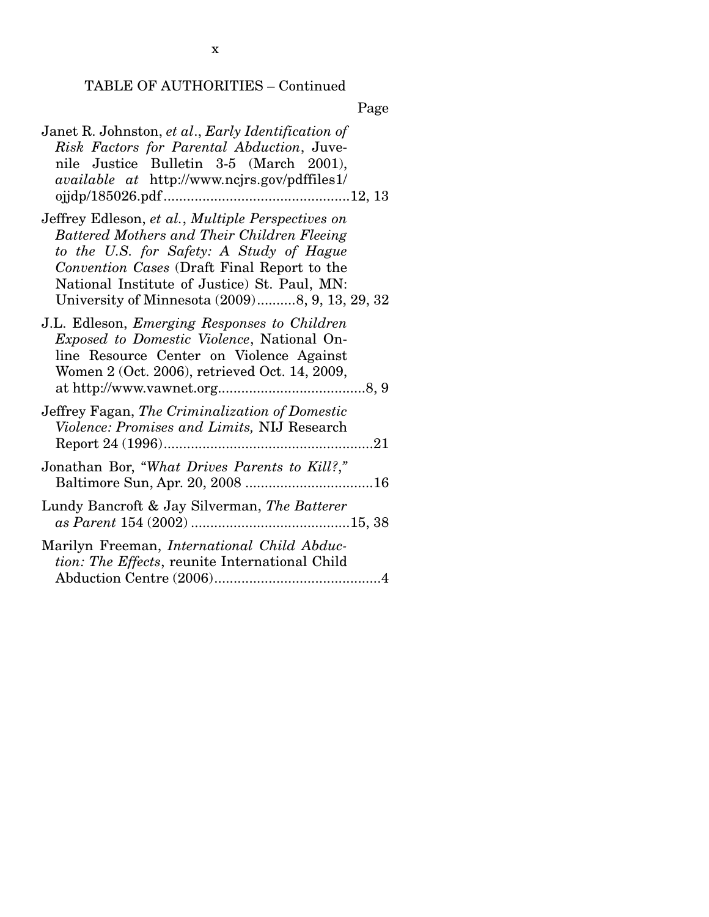TABLE OF AUTHORITIES – Continued

Page

Janet R. Johnston, *et al.*, *Early Identification of Risk Factors for Parental Abduction*, Juvenile Justice Bulletin 3-5 (March 2001), *available at* http://www.ncjrs.gov/pdffiles1/ojjdp/185026.pdf ...............................................12, 13

Jeffrey Edleson, *et al.*, *Multiple Perspectives on Battered Mothers and Their Children Fleeing to the U.S. for Safety: A Study of Hague Convention Cases* (Draft Final Report to the National Institute of Justice) St. Paul, MN: University of Minnesota (2009)..........8, 9, 13, 29, 32

J.L. Edleson, *Emerging Responses to Children Exposed to Domestic Violence*, National Online Resource Center on Violence Against Women 2 (Oct. 2006), retrieved Oct. 14, 2009, at http://www.vawnet.org......................................8, 9

Jeffrey Fagan, *The Criminalization of Domestic Violence: Promises and Limits,* NIJ Research Report 24 (1996)......................................................21

Jonathan Bor, "*What Drives Parents to Kill?*," Baltimore Sun, Apr. 20, 2008 .................................16

Lundy Bancroft & Jay Silverman, *The Batterer as Parent* 154 (2002) .........................................15, 38

Marilyn Freeman, *International Child Abduction: The Effects*, reunite International Child Abduction Centre (2006)...........................................4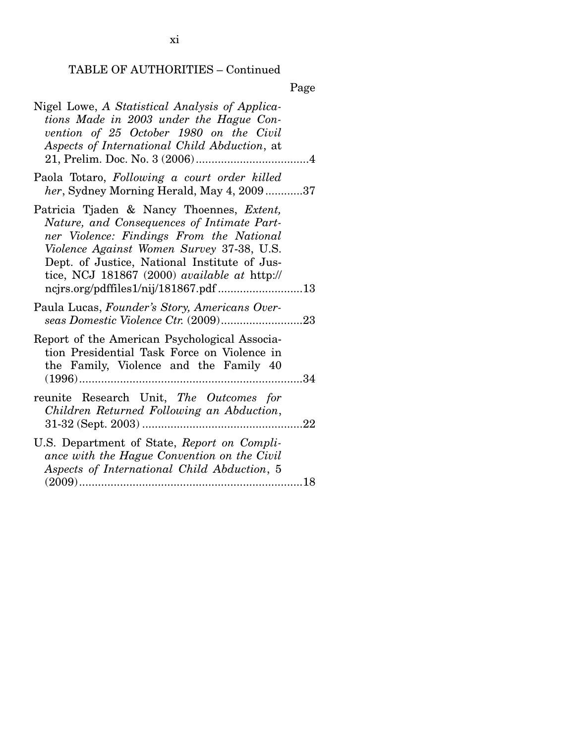TABLE OF AUTHORITIES – Continued

Page

Nigel Lowe, *A Statistical Analysis of Applications Made in 2003 under the Hague Convention of 25 October 1980 on the Civil Aspects of International Child Abduction*, at 21, Prelim. Doc. No. 3 (2006) ....................................4

Paola Totaro, *Following a court order killed her*, Sydney Morning Herald, May 4, 2009 ............37

Patricia Tjaden & Nancy Thoennes, *Extent, Nature, and Consequences of Intimate Partner Violence: Findings From the National Violence Against Women Survey* 37-38, U.S. Dept. of Justice, National Institute of Justice, NCJ 181867 (2000) *available at* http://ncjrs.org/pdffiles1/nij/181867.pdf ...........................13

Paula Lucas, *Founder's Story, Americans Overseas Domestic Violence Ctr.* (2009)..........................23

Report of the American Psychological Association Presidential Task Force on Violence in the Family, Violence and the Family 40 (1996).......................................................................34

reunite Research Unit, *The Outcomes for Children Returned Following an Abduction*, 31-32 (Sept. 2003) ...................................................22

U.S. Department of State, *Report on Compliance with the Hague Convention on the Civil Aspects of International Child Abduction*, 5 (2009).......................................................................18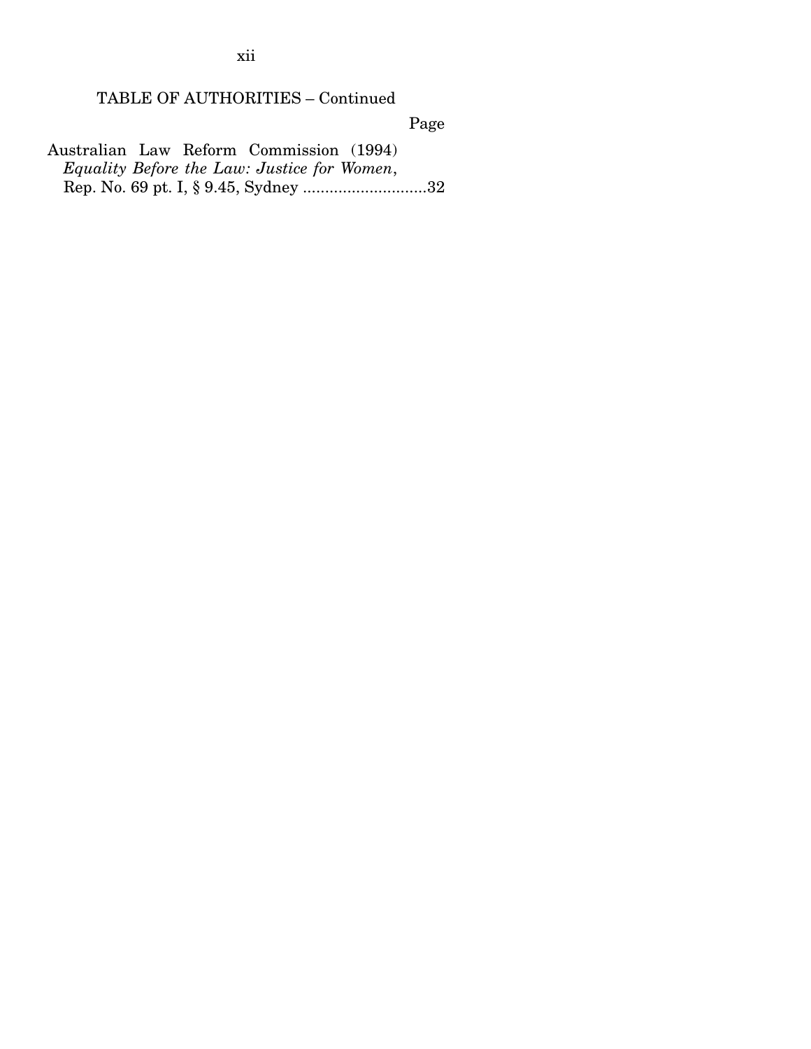TABLE OF AUTHORITIES – Continued

Page

Australian Law Reform Commission (1994) *Equality Before the Law: Justice for Women*, Rep. No. 69 pt. I, § 9.45, Sydney ............................32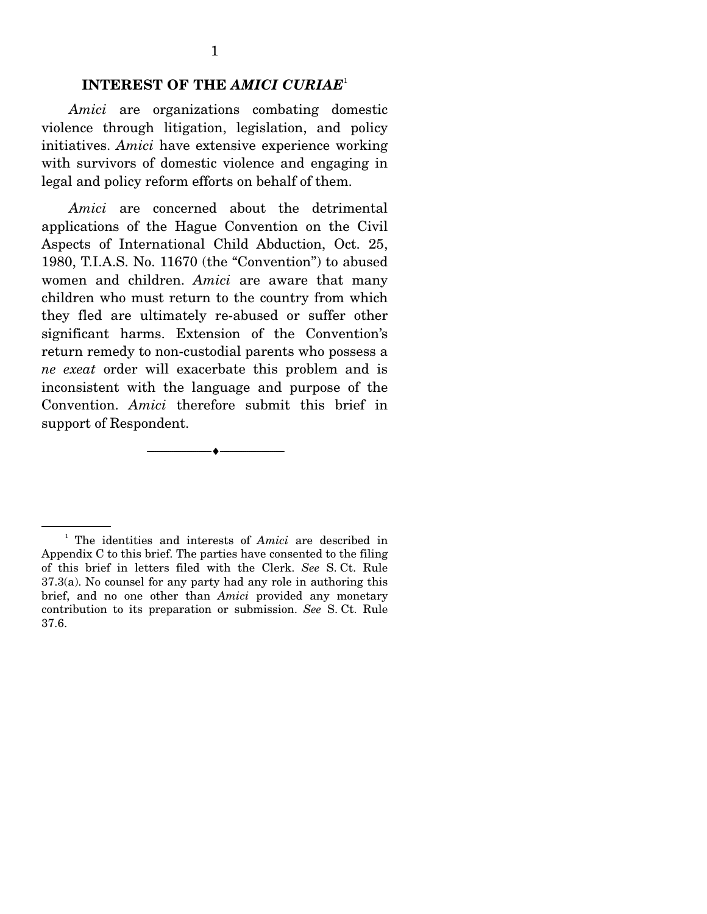## INTEREST OF THE *AMICI CURIAE*[1]

*Amici* are organizations combating domestic violence through litigation, legislation, and policy initiatives. *Amici* have extensive experience working with survivors of domestic violence and engaging in legal and policy reform efforts on behalf of them.

*Amici* are concerned about the detrimental applications of the Hague Convention on the Civil Aspects of International Child Abduction, Oct. 25, 1980, T.I.A.S. No. 11670 (the "Convention") to abused women and children. *Amici* are aware that many children who must return to the country from which they fled are ultimately re-abused or suffer other significant harms. Extension of the Convention's return remedy to non-custodial parents who possess a *ne exeat* order will exacerbate this problem and is inconsistent with the language and purpose of the Convention. *Amici* therefore submit this brief in support of Respondent.

---

[1] The identities and interests of *Amici* are described in Appendix C to this brief. The parties have consented to the filing of this brief in letters filed with the Clerk. *See* S. Ct. Rule 37.3(a). No counsel for any party had any role in authoring this brief, and no one other than *Amici* provided any monetary contribution to its preparation or submission. *See* S. Ct. Rule 37.6.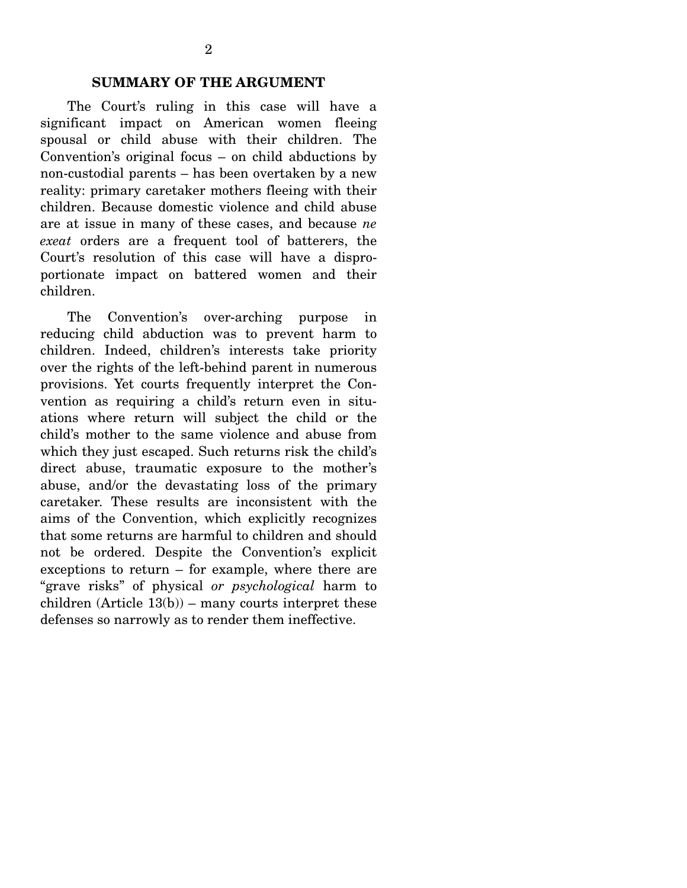## SUMMARY OF THE ARGUMENT

The Court's ruling in this case will have a significant impact on American women fleeing spousal or child abuse with their children. The Convention's original focus – on child abductions by non-custodial parents – has been overtaken by a new reality: primary caretaker mothers fleeing with their children. Because domestic violence and child abuse are at issue in many of these cases, and because *ne exeat* orders are a frequent tool of batterers, the Court's resolution of this case will have a disproportionate impact on battered women and their children.

The Convention's over-arching purpose in reducing child abduction was to prevent harm to children. Indeed, children's interests take priority over the rights of the left-behind parent in numerous provisions. Yet courts frequently interpret the Convention as requiring a child's return even in situations where return will subject the child or the child's mother to the same violence and abuse from which they just escaped. Such returns risk the child's direct abuse, traumatic exposure to the mother's abuse, and/or the devastating loss of the primary caretaker. These results are inconsistent with the aims of the Convention, which explicitly recognizes that some returns are harmful to children and should not be ordered. Despite the Convention's explicit exceptions to return – for example, where there are "grave risks" of physical *or psychological* harm to children (Article 13(b)) – many courts interpret these defenses so narrowly as to render them ineffective.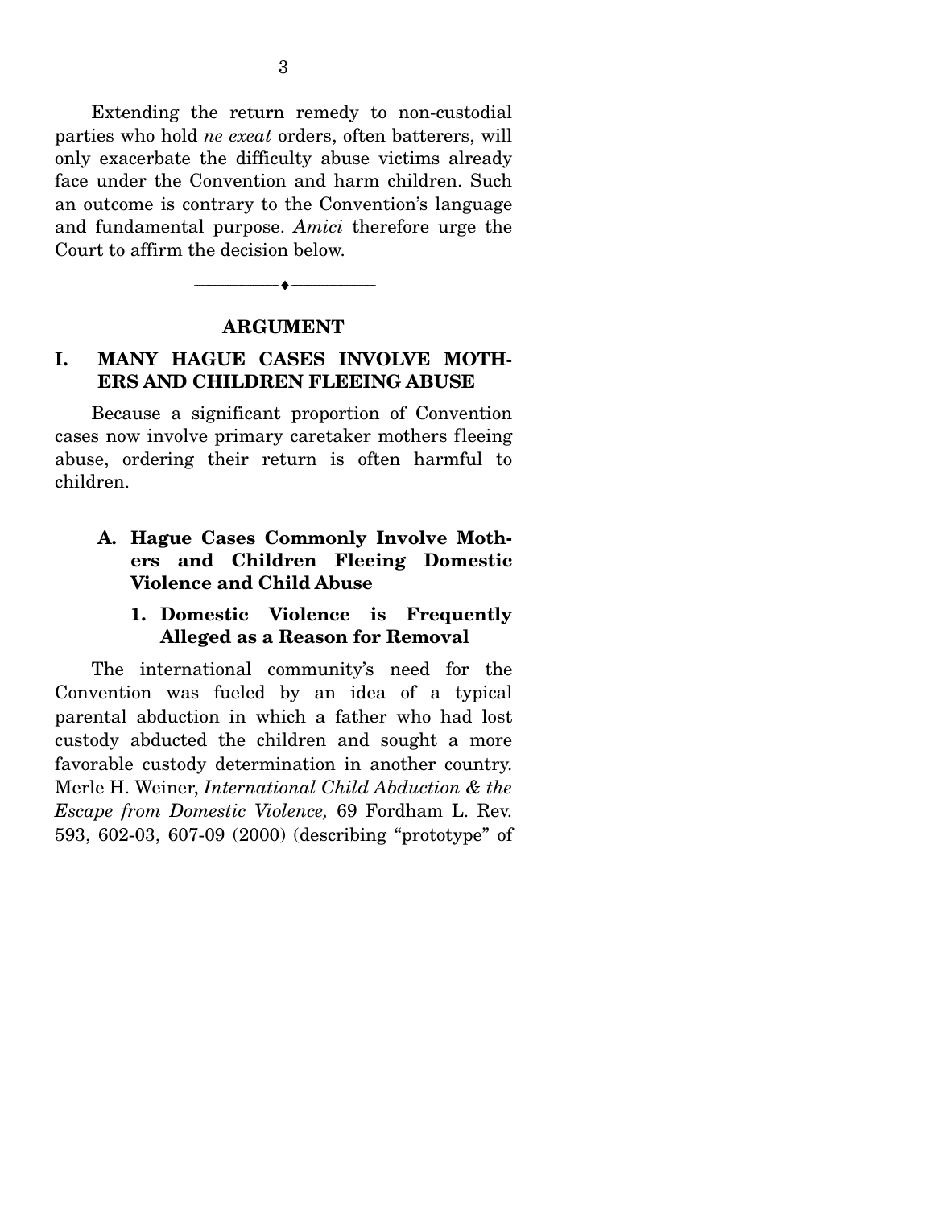Extending the return remedy to non-custodial parties who hold *ne exeat* orders, often batterers, will only exacerbate the difficulty abuse victims already face under the Convention and harm children. Such an outcome is contrary to the Convention's language and fundamental purpose. *Amici* therefore urge the Court to affirm the decision below.

---

## ARGUMENT

## I. MANY HAGUE CASES INVOLVE MOTHERS AND CHILDREN FLEEING ABUSE

Because a significant proportion of Convention cases now involve primary caretaker mothers fleeing abuse, ordering their return is often harmful to children.

### A. Hague Cases Commonly Involve Mothers and Children Fleeing Domestic Violence and Child Abuse

#### 1. Domestic Violence is Frequently Alleged as a Reason for Removal

The international community's need for the Convention was fueled by an idea of a typical parental abduction in which a father who had lost custody abducted the children and sought a more favorable custody determination in another country. Merle H. Weiner, *International Child Abduction & the Escape from Domestic Violence,* 69 Fordham L. Rev. 593, 602-03, 607-09 (2000) (describing "prototype" of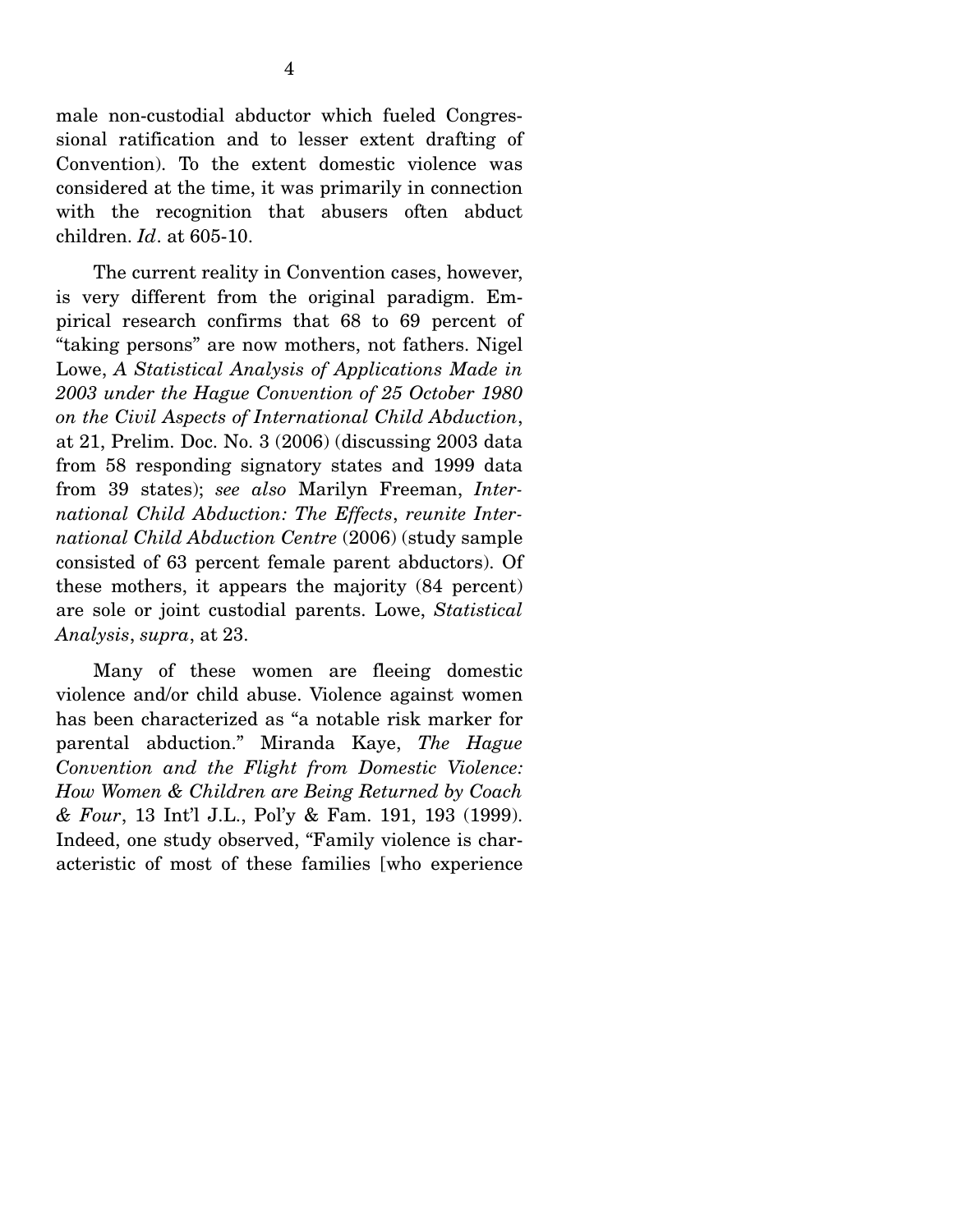male non-custodial abductor which fueled Congressional ratification and to lesser extent drafting of Convention). To the extent domestic violence was considered at the time, it was primarily in connection with the recognition that abusers often abduct children. *Id*. at 605-10.

The current reality in Convention cases, however, is very different from the original paradigm. Empirical research confirms that 68 to 69 percent of "taking persons" are now mothers, not fathers. Nigel Lowe, *A Statistical Analysis of Applications Made in 2003 under the Hague Convention of 25 October 1980 on the Civil Aspects of International Child Abduction*, at 21, Prelim. Doc. No. 3 (2006) (discussing 2003 data from 58 responding signatory states and 1999 data from 39 states); *see also* Marilyn Freeman, *International Child Abduction: The Effects*, *reunite International Child Abduction Centre* (2006) (study sample consisted of 63 percent female parent abductors). Of these mothers, it appears the majority (84 percent) are sole or joint custodial parents. Lowe, *Statistical Analysis*, *supra*, at 23.

Many of these women are fleeing domestic violence and/or child abuse. Violence against women has been characterized as "a notable risk marker for parental abduction." Miranda Kaye, *The Hague Convention and the Flight from Domestic Violence: How Women & Children are Being Returned by Coach & Four*, 13 Int'l J.L., Pol'y & Fam. 191, 193 (1999). Indeed, one study observed, "Family violence is characteristic of most of these families [who experience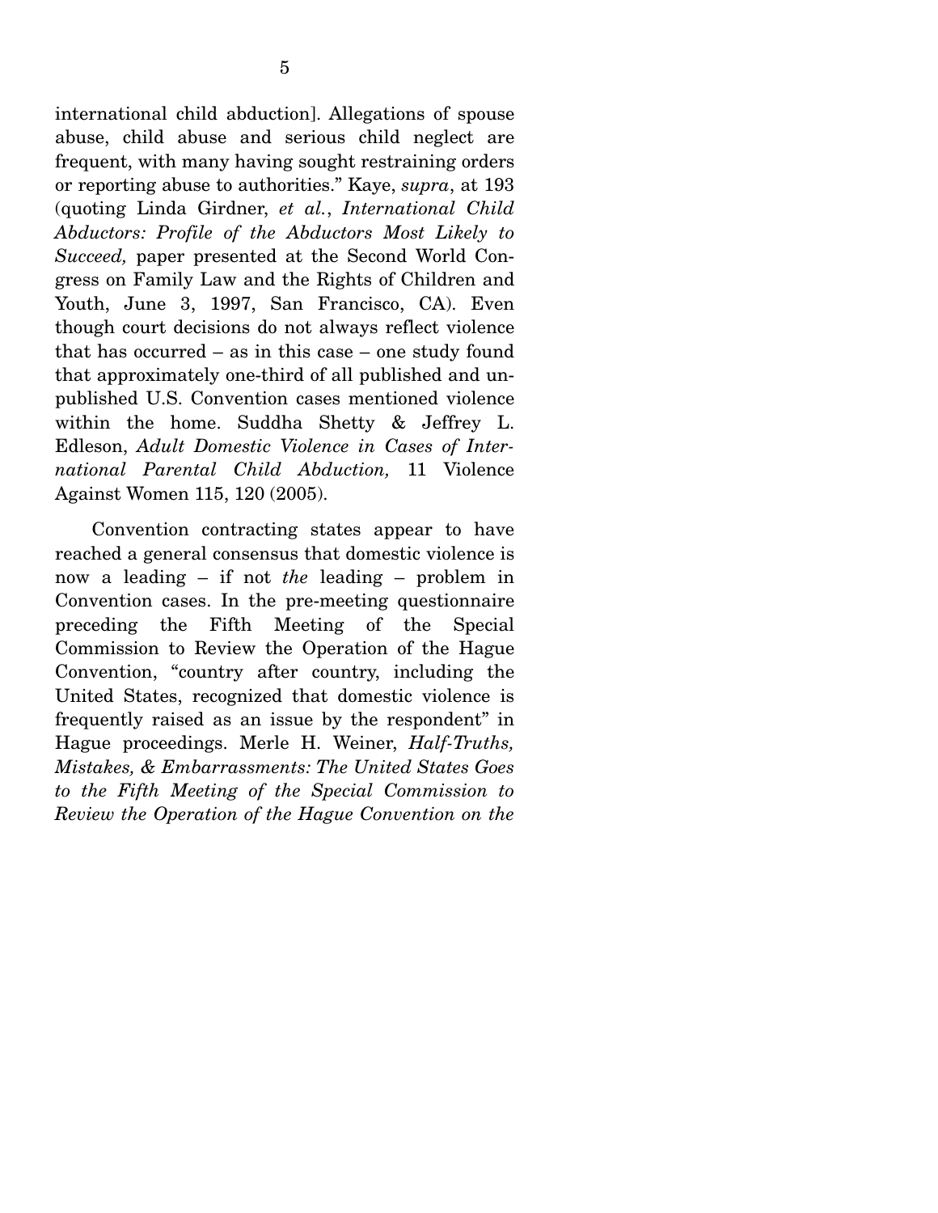international child abduction]. Allegations of spouse abuse, child abuse and serious child neglect are frequent, with many having sought restraining orders or reporting abuse to authorities." Kaye, *supra*, at 193 (quoting Linda Girdner, *et al.*, *International Child Abductors: Profile of the Abductors Most Likely to Succeed,* paper presented at the Second World Congress on Family Law and the Rights of Children and Youth, June 3, 1997, San Francisco, CA). Even though court decisions do not always reflect violence that has occurred – as in this case – one study found that approximately one-third of all published and unpublished U.S. Convention cases mentioned violence within the home. Suddha Shetty & Jeffrey L. Edleson, *Adult Domestic Violence in Cases of International Parental Child Abduction,* 11 Violence Against Women 115, 120 (2005).

Convention contracting states appear to have reached a general consensus that domestic violence is now a leading – if not *the* leading – problem in Convention cases. In the pre-meeting questionnaire preceding the Fifth Meeting of the Special Commission to Review the Operation of the Hague Convention, "country after country, including the United States, recognized that domestic violence is frequently raised as an issue by the respondent" in Hague proceedings. Merle H. Weiner, *Half-Truths, Mistakes, & Embarrassments: The United States Goes to the Fifth Meeting of the Special Commission to Review the Operation of the Hague Convention on the*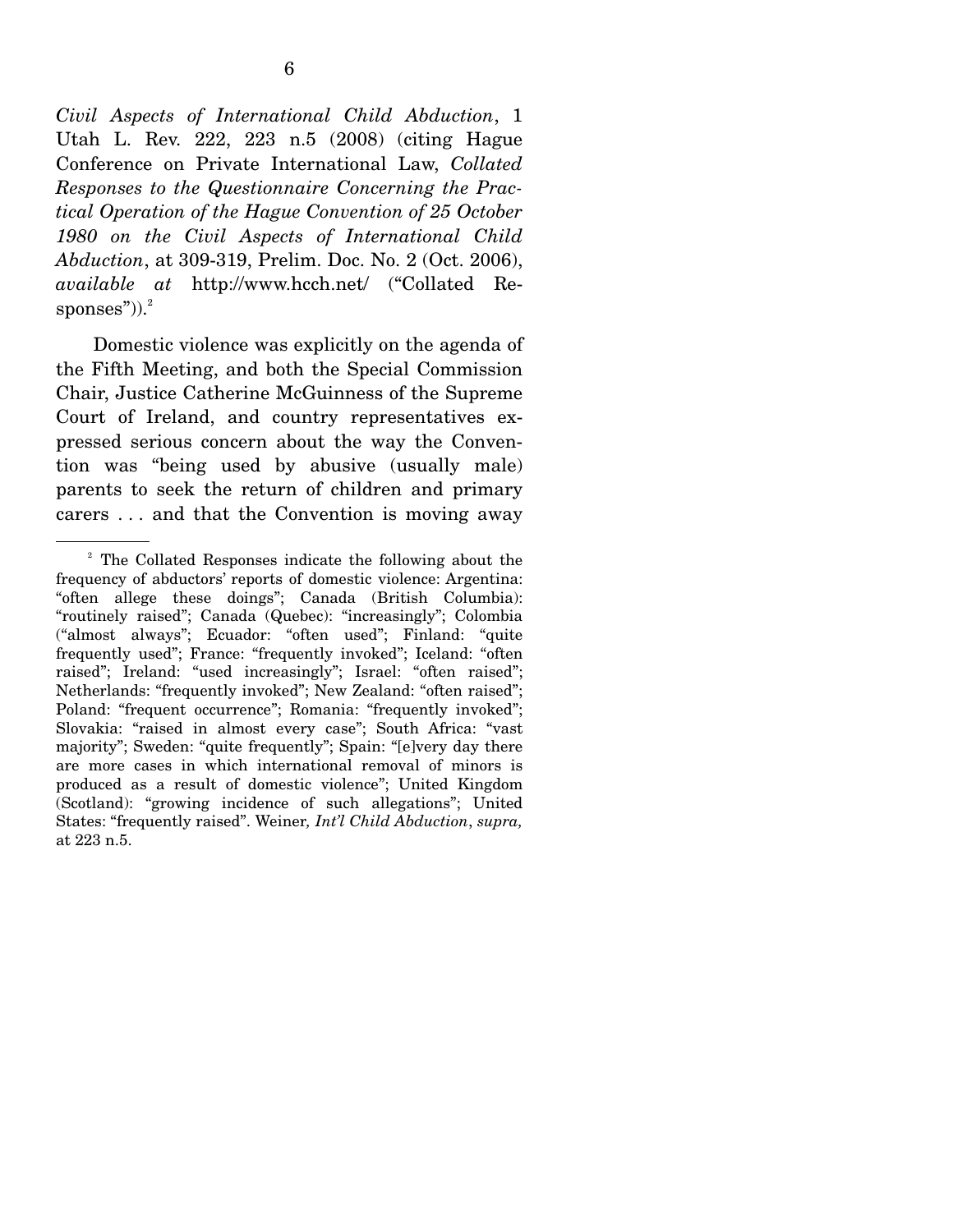*Civil Aspects of International Child Abduction*, 1 Utah L. Rev. 222, 223 n.5 (2008) (citing Hague Conference on Private International Law, *Collated Responses to the Questionnaire Concerning the Practical Operation of the Hague Convention of 25 October 1980 on the Civil Aspects of International Child Abduction*, at 309-319, Prelim. Doc. No. 2 (Oct. 2006), *available at* http://www.hcch.net/ ("Collated Responses")).[2]

Domestic violence was explicitly on the agenda of the Fifth Meeting, and both the Special Commission Chair, Justice Catherine McGuinness of the Supreme Court of Ireland, and country representatives expressed serious concern about the way the Convention was "being used by abusive (usually male) parents to seek the return of children and primary carers . . . and that the Convention is moving away

---

[2] The Collated Responses indicate the following about the frequency of abductors' reports of domestic violence: Argentina: "often allege these doings"; Canada (British Columbia): "routinely raised"; Canada (Quebec): "increasingly"; Colombia ("almost always"; Ecuador: "often used"; Finland: "quite frequently used"; France: "frequently invoked"; Iceland: "often raised"; Ireland: "used increasingly"; Israel: "often raised"; Netherlands: "frequently invoked"; New Zealand: "often raised"; Poland: "frequent occurrence"; Romania: "frequently invoked"; Slovakia: "raised in almost every case"; South Africa: "vast majority"; Sweden: "quite frequently"; Spain: "[e]very day there are more cases in which international removal of minors is produced as a result of domestic violence"; United Kingdom (Scotland): "growing incidence of such allegations"; United States: "frequently raised". Weiner*, Int'l Child Abduction*, *supra,* at 223 n.5.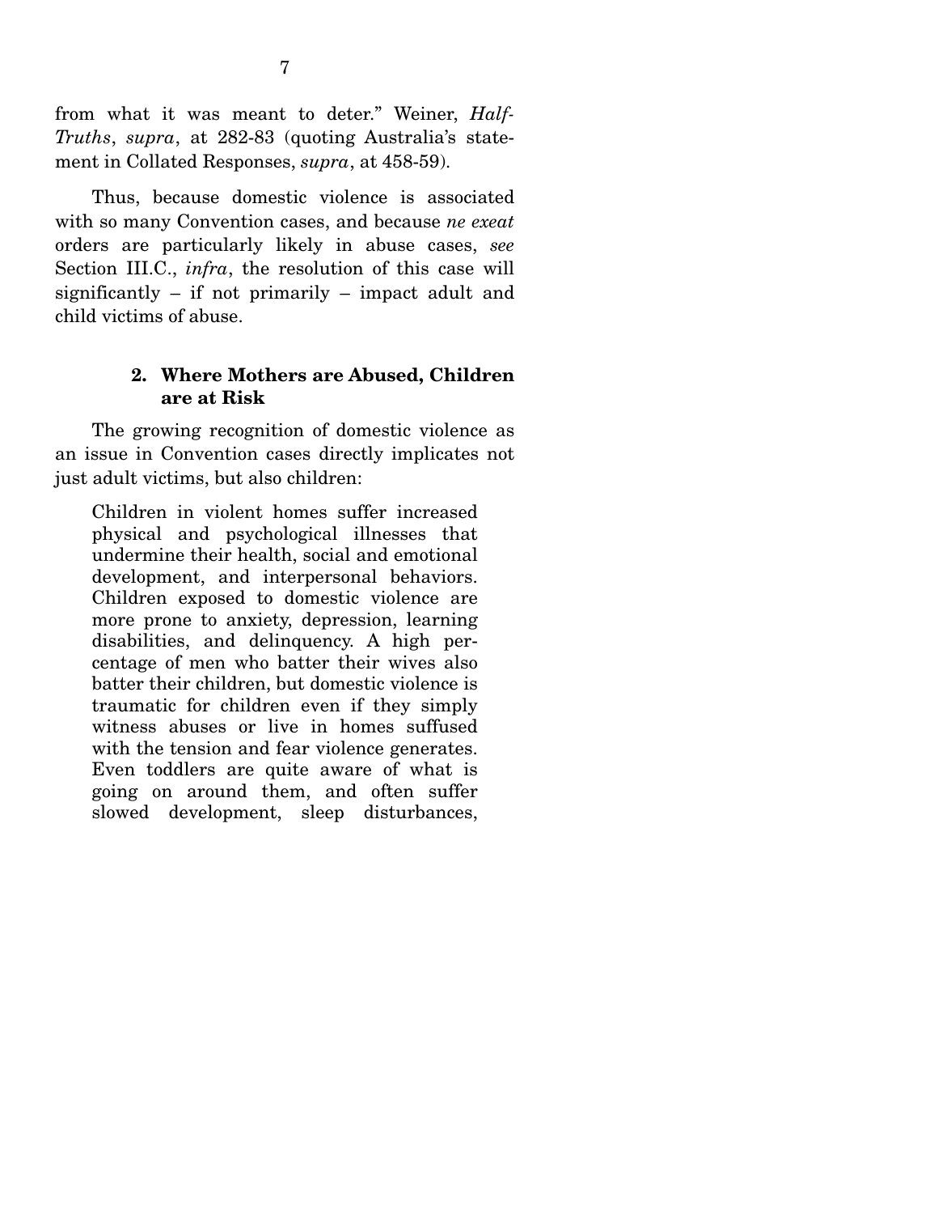from what it was meant to deter." Weiner, *Half-Truths*, *supra*, at 282-83 (quoting Australia's statement in Collated Responses, *supra*, at 458-59).

Thus, because domestic violence is associated with so many Convention cases, and because *ne exeat* orders are particularly likely in abuse cases, *see* Section III.C., *infra*, the resolution of this case will significantly – if not primarily – impact adult and child victims of abuse.

### 2. Where Mothers are Abused, Children are at Risk

The growing recognition of domestic violence as an issue in Convention cases directly implicates not just adult victims, but also children:

> Children in violent homes suffer increased physical and psychological illnesses that undermine their health, social and emotional development, and interpersonal behaviors. Children exposed to domestic violence are more prone to anxiety, depression, learning disabilities, and delinquency. A high percentage of men who batter their wives also batter their children, but domestic violence is traumatic for children even if they simply witness abuses or live in homes suffused with the tension and fear violence generates. Even toddlers are quite aware of what is going on around them, and often suffer slowed development, sleep disturbances,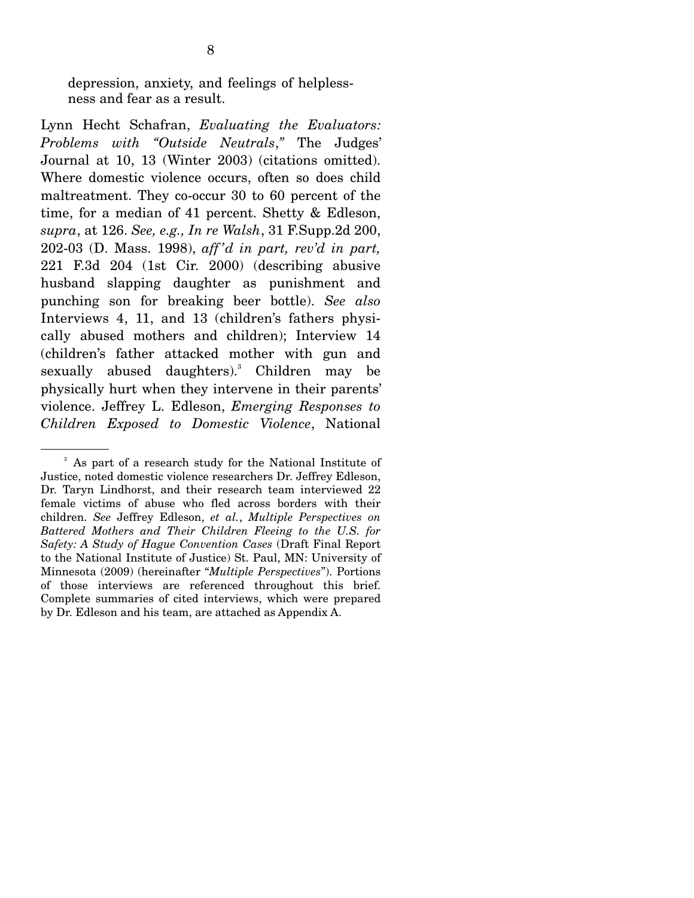depression, anxiety, and feelings of helplessness and fear as a result.

Lynn Hecht Schafran, *Evaluating the Evaluators: Problems with "Outside Neutrals*,*"* The Judges' Journal at 10, 13 (Winter 2003) (citations omitted). Where domestic violence occurs, often so does child maltreatment. They co-occur 30 to 60 percent of the time, for a median of 41 percent. Shetty & Edleson, *supra*, at 126. *See, e.g., In re Walsh*, 31 F.Supp.2d 200, 202-03 (D. Mass. 1998), *aff'd in part, rev'd in part,* 221 F.3d 204 (1st Cir. 2000) (describing abusive husband slapping daughter as punishment and punching son for breaking beer bottle). *See also* Interviews 4, 11, and 13 (children's fathers physically abused mothers and children); Interview 14 (children's father attacked mother with gun and sexually abused daughters).[3] Children may be physically hurt when they intervene in their parents' violence. Jeffrey L. Edleson, *Emerging Responses to Children Exposed to Domestic Violence*, National

---

[3] As part of a research study for the National Institute of Justice, noted domestic violence researchers Dr. Jeffrey Edleson, Dr. Taryn Lindhorst, and their research team interviewed 22 female victims of abuse who fled across borders with their children. *See* Jeffrey Edleson, *et al.*, *Multiple Perspectives on Battered Mothers and Their Children Fleeing to the U.S. for Safety: A Study of Hague Convention Cases* (Draft Final Report to the National Institute of Justice) St. Paul, MN: University of Minnesota (2009) (hereinafter "*Multiple Perspectives*"). Portions of those interviews are referenced throughout this brief. Complete summaries of cited interviews, which were prepared by Dr. Edleson and his team, are attached as Appendix A.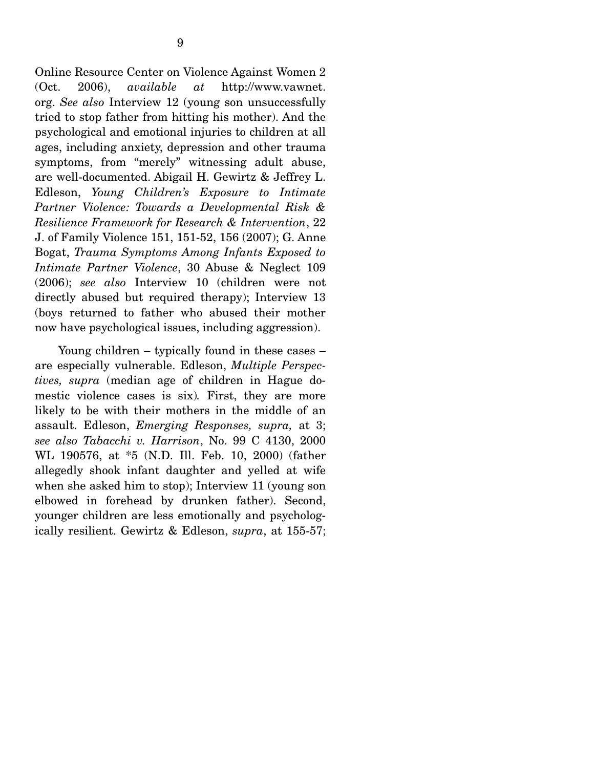Online Resource Center on Violence Against Women 2 (Oct. 2006), *available at* http://www.vawnet.org. *See also* Interview 12 (young son unsuccessfully tried to stop father from hitting his mother). And the psychological and emotional injuries to children at all ages, including anxiety, depression and other trauma symptoms, from "merely" witnessing adult abuse, are well-documented. Abigail H. Gewirtz & Jeffrey L. Edleson, *Young Children's Exposure to Intimate Partner Violence: Towards a Developmental Risk & Resilience Framework for Research & Intervention*, 22 J. of Family Violence 151, 151-52, 156 (2007); G. Anne Bogat, *Trauma Symptoms Among Infants Exposed to Intimate Partner Violence*, 30 Abuse & Neglect 109 (2006); *see also* Interview 10 (children were not directly abused but required therapy); Interview 13 (boys returned to father who abused their mother now have psychological issues, including aggression).

Young children – typically found in these cases – are especially vulnerable. Edleson, *Multiple Perspectives, supra* (median age of children in Hague domestic violence cases is six). First, they are more likely to be with their mothers in the middle of an assault. Edleson, *Emerging Responses, supra,* at 3; *see also Tabacchi v. Harrison*, No. 99 C 4130, 2000 WL 190576, at *5 (N.D. Ill. Feb. 10, 2000) (father allegedly shook infant daughter and yelled at wife when she asked him to stop); Interview 11 (young son elbowed in forehead by drunken father). Second, younger children are less emotionally and psychologically resilient. Gewirtz & Edleson, *supra*, at 155-57;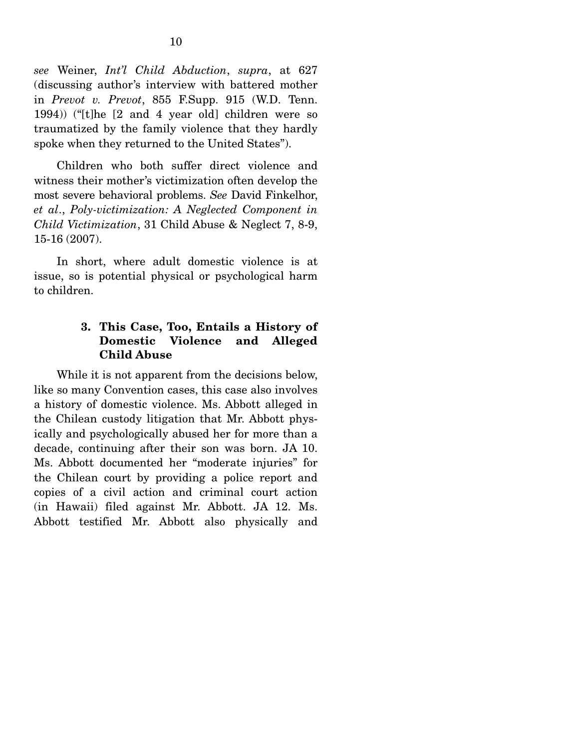*see* Weiner, *Int'l Child Abduction*, *supra*, at 627 (discussing author's interview with battered mother in *Prevot v. Prevot*, 855 F.Supp. 915 (W.D. Tenn. 1994)) ("[t]he [2 and 4 year old] children were so traumatized by the family violence that they hardly spoke when they returned to the United States").

Children who both suffer direct violence and witness their mother's victimization often develop the most severe behavioral problems. *See* David Finkelhor, *et al*., *Poly-victimization: A Neglected Component in Child Victimization*, 31 Child Abuse & Neglect 7, 8-9, 15-16 (2007).

In short, where adult domestic violence is at issue, so is potential physical or psychological harm to children.

### 3. This Case, Too, Entails a History of Domestic Violence and Alleged Child Abuse

While it is not apparent from the decisions below, like so many Convention cases, this case also involves a history of domestic violence. Ms. Abbott alleged in the Chilean custody litigation that Mr. Abbott physically and psychologically abused her for more than a decade, continuing after their son was born. JA 10. Ms. Abbott documented her "moderate injuries" for the Chilean court by providing a police report and copies of a civil action and criminal court action (in Hawaii) filed against Mr. Abbott. JA 12. Ms. Abbott testified Mr. Abbott also physically and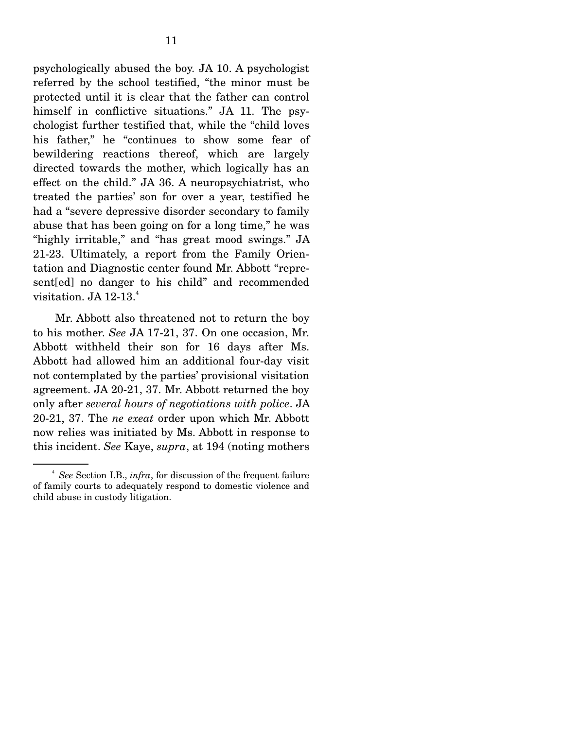psychologically abused the boy. JA 10. A psychologist referred by the school testified, "the minor must be protected until it is clear that the father can control himself in conflictive situations." JA 11. The psychologist further testified that, while the "child loves his father," he "continues to show some fear of bewildering reactions thereof, which are largely directed towards the mother, which logically has an effect on the child." JA 36. A neuropsychiatrist, who treated the parties' son for over a year, testified he had a "severe depressive disorder secondary to family abuse that has been going on for a long time," he was "highly irritable," and "has great mood swings." JA 21-23. Ultimately, a report from the Family Orientation and Diagnostic center found Mr. Abbott "represent[ed] no danger to his child" and recommended visitation. JA 12-13.[4]

Mr. Abbott also threatened not to return the boy to his mother. *See* JA 17-21, 37. On one occasion, Mr. Abbott withheld their son for 16 days after Ms. Abbott had allowed him an additional four-day visit not contemplated by the parties' provisional visitation agreement. JA 20-21, 37. Mr. Abbott returned the boy only after *several hours of negotiations with police*. JA 20-21, 37. The *ne exeat* order upon which Mr. Abbott now relies was initiated by Ms. Abbott in response to this incident. *See* Kaye, *supra*, at 194 (noting mothers

[4] *See* Section I.B., *infra*, for discussion of the frequent failure of family courts to adequately respond to domestic violence and child abuse in custody litigation.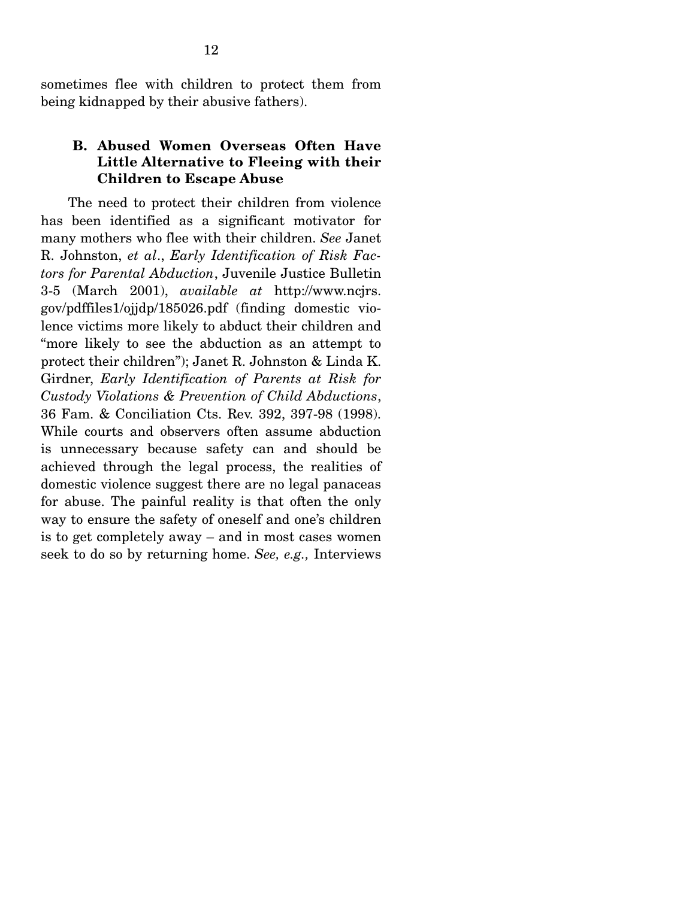sometimes flee with children to protect them from being kidnapped by their abusive fathers).

### B. Abused Women Overseas Often Have Little Alternative to Fleeing with their Children to Escape Abuse

The need to protect their children from violence has been identified as a significant motivator for many mothers who flee with their children. *See* Janet R. Johnston, *et al*., *Early Identification of Risk Factors for Parental Abduction*, Juvenile Justice Bulletin 3-5 (March 2001), *available at* http://www.ncjrs.gov/pdffiles1/ojjdp/185026.pdf (finding domestic violence victims more likely to abduct their children and "more likely to see the abduction as an attempt to protect their children"); Janet R. Johnston & Linda K. Girdner, *Early Identification of Parents at Risk for Custody Violations & Prevention of Child Abductions*, 36 Fam. & Conciliation Cts. Rev. 392, 397-98 (1998). While courts and observers often assume abduction is unnecessary because safety can and should be achieved through the legal process, the realities of domestic violence suggest there are no legal panaceas for abuse. The painful reality is that often the only way to ensure the safety of oneself and one's children is to get completely away – and in most cases women seek to do so by returning home. *See, e.g.,* Interviews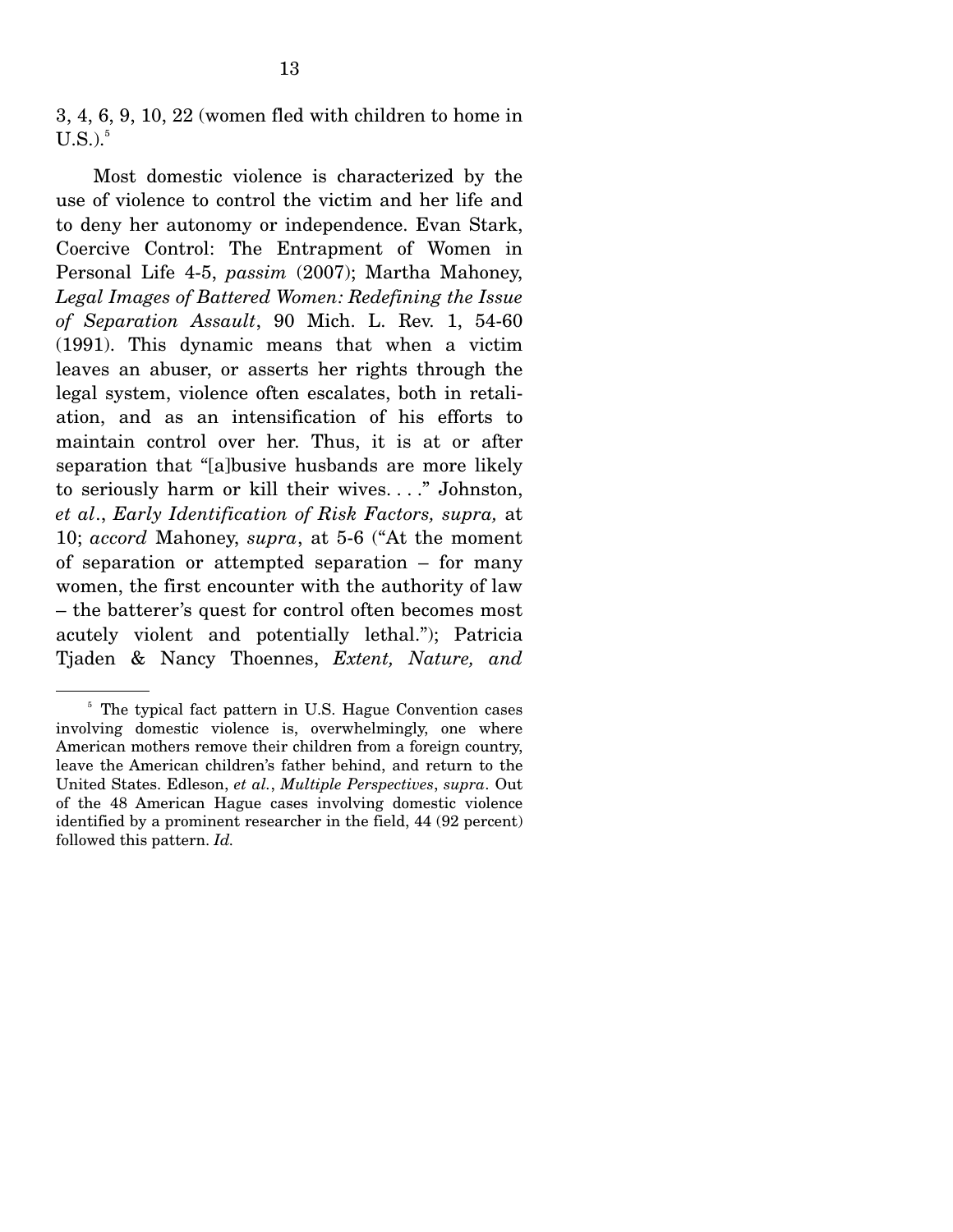3, 4, 6, 9, 10, 22 (women fled with children to home in U.S.).[5]

Most domestic violence is characterized by the use of violence to control the victim and her life and to deny her autonomy or independence. Evan Stark, Coercive Control: The Entrapment of Women in Personal Life 4-5, *passim* (2007); Martha Mahoney, *Legal Images of Battered Women: Redefining the Issue of Separation Assault*, 90 Mich. L. Rev. 1, 54-60 (1991). This dynamic means that when a victim leaves an abuser, or asserts her rights through the legal system, violence often escalates, both in retaliation, and as an intensification of his efforts to maintain control over her. Thus, it is at or after separation that "[a]busive husbands are more likely to seriously harm or kill their wives. . . ." Johnston, *et al*., *Early Identification of Risk Factors, supra,* at 10; *accord* Mahoney, *supra*, at 5-6 ("At the moment of separation or attempted separation – for many women, the first encounter with the authority of law – the batterer's quest for control often becomes most acutely violent and potentially lethal."); Patricia Tjaden & Nancy Thoennes, *Extent, Nature, and*

---

[5] The typical fact pattern in U.S. Hague Convention cases involving domestic violence is, overwhelmingly, one where American mothers remove their children from a foreign country, leave the American children's father behind, and return to the United States. Edleson, *et al.*, *Multiple Perspectives*, *supra*. Out of the 48 American Hague cases involving domestic violence identified by a prominent researcher in the field, 44 (92 percent) followed this pattern. *Id.*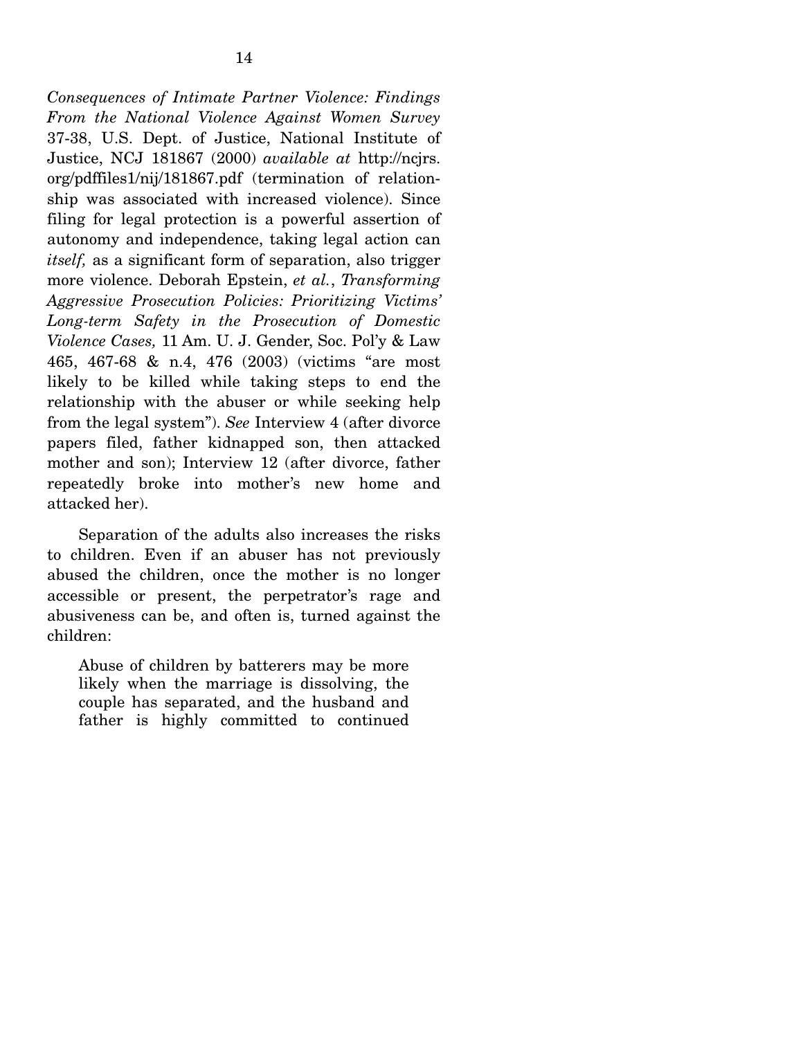*Consequences of Intimate Partner Violence: Findings From the National Violence Against Women Survey* 37-38, U.S. Dept. of Justice, National Institute of Justice, NCJ 181867 (2000) *available at* http://ncjrs.org/pdffiles1/nij/181867.pdf (termination of relationship was associated with increased violence). Since filing for legal protection is a powerful assertion of autonomy and independence, taking legal action can *itself,* as a significant form of separation, also trigger more violence. Deborah Epstein, *et al.*, *Transforming Aggressive Prosecution Policies: Prioritizing Victims' Long-term Safety in the Prosecution of Domestic Violence Cases,* 11 Am. U. J. Gender, Soc. Pol'y & Law 465, 467-68 & n.4, 476 (2003) (victims "are most likely to be killed while taking steps to end the relationship with the abuser or while seeking help from the legal system"). *See* Interview 4 (after divorce papers filed, father kidnapped son, then attacked mother and son); Interview 12 (after divorce, father repeatedly broke into mother's new home and attacked her).

Separation of the adults also increases the risks to children. Even if an abuser has not previously abused the children, once the mother is no longer accessible or present, the perpetrator's rage and abusiveness can be, and often is, turned against the children:

> Abuse of children by batterers may be more likely when the marriage is dissolving, the couple has separated, and the husband and father is highly committed to continued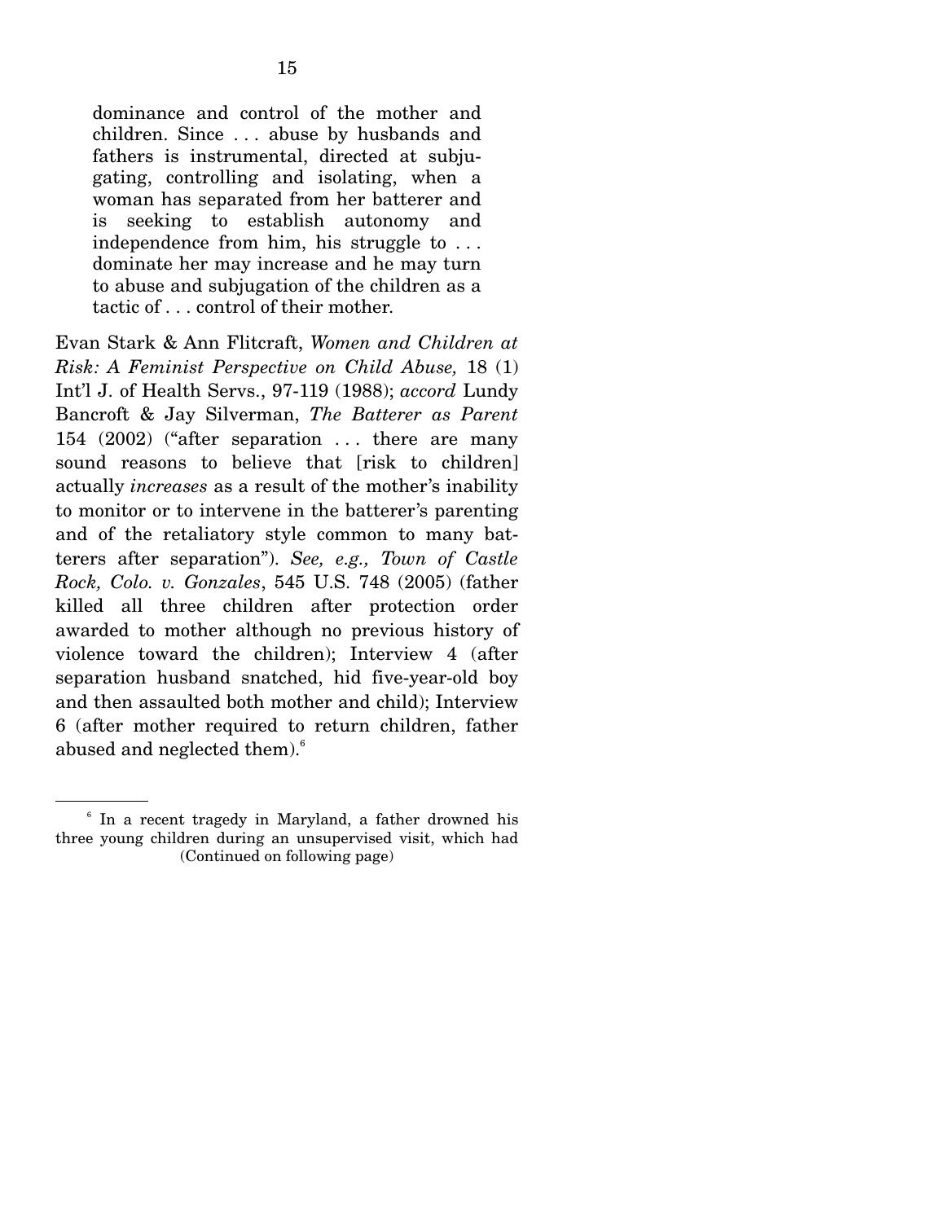> dominance and control of the mother and children. Since . . . abuse by husbands and fathers is instrumental, directed at subjugating, controlling and isolating, when a woman has separated from her batterer and is seeking to establish autonomy and independence from him, his struggle to . . . dominate her may increase and he may turn to abuse and subjugation of the children as a tactic of . . . control of their mother.

Evan Stark & Ann Flitcraft, *Women and Children at Risk: A Feminist Perspective on Child Abuse,* 18 (1) Int'l J. of Health Servs., 97-119 (1988); *accord* Lundy Bancroft & Jay Silverman, *The Batterer as Parent* 154 (2002) ("after separation . . . there are many sound reasons to believe that [risk to children] actually *increases* as a result of the mother's inability to monitor or to intervene in the batterer's parenting and of the retaliatory style common to many batterers after separation"). *See, e.g., Town of Castle Rock, Colo. v. Gonzales*, 545 U.S. 748 (2005) (father killed all three children after protection order awarded to mother although no previous history of violence toward the children); Interview 4 (after separation husband snatched, hid five-year-old boy and then assaulted both mother and child); Interview 6 (after mother required to return children, father abused and neglected them).[6]

[6] In a recent tragedy in Maryland, a father drowned his three young children during an unsupervised visit, which had (Continued on following page)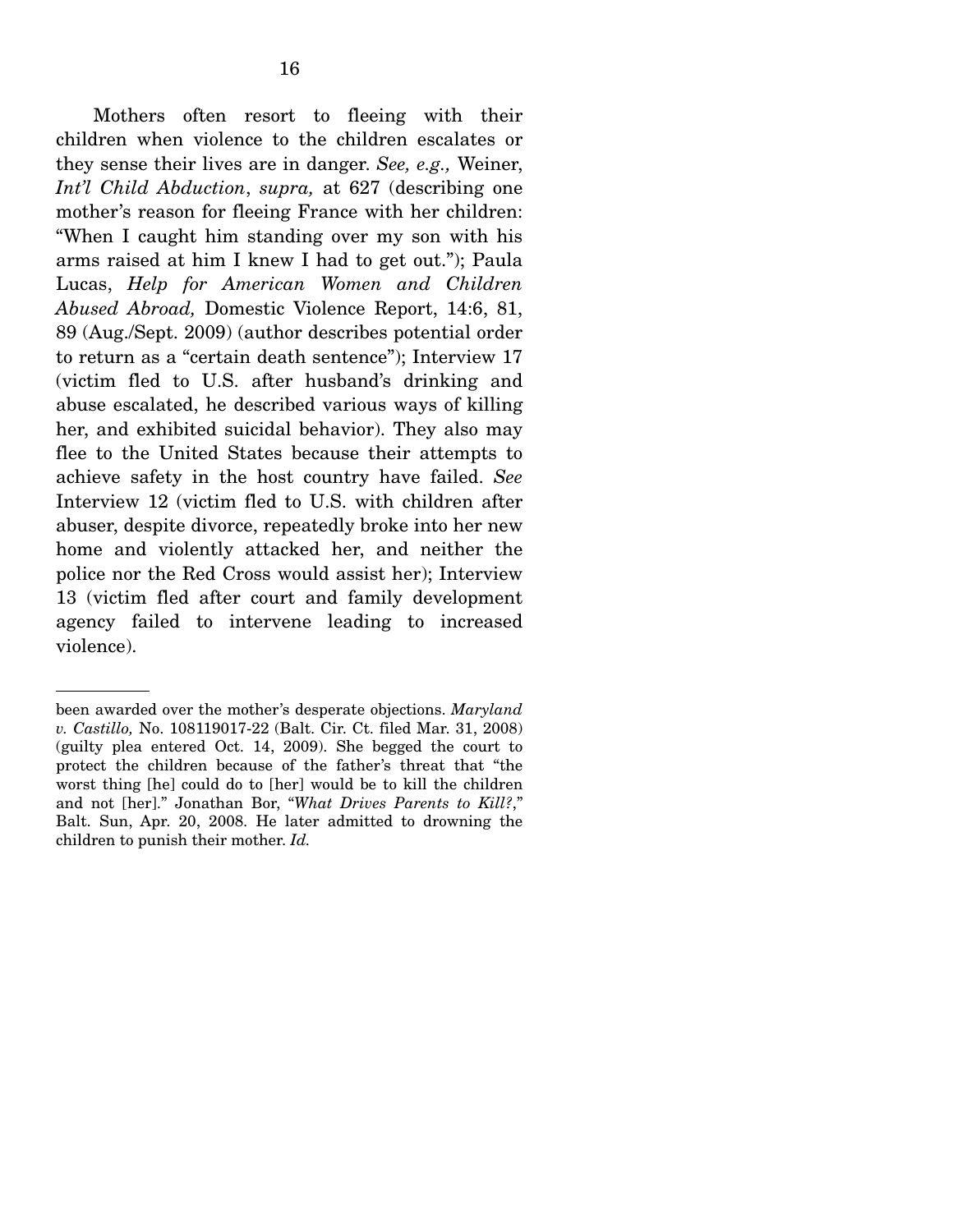Mothers often resort to fleeing with their children when violence to the children escalates or they sense their lives are in danger. *See, e.g.,* Weiner, *Int'l Child Abduction*, *supra,* at 627 (describing one mother's reason for fleeing France with her children: "When I caught him standing over my son with his arms raised at him I knew I had to get out."); Paula Lucas, *Help for American Women and Children Abused Abroad,* Domestic Violence Report, 14:6, 81, 89 (Aug./Sept. 2009) (author describes potential order to return as a "certain death sentence"); Interview 17 (victim fled to U.S. after husband's drinking and abuse escalated, he described various ways of killing her, and exhibited suicidal behavior). They also may flee to the United States because their attempts to achieve safety in the host country have failed. *See* Interview 12 (victim fled to U.S. with children after abuser, despite divorce, repeatedly broke into her new home and violently attacked her, and neither the police nor the Red Cross would assist her); Interview 13 (victim fled after court and family development agency failed to intervene leading to increased violence).

---

been awarded over the mother's desperate objections. *Maryland v. Castillo,* No. 108119017-22 (Balt. Cir. Ct. filed Mar. 31, 2008) (guilty plea entered Oct. 14, 2009). She begged the court to protect the children because of the father's threat that "the worst thing [he] could do to [her] would be to kill the children and not [her]." Jonathan Bor, "*What Drives Parents to Kill?*," Balt. Sun, Apr. 20, 2008. He later admitted to drowning the children to punish their mother. *Id.*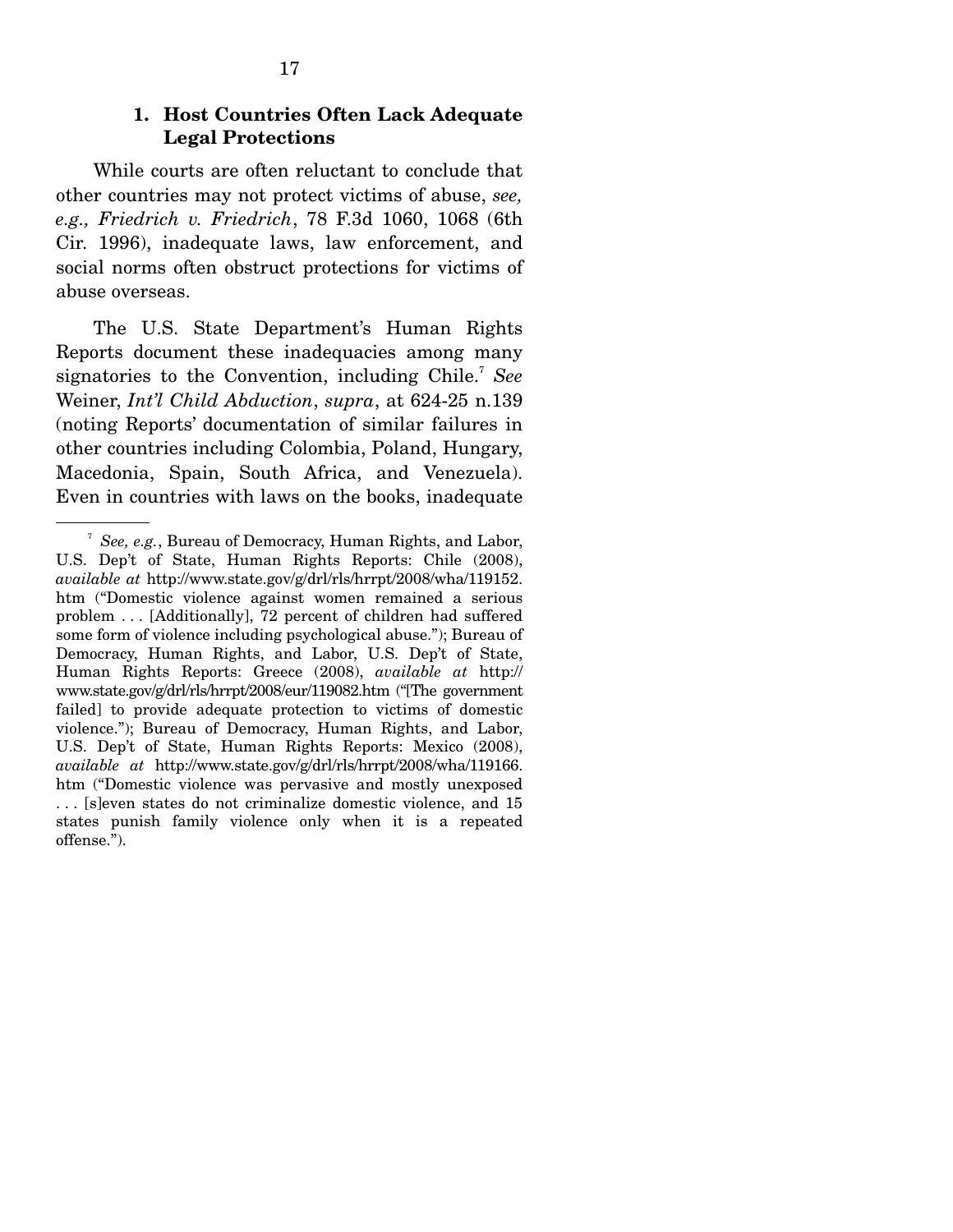### 1. Host Countries Often Lack Adequate Legal Protections

While courts are often reluctant to conclude that other countries may not protect victims of abuse, *see, e.g., Friedrich v. Friedrich*, 78 F.3d 1060, 1068 (6th Cir. 1996), inadequate laws, law enforcement, and social norms often obstruct protections for victims of abuse overseas.

The U.S. State Department's Human Rights Reports document these inadequacies among many signatories to the Convention, including Chile.[7] *See* Weiner, *Int'l Child Abduction*, *supra*, at 624-25 n.139 (noting Reports' documentation of similar failures in other countries including Colombia, Poland, Hungary, Macedonia, Spain, South Africa, and Venezuela). Even in countries with laws on the books, inadequate

---

[7] *See, e.g.*, Bureau of Democracy, Human Rights, and Labor, U.S. Dep't of State, Human Rights Reports: Chile (2008), *available at* http://www.state.gov/g/drl/rls/hrrpt/2008/wha/119152.htm ("Domestic violence against women remained a serious problem . . . [Additionally], 72 percent of children had suffered some form of violence including psychological abuse."); Bureau of Democracy, Human Rights, and Labor, U.S. Dep't of State, Human Rights Reports: Greece (2008), *available at* http://www.state.gov/g/drl/rls/hrrpt/2008/eur/119082.htm ("[The government failed] to provide adequate protection to victims of domestic violence."); Bureau of Democracy, Human Rights, and Labor, U.S. Dep't of State, Human Rights Reports: Mexico (2008), *available at* http://www.state.gov/g/drl/rls/hrrpt/2008/wha/119166.htm ("Domestic violence was pervasive and mostly unexposed . . . [s]even states do not criminalize domestic violence, and 15 states punish family violence only when it is a repeated offense.").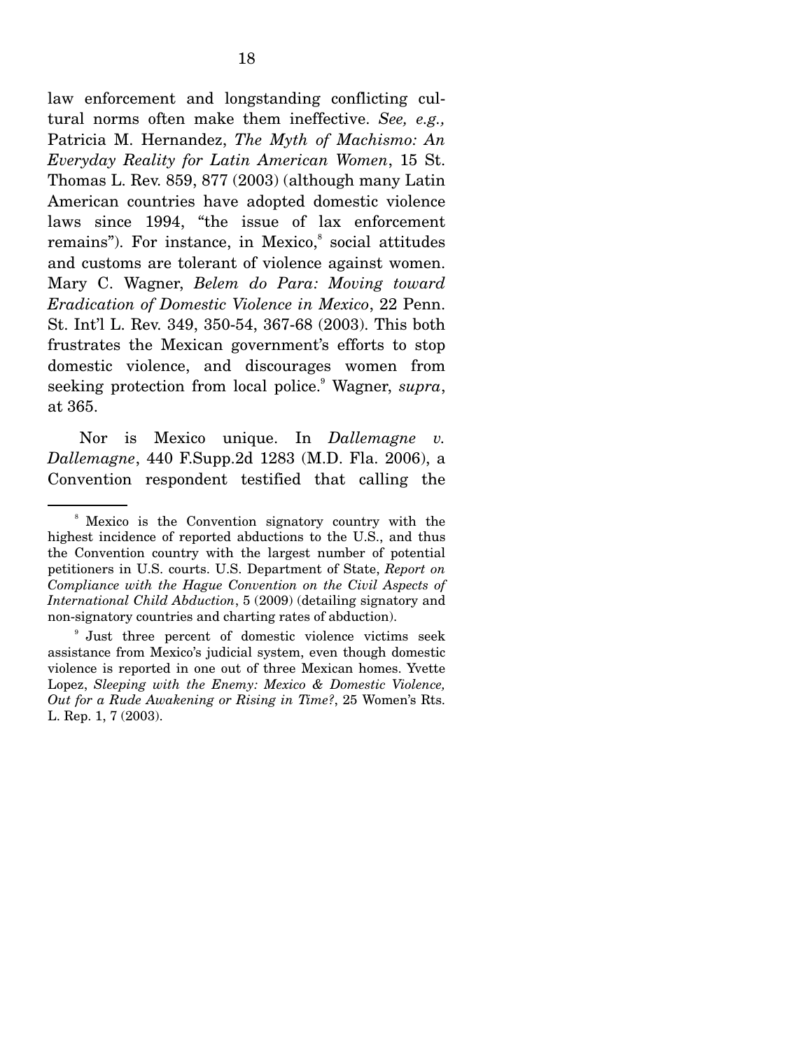law enforcement and longstanding conflicting cultural norms often make them ineffective. *See, e.g.,* Patricia M. Hernandez, *The Myth of Machismo: An Everyday Reality for Latin American Women*, 15 St. Thomas L. Rev. 859, 877 (2003) (although many Latin American countries have adopted domestic violence laws since 1994, "the issue of lax enforcement remains"). For instance, in Mexico,[8] social attitudes and customs are tolerant of violence against women. Mary C. Wagner, *Belem do Para: Moving toward Eradication of Domestic Violence in Mexico*, 22 Penn. St. Int'l L. Rev. 349, 350-54, 367-68 (2003). This both frustrates the Mexican government's efforts to stop domestic violence, and discourages women from seeking protection from local police.[9] Wagner, *supra*, at 365.

Nor is Mexico unique. In *Dallemagne v. Dallemagne*, 440 F.Supp.2d 1283 (M.D. Fla. 2006), a Convention respondent testified that calling the

---

[8] Mexico is the Convention signatory country with the highest incidence of reported abductions to the U.S., and thus the Convention country with the largest number of potential petitioners in U.S. courts. U.S. Department of State, *Report on Compliance with the Hague Convention on the Civil Aspects of International Child Abduction*, 5 (2009) (detailing signatory and non-signatory countries and charting rates of abduction).

[9] Just three percent of domestic violence victims seek assistance from Mexico's judicial system, even though domestic violence is reported in one out of three Mexican homes. Yvette Lopez, *Sleeping with the Enemy: Mexico & Domestic Violence, Out for a Rude Awakening or Rising in Time?*, 25 Women's Rts. L. Rep. 1, 7 (2003).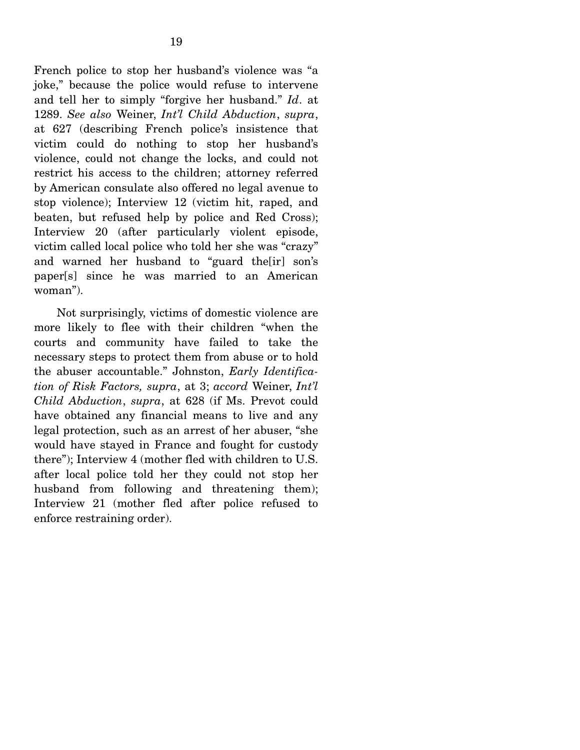French police to stop her husband's violence was "a joke," because the police would refuse to intervene and tell her to simply "forgive her husband." *Id*. at 1289. *See also* Weiner, *Int'l Child Abduction*, *supra*, at 627 (describing French police's insistence that victim could do nothing to stop her husband's violence, could not change the locks, and could not restrict his access to the children; attorney referred by American consulate also offered no legal avenue to stop violence); Interview 12 (victim hit, raped, and beaten, but refused help by police and Red Cross); Interview 20 (after particularly violent episode, victim called local police who told her she was "crazy" and warned her husband to "guard the[ir] son's paper[s] since he was married to an American woman").

Not surprisingly, victims of domestic violence are more likely to flee with their children "when the courts and community have failed to take the necessary steps to protect them from abuse or to hold the abuser accountable." Johnston, *Early Identification of Risk Factors, supra*, at 3; *accord* Weiner, *Int'l Child Abduction*, *supra*, at 628 (if Ms. Prevot could have obtained any financial means to live and any legal protection, such as an arrest of her abuser, "she would have stayed in France and fought for custody there"); Interview 4 (mother fled with children to U.S. after local police told her they could not stop her husband from following and threatening them); Interview 21 (mother fled after police refused to enforce restraining order).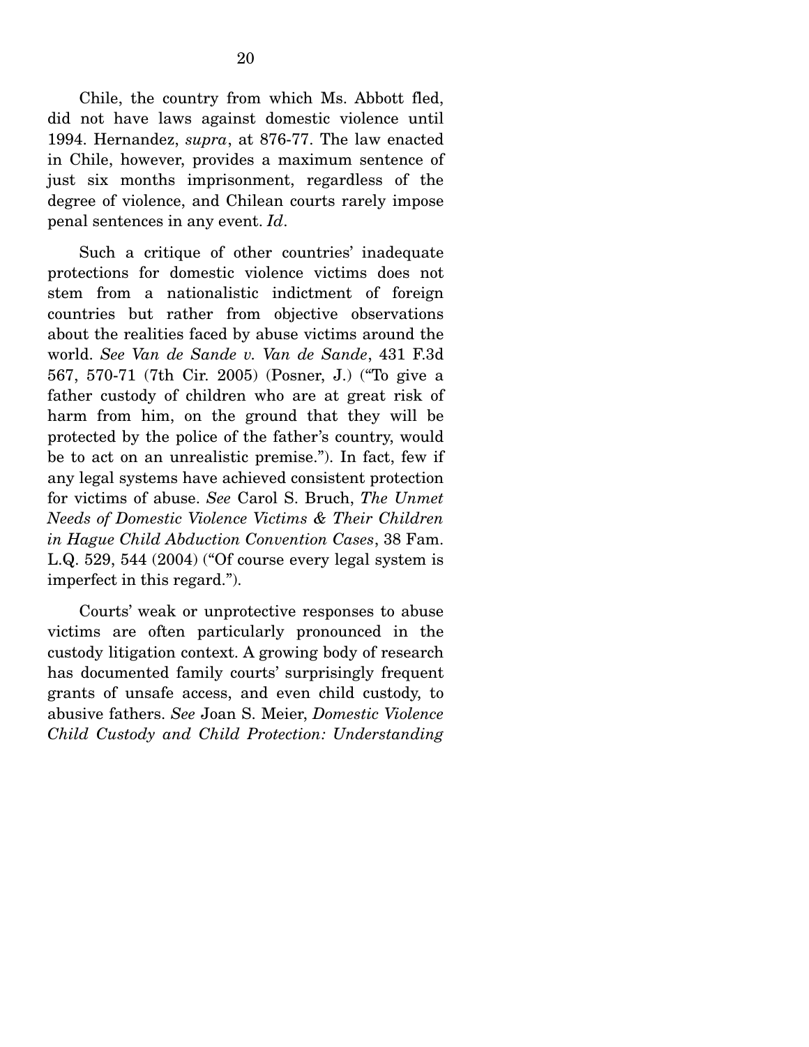Chile, the country from which Ms. Abbott fled, did not have laws against domestic violence until 1994. Hernandez, *supra*, at 876-77. The law enacted in Chile, however, provides a maximum sentence of just six months imprisonment, regardless of the degree of violence, and Chilean courts rarely impose penal sentences in any event. *Id*.

Such a critique of other countries' inadequate protections for domestic violence victims does not stem from a nationalistic indictment of foreign countries but rather from objective observations about the realities faced by abuse victims around the world. *See Van de Sande v. Van de Sande*, 431 F.3d 567, 570-71 (7th Cir. 2005) (Posner, J.) ("To give a father custody of children who are at great risk of harm from him, on the ground that they will be protected by the police of the father's country, would be to act on an unrealistic premise."). In fact, few if any legal systems have achieved consistent protection for victims of abuse. *See* Carol S. Bruch, *The Unmet Needs of Domestic Violence Victims & Their Children in Hague Child Abduction Convention Cases*, 38 Fam. L.Q. 529, 544 (2004) ("Of course every legal system is imperfect in this regard.").

Courts' weak or unprotective responses to abuse victims are often particularly pronounced in the custody litigation context. A growing body of research has documented family courts' surprisingly frequent grants of unsafe access, and even child custody, to abusive fathers. *See* Joan S. Meier, *Domestic Violence Child Custody and Child Protection: Understanding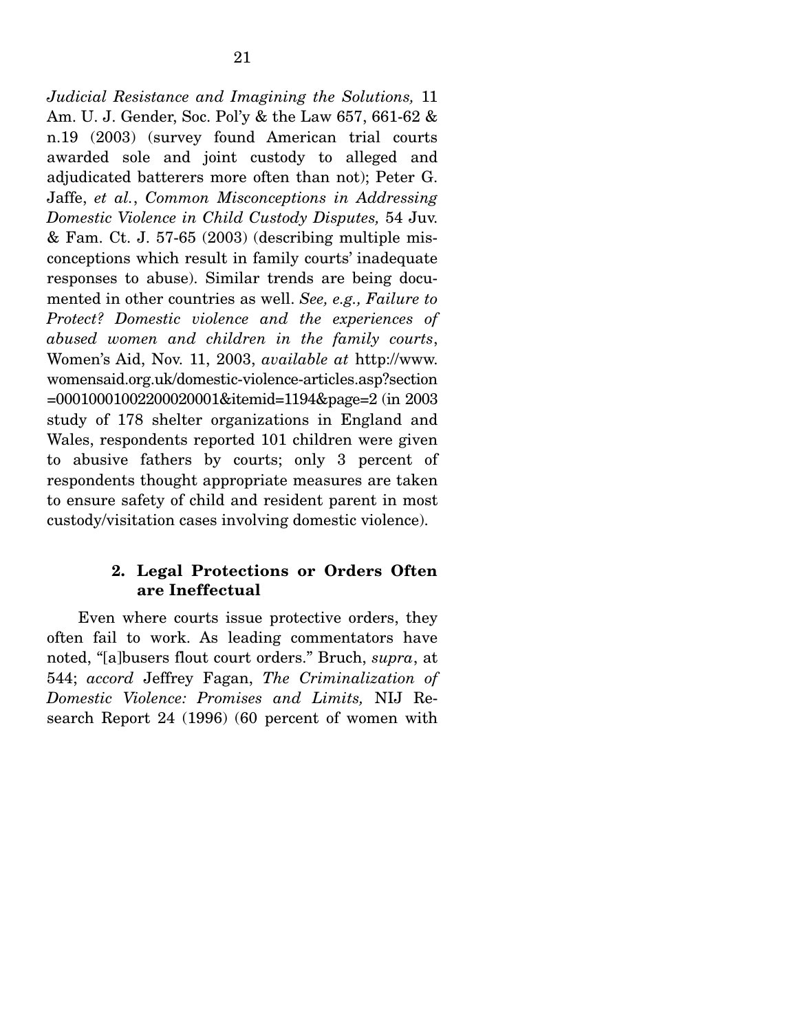*Judicial Resistance and Imagining the Solutions,* 11 Am. U. J. Gender, Soc. Pol'y & the Law 657, 661-62 & n.19 (2003) (survey found American trial courts awarded sole and joint custody to alleged and adjudicated batterers more often than not); Peter G. Jaffe, *et al.*, *Common Misconceptions in Addressing Domestic Violence in Child Custody Disputes,* 54 Juv. & Fam. Ct. J. 57-65 (2003) (describing multiple misconceptions which result in family courts' inadequate responses to abuse). Similar trends are being documented in other countries as well. *See, e.g., Failure to Protect? Domestic violence and the experiences of abused women and children in the family courts*, Women's Aid, Nov. 11, 2003, *available at* http://www.womensaid.org.uk/domestic-violence-articles.asp?section=00010001002200020001&itemid=1194&page=2 (in 2003 study of 178 shelter organizations in England and Wales, respondents reported 101 children were given to abusive fathers by courts; only 3 percent of respondents thought appropriate measures are taken to ensure safety of child and resident parent in most custody/visitation cases involving domestic violence).

### 2. Legal Protections or Orders Often are Ineffectual

Even where courts issue protective orders, they often fail to work. As leading commentators have noted, "[a]busers flout court orders." Bruch, *supra*, at 544; *accord* Jeffrey Fagan, *The Criminalization of Domestic Violence: Promises and Limits,* NIJ Research Report 24 (1996) (60 percent of women with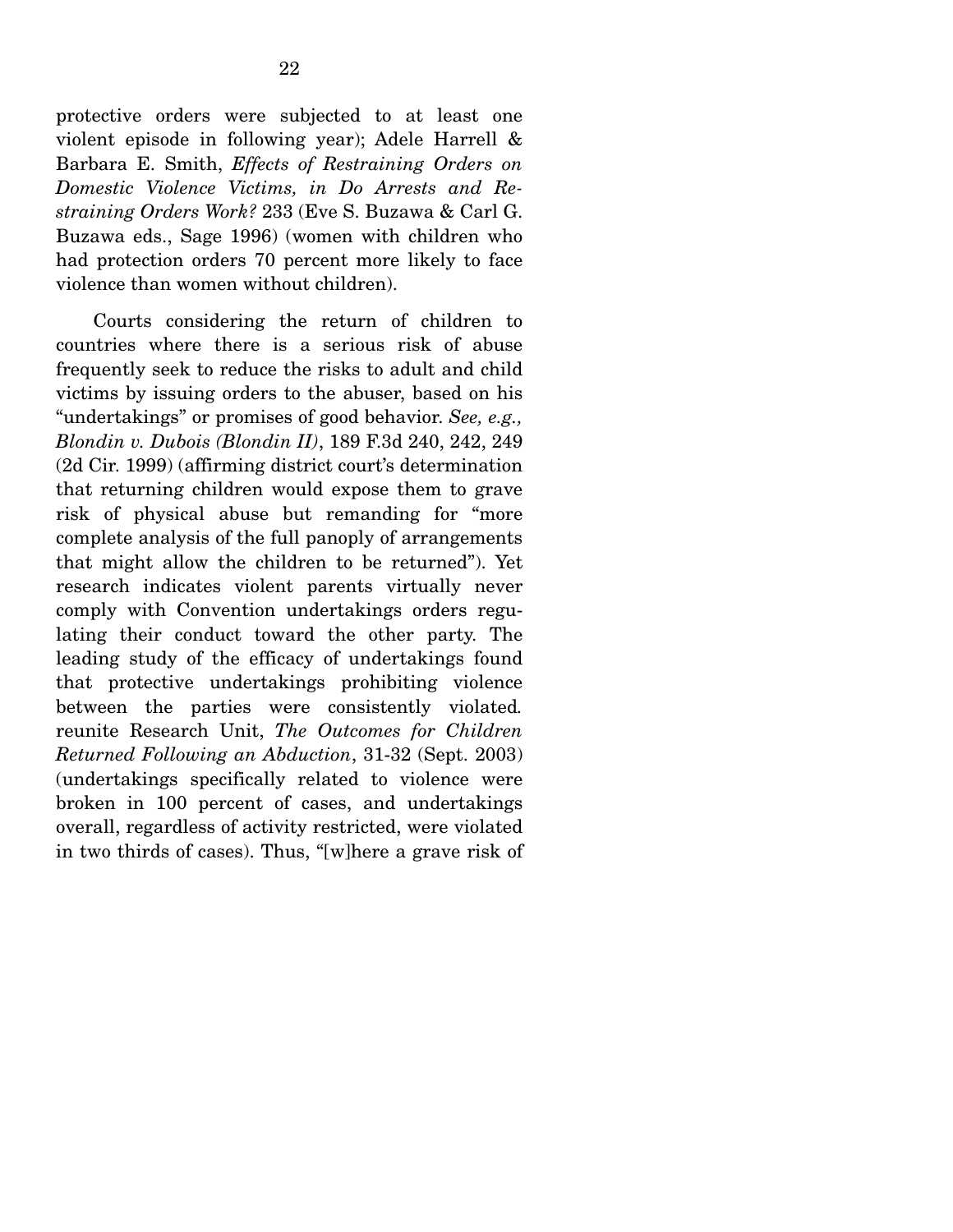protective orders were subjected to at least one violent episode in following year); Adele Harrell & Barbara E. Smith, *Effects of Restraining Orders on Domestic Violence Victims, in Do Arrests and Restraining Orders Work?* 233 (Eve S. Buzawa & Carl G. Buzawa eds., Sage 1996) (women with children who had protection orders 70 percent more likely to face violence than women without children).

Courts considering the return of children to countries where there is a serious risk of abuse frequently seek to reduce the risks to adult and child victims by issuing orders to the abuser, based on his "undertakings" or promises of good behavior. *See, e.g., Blondin v. Dubois (Blondin II)*, 189 F.3d 240, 242, 249 (2d Cir. 1999) (affirming district court's determination that returning children would expose them to grave risk of physical abuse but remanding for "more complete analysis of the full panoply of arrangements that might allow the children to be returned"). Yet research indicates violent parents virtually never comply with Convention undertakings orders regulating their conduct toward the other party. The leading study of the efficacy of undertakings found that protective undertakings prohibiting violence between the parties were consistently violated. reunite Research Unit, *The Outcomes for Children Returned Following an Abduction*, 31-32 (Sept. 2003) (undertakings specifically related to violence were broken in 100 percent of cases, and undertakings overall, regardless of activity restricted, were violated in two thirds of cases). Thus, "[w]here a grave risk of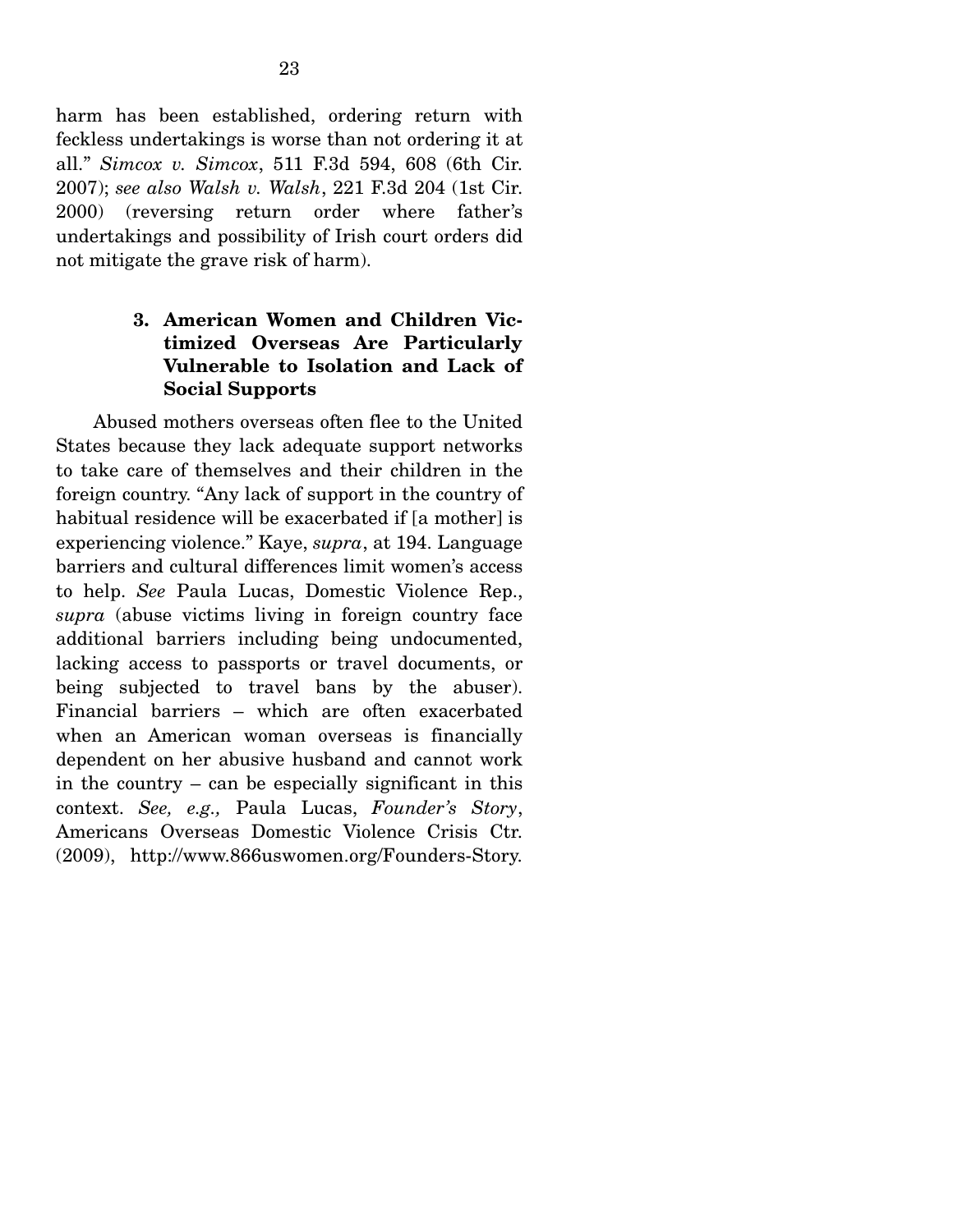harm has been established, ordering return with feckless undertakings is worse than not ordering it at all." *Simcox v. Simcox*, 511 F.3d 594, 608 (6th Cir. 2007); *see also Walsh v. Walsh*, 221 F.3d 204 (1st Cir. 2000) (reversing return order where father's undertakings and possibility of Irish court orders did not mitigate the grave risk of harm).

### 3. American Women and Children Victimized Overseas Are Particularly Vulnerable to Isolation and Lack of Social Supports

Abused mothers overseas often flee to the United States because they lack adequate support networks to take care of themselves and their children in the foreign country. "Any lack of support in the country of habitual residence will be exacerbated if [a mother] is experiencing violence." Kaye, *supra*, at 194. Language barriers and cultural differences limit women's access to help. *See* Paula Lucas, Domestic Violence Rep., *supra* (abuse victims living in foreign country face additional barriers including being undocumented, lacking access to passports or travel documents, or being subjected to travel bans by the abuser). Financial barriers – which are often exacerbated when an American woman overseas is financially dependent on her abusive husband and cannot work in the country – can be especially significant in this context. *See, e.g.,* Paula Lucas, *Founder's Story*, Americans Overseas Domestic Violence Crisis Ctr. (2009), http://www.866uswomen.org/Founders-Story.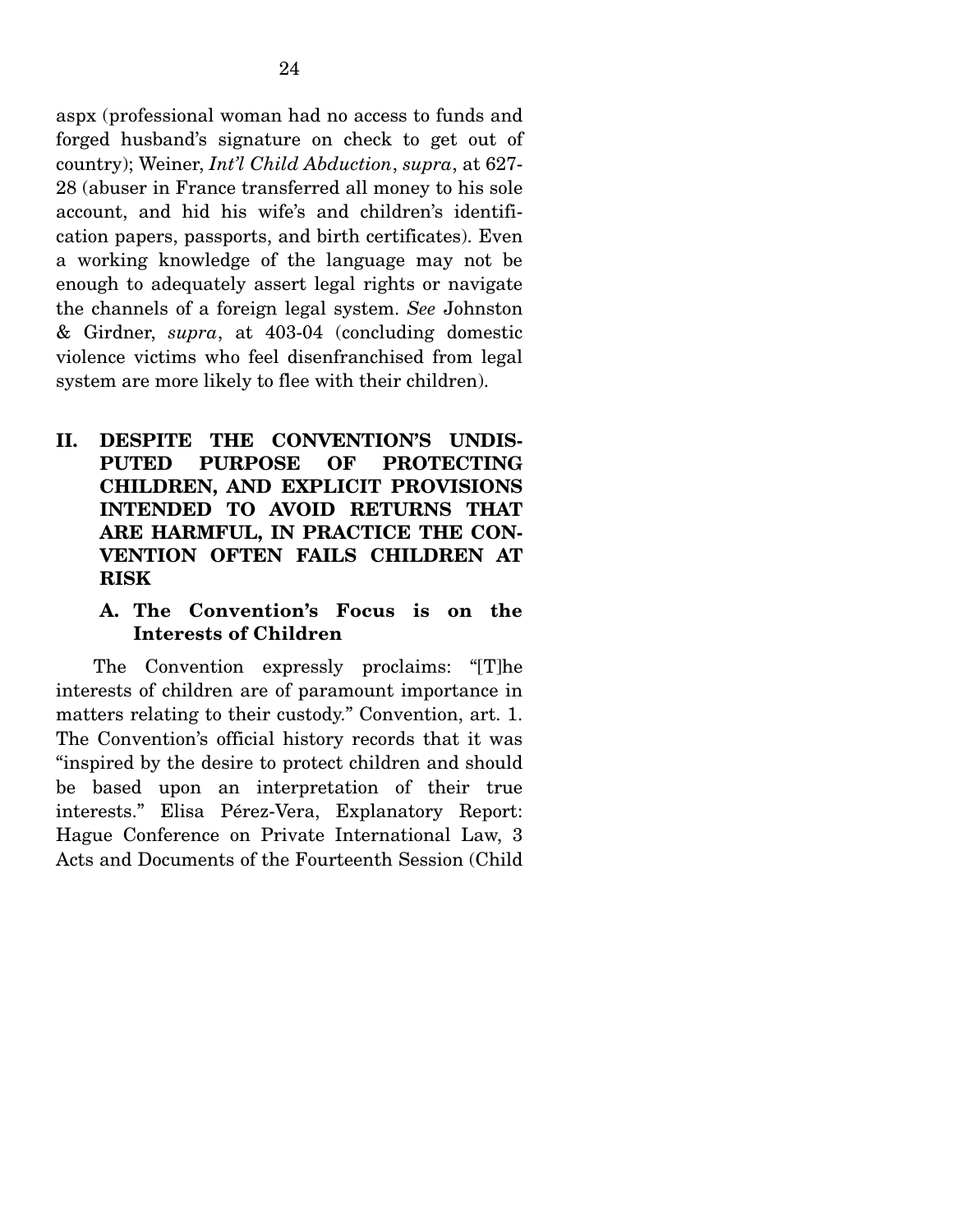aspx (professional woman had no access to funds and forged husband's signature on check to get out of country); Weiner, *Int'l Child Abduction*, *supra*, at 627-28 (abuser in France transferred all money to his sole account, and hid his wife's and children's identification papers, passports, and birth certificates). Even a working knowledge of the language may not be enough to adequately assert legal rights or navigate the channels of a foreign legal system. *See* Johnston & Girdner, *supra*, at 403-04 (concluding domestic violence victims who feel disenfranchised from legal system are more likely to flee with their children).

## II. DESPITE THE CONVENTION'S UNDISPUTED PURPOSE OF PROTECTING CHILDREN, AND EXPLICIT PROVISIONS INTENDED TO AVOID RETURNS THAT ARE HARMFUL, IN PRACTICE THE CONVENTION OFTEN FAILS CHILDREN AT RISK

### A. The Convention's Focus is on the Interests of Children

The Convention expressly proclaims: "[T]he interests of children are of paramount importance in matters relating to their custody." Convention, art. 1. The Convention's official history records that it was "inspired by the desire to protect children and should be based upon an interpretation of their true interests." Elisa Pérez-Vera, Explanatory Report: Hague Conference on Private International Law, 3 Acts and Documents of the Fourteenth Session (Child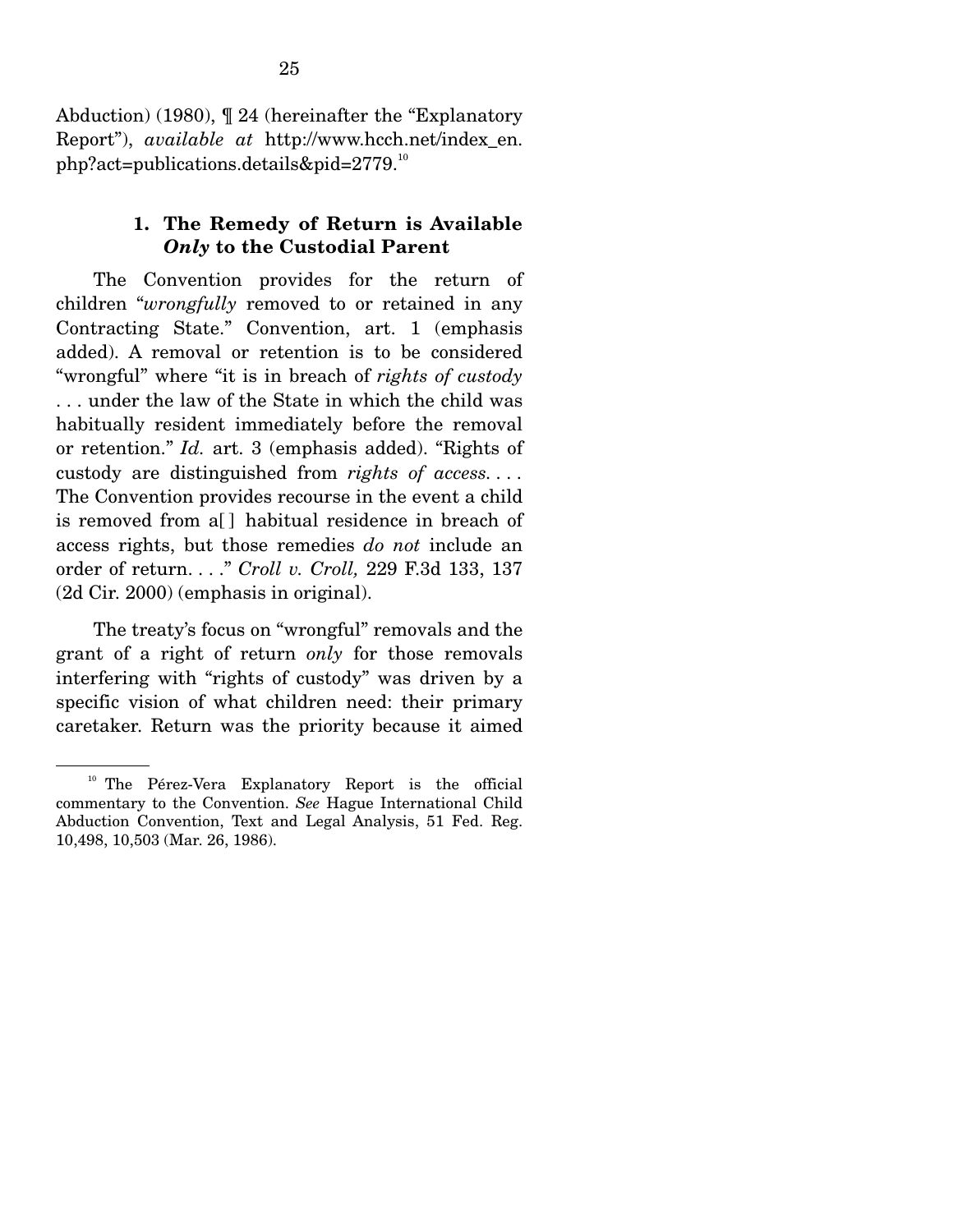Abduction) (1980), ¶ 24 (hereinafter the "Explanatory Report"), *available at* http://www.hcch.net/index_en.php?act=publications.details&pid=2779.[10]

### 1. The Remedy of Return is Available *Only* to the Custodial Parent

The Convention provides for the return of children "*wrongfully* removed to or retained in any Contracting State." Convention, art. 1 (emphasis added). A removal or retention is to be considered "wrongful" where "it is in breach of *rights of custody* . . . under the law of the State in which the child was habitually resident immediately before the removal or retention." *Id.* art. 3 (emphasis added). "Rights of custody are distinguished from *rights of access*. . . . The Convention provides recourse in the event a child is removed from a[ ] habitual residence in breach of access rights, but those remedies *do not* include an order of return. . . ." *Croll v. Croll,* 229 F.3d 133, 137 (2d Cir. 2000) (emphasis in original).

The treaty's focus on "wrongful" removals and the grant of a right of return *only* for those removals interfering with "rights of custody" was driven by a specific vision of what children need: their primary caretaker. Return was the priority because it aimed

---

[10] The Pérez-Vera Explanatory Report is the official commentary to the Convention. *See* Hague International Child Abduction Convention, Text and Legal Analysis, 51 Fed. Reg. 10,498, 10,503 (Mar. 26, 1986).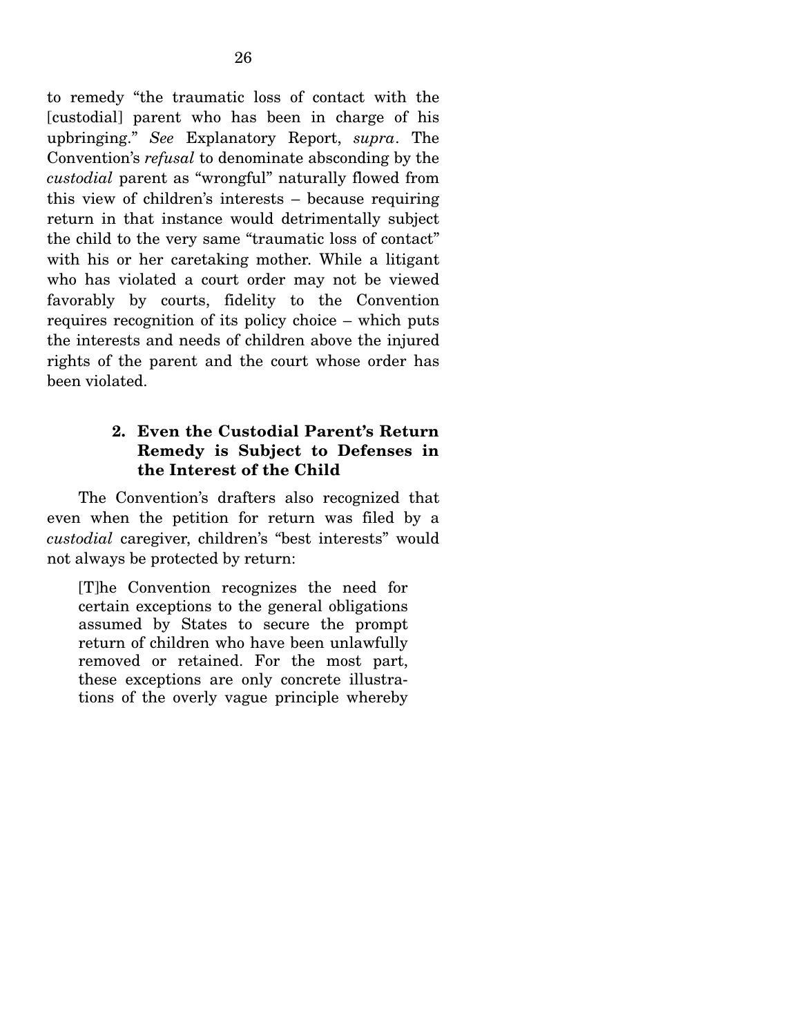to remedy "the traumatic loss of contact with the [custodial] parent who has been in charge of his upbringing." *See* Explanatory Report, *supra*. The Convention's *refusal* to denominate absconding by the *custodial* parent as "wrongful" naturally flowed from this view of children's interests – because requiring return in that instance would detrimentally subject the child to the very same "traumatic loss of contact" with his or her caretaking mother. While a litigant who has violated a court order may not be viewed favorably by courts, fidelity to the Convention requires recognition of its policy choice – which puts the interests and needs of children above the injured rights of the parent and the court whose order has been violated.

### 2. Even the Custodial Parent's Return Remedy is Subject to Defenses in the Interest of the Child

The Convention's drafters also recognized that even when the petition for return was filed by a *custodial* caregiver, children's "best interests" would not always be protected by return:

> [T]he Convention recognizes the need for certain exceptions to the general obligations assumed by States to secure the prompt return of children who have been unlawfully removed or retained. For the most part, these exceptions are only concrete illustrations of the overly vague principle whereby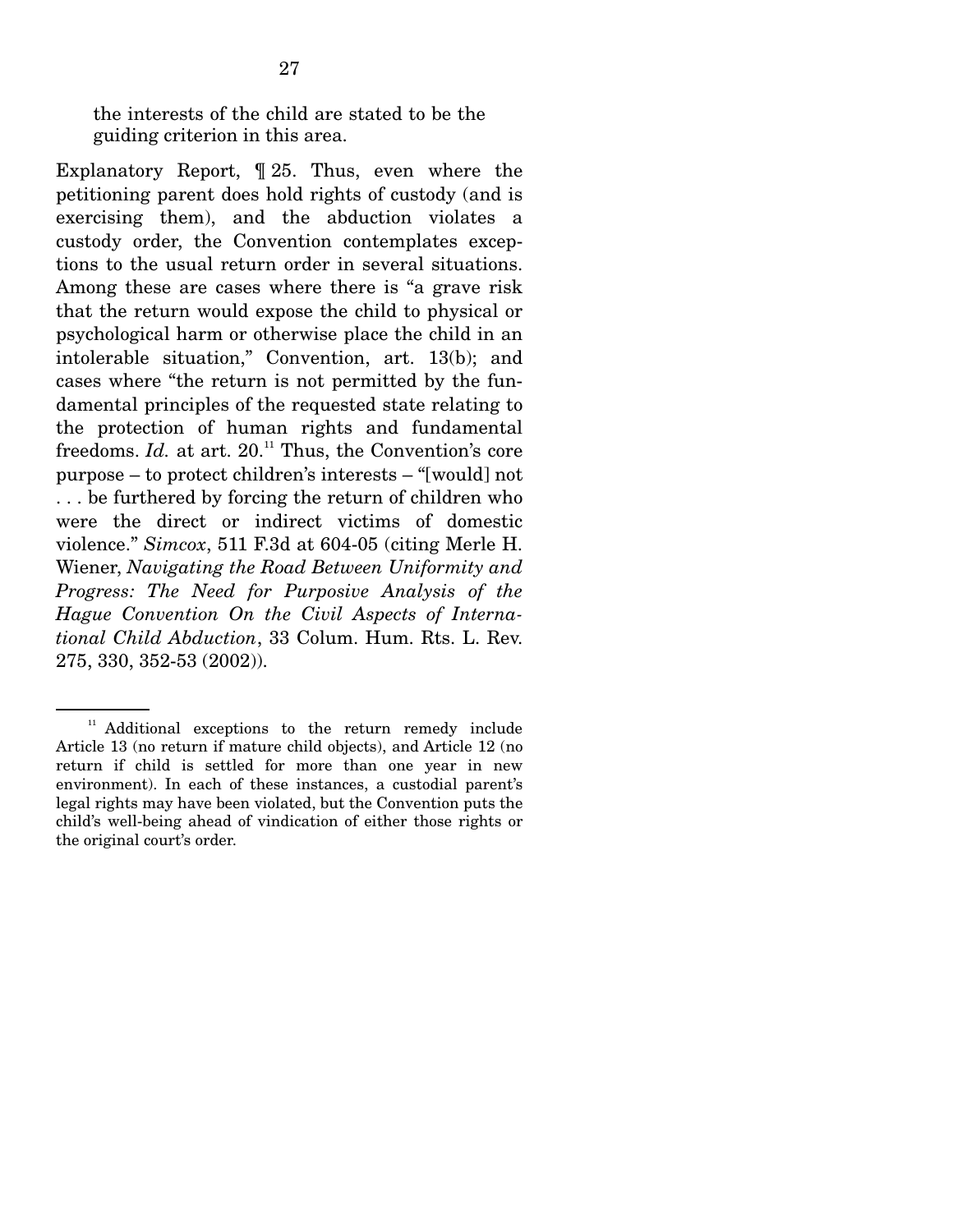> the interests of the child are stated to be the guiding criterion in this area.

Explanatory Report, ¶ 25. Thus, even where the petitioning parent does hold rights of custody (and is exercising them), and the abduction violates a custody order, the Convention contemplates exceptions to the usual return order in several situations. Among these are cases where there is "a grave risk that the return would expose the child to physical or psychological harm or otherwise place the child in an intolerable situation," Convention, art. 13(b); and cases where "the return is not permitted by the fundamental principles of the requested state relating to the protection of human rights and fundamental freedoms. *Id.* at art. 20.[11] Thus, the Convention's core purpose – to protect children's interests – "[would] not . . . be furthered by forcing the return of children who were the direct or indirect victims of domestic violence." *Simcox*, 511 F.3d at 604-05 (citing Merle H. Wiener, *Navigating the Road Between Uniformity and Progress: The Need for Purposive Analysis of the Hague Convention On the Civil Aspects of International Child Abduction*, 33 Colum. Hum. Rts. L. Rev. 275, 330, 352-53 (2002)).

---

[11] Additional exceptions to the return remedy include Article 13 (no return if mature child objects), and Article 12 (no return if child is settled for more than one year in new environment). In each of these instances, a custodial parent's legal rights may have been violated, but the Convention puts the child's well-being ahead of vindication of either those rights or the original court's order.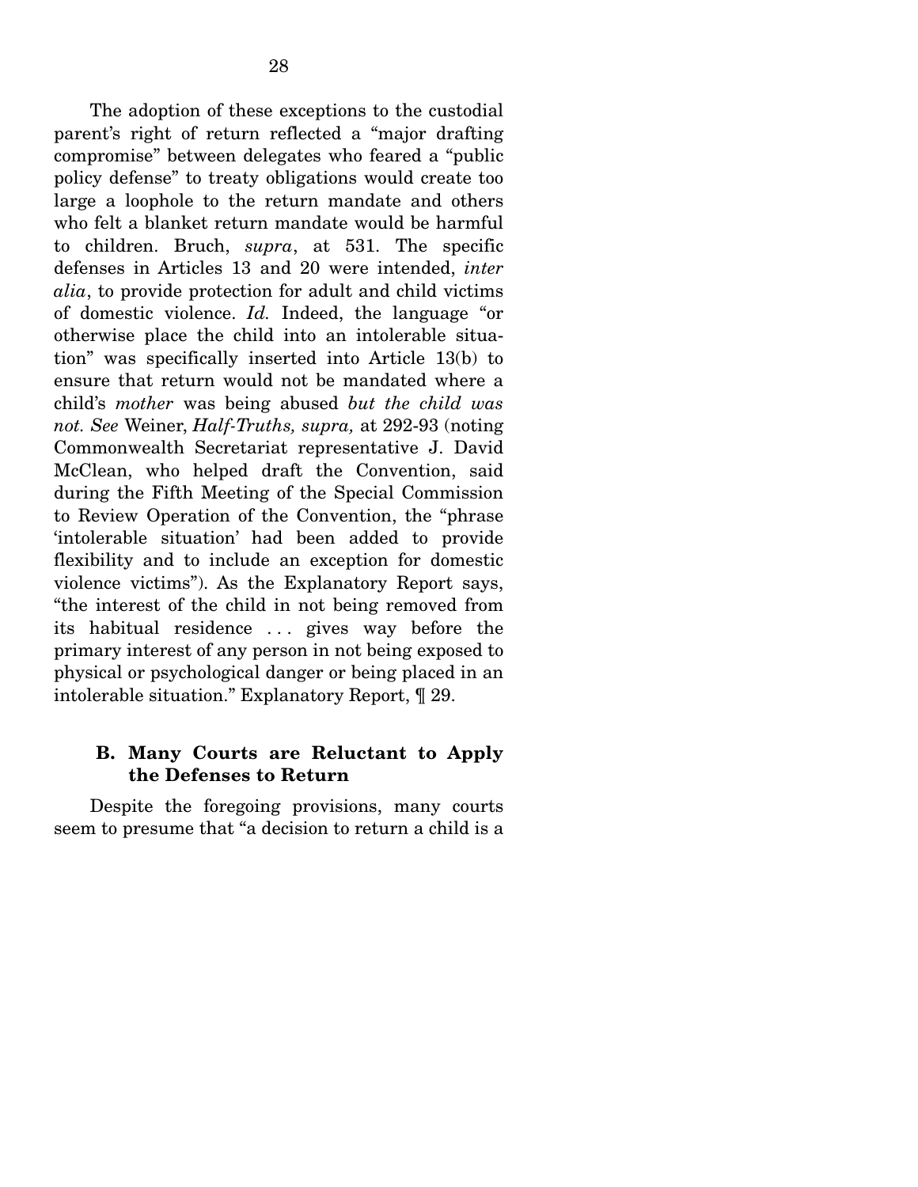The adoption of these exceptions to the custodial parent's right of return reflected a "major drafting compromise" between delegates who feared a "public policy defense" to treaty obligations would create too large a loophole to the return mandate and others who felt a blanket return mandate would be harmful to children. Bruch, *supra*, at 531. The specific defenses in Articles 13 and 20 were intended, *inter alia*, to provide protection for adult and child victims of domestic violence. *Id.* Indeed, the language "or otherwise place the child into an intolerable situation" was specifically inserted into Article 13(b) to ensure that return would not be mandated where a child's *mother* was being abused *but the child was not. See* Weiner, *Half-Truths, supra,* at 292-93 (noting Commonwealth Secretariat representative J. David McClean, who helped draft the Convention, said during the Fifth Meeting of the Special Commission to Review Operation of the Convention, the "phrase 'intolerable situation' had been added to provide flexibility and to include an exception for domestic violence victims"). As the Explanatory Report says, "the interest of the child in not being removed from its habitual residence . . . gives way before the primary interest of any person in not being exposed to physical or psychological danger or being placed in an intolerable situation." Explanatory Report, ¶ 29.

### B. Many Courts are Reluctant to Apply the Defenses to Return

Despite the foregoing provisions, many courts seem to presume that "a decision to return a child is a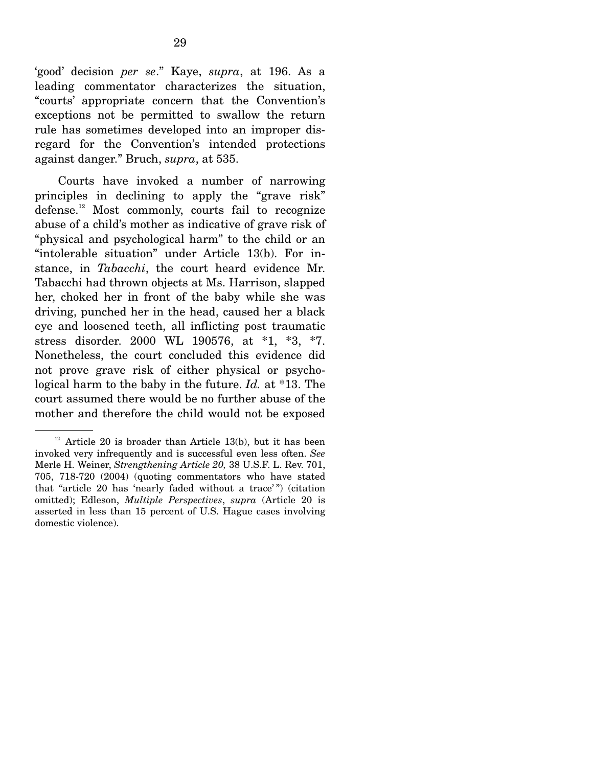'good' decision *per se*." Kaye, *supra*, at 196. As a leading commentator characterizes the situation, "courts' appropriate concern that the Convention's exceptions not be permitted to swallow the return rule has sometimes developed into an improper disregard for the Convention's intended protections against danger." Bruch, *supra*, at 535.

Courts have invoked a number of narrowing principles in declining to apply the "grave risk" defense.[12] Most commonly, courts fail to recognize abuse of a child's mother as indicative of grave risk of "physical and psychological harm" to the child or an "intolerable situation" under Article 13(b). For instance, in *Tabacchi*, the court heard evidence Mr. Tabacchi had thrown objects at Ms. Harrison, slapped her, choked her in front of the baby while she was driving, punched her in the head, caused her a black eye and loosened teeth, all inflicting post traumatic stress disorder. 2000 WL 190576, at *1, *3, *7. Nonetheless, the court concluded this evidence did not prove grave risk of either physical or psychological harm to the baby in the future. *Id.* at *13. The court assumed there would be no further abuse of the mother and therefore the child would not be exposed

[12] Article 20 is broader than Article 13(b), but it has been invoked very infrequently and is successful even less often. *See* Merle H. Weiner, *Strengthening Article 20,* 38 U.S.F. L. Rev. 701, 705, 718-720 (2004) (quoting commentators who have stated that "article 20 has 'nearly faded without a trace'") (citation omitted); Edleson, *Multiple Perspectives*, *supra* (Article 20 is asserted in less than 15 percent of U.S. Hague cases involving domestic violence).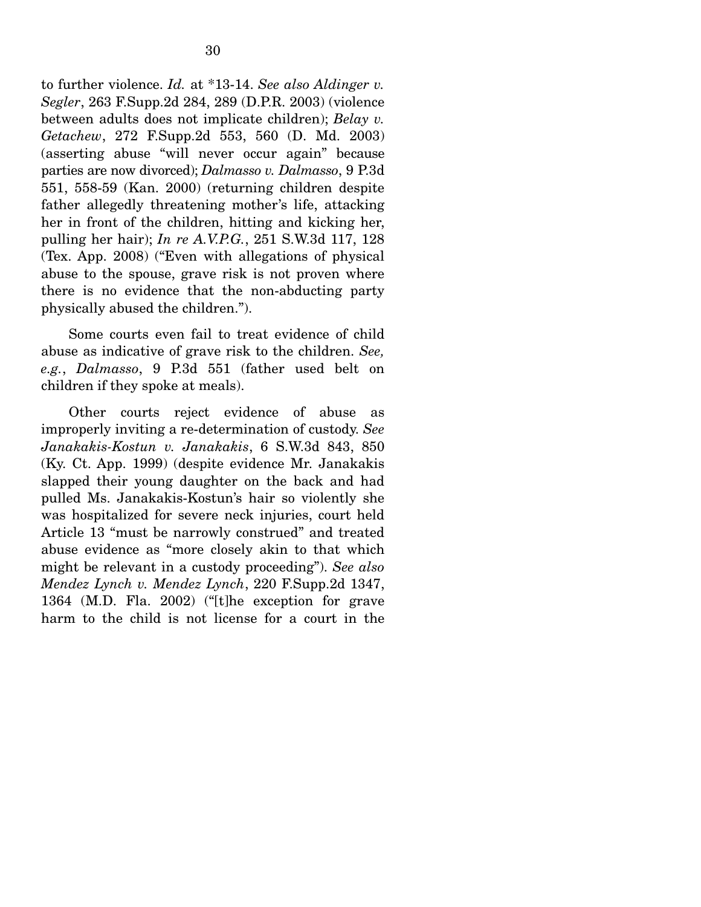to further violence. *Id.* at *13-14. *See also Aldinger v. Segler*, 263 F.Supp.2d 284, 289 (D.P.R. 2003) (violence between adults does not implicate children); *Belay v. Getachew*, 272 F.Supp.2d 553, 560 (D. Md. 2003) (asserting abuse "will never occur again" because parties are now divorced); *Dalmasso v. Dalmasso*, 9 P.3d 551, 558-59 (Kan. 2000) (returning children despite father allegedly threatening mother's life, attacking her in front of the children, hitting and kicking her, pulling her hair); *In re A.V.P.G.*, 251 S.W.3d 117, 128 (Tex. App. 2008) ("Even with allegations of physical abuse to the spouse, grave risk is not proven where there is no evidence that the non-abducting party physically abused the children.").

Some courts even fail to treat evidence of child abuse as indicative of grave risk to the children. *See, e.g.*, *Dalmasso*, 9 P.3d 551 (father used belt on children if they spoke at meals).

Other courts reject evidence of abuse as improperly inviting a re-determination of custody. *See Janakakis-Kostun v. Janakakis*, 6 S.W.3d 843, 850 (Ky. Ct. App. 1999) (despite evidence Mr. Janakakis slapped their young daughter on the back and had pulled Ms. Janakakis-Kostun's hair so violently she was hospitalized for severe neck injuries, court held Article 13 "must be narrowly construed" and treated abuse evidence as "more closely akin to that which might be relevant in a custody proceeding"). *See also Mendez Lynch v. Mendez Lynch*, 220 F.Supp.2d 1347, 1364 (M.D. Fla. 2002) ("[t]he exception for grave harm to the child is not license for a court in the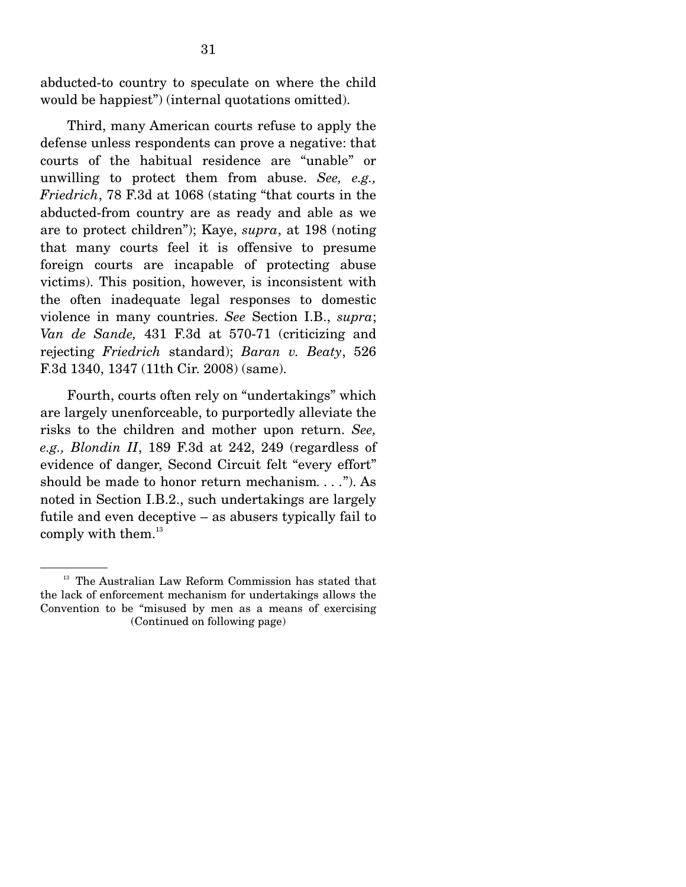abducted-to country to speculate on where the child would be happiest") (internal quotations omitted).

Third, many American courts refuse to apply the defense unless respondents can prove a negative: that courts of the habitual residence are "unable" or unwilling to protect them from abuse. *See, e.g., Friedrich*, 78 F.3d at 1068 (stating "that courts in the abducted-from country are as ready and able as we are to protect children"); Kaye, *supra*, at 198 (noting that many courts feel it is offensive to presume foreign courts are incapable of protecting abuse victims). This position, however, is inconsistent with the often inadequate legal responses to domestic violence in many countries. *See* Section I.B., *supra*; *Van de Sande,* 431 F.3d at 570-71 (criticizing and rejecting *Friedrich* standard); *Baran v. Beaty*, 526 F.3d 1340, 1347 (11th Cir. 2008) (same).

Fourth, courts often rely on "undertakings" which are largely unenforceable, to purportedly alleviate the risks to the children and mother upon return. *See, e.g., Blondin II*, 189 F.3d at 242, 249 (regardless of evidence of danger, Second Circuit felt "every effort" should be made to honor return mechanism. . . ."). As noted in Section I.B.2., such undertakings are largely futile and even deceptive – as abusers typically fail to comply with them.[13]

---

[13] The Australian Law Reform Commission has stated that the lack of enforcement mechanism for undertakings allows the Convention to be "misused by men as a means of exercising

(Continued on following page)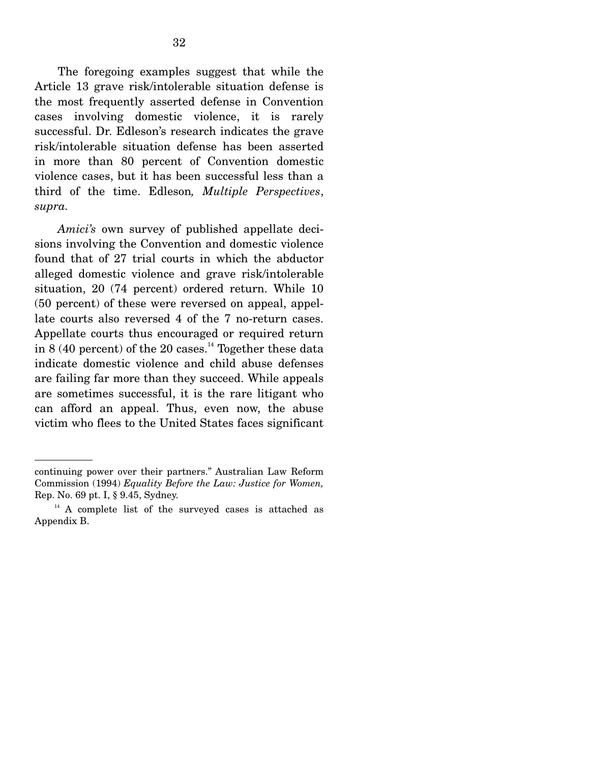The foregoing examples suggest that while the Article 13 grave risk/intolerable situation defense is the most frequently asserted defense in Convention cases involving domestic violence, it is rarely successful. Dr. Edleson's research indicates the grave risk/intolerable situation defense has been asserted in more than 80 percent of Convention domestic violence cases, but it has been successful less than a third of the time. Edleson*, Multiple Perspectives*, *supra*.

*Amici's* own survey of published appellate decisions involving the Convention and domestic violence found that of 27 trial courts in which the abductor alleged domestic violence and grave risk/intolerable situation, 20 (74 percent) ordered return. While 10 (50 percent) of these were reversed on appeal, appellate courts also reversed 4 of the 7 no-return cases. Appellate courts thus encouraged or required return in 8 (40 percent) of the 20 cases.[14] Together these data indicate domestic violence and child abuse defenses are failing far more than they succeed. While appeals are sometimes successful, it is the rare litigant who can afford an appeal. Thus, even now, the abuse victim who flees to the United States faces significant

---

continuing power over their partners." Australian Law Reform Commission (1994) *Equality Before the Law: Justice for Women,* Rep. No. 69 pt. I, § 9.45, Sydney.

[14] A complete list of the surveyed cases is attached as Appendix B.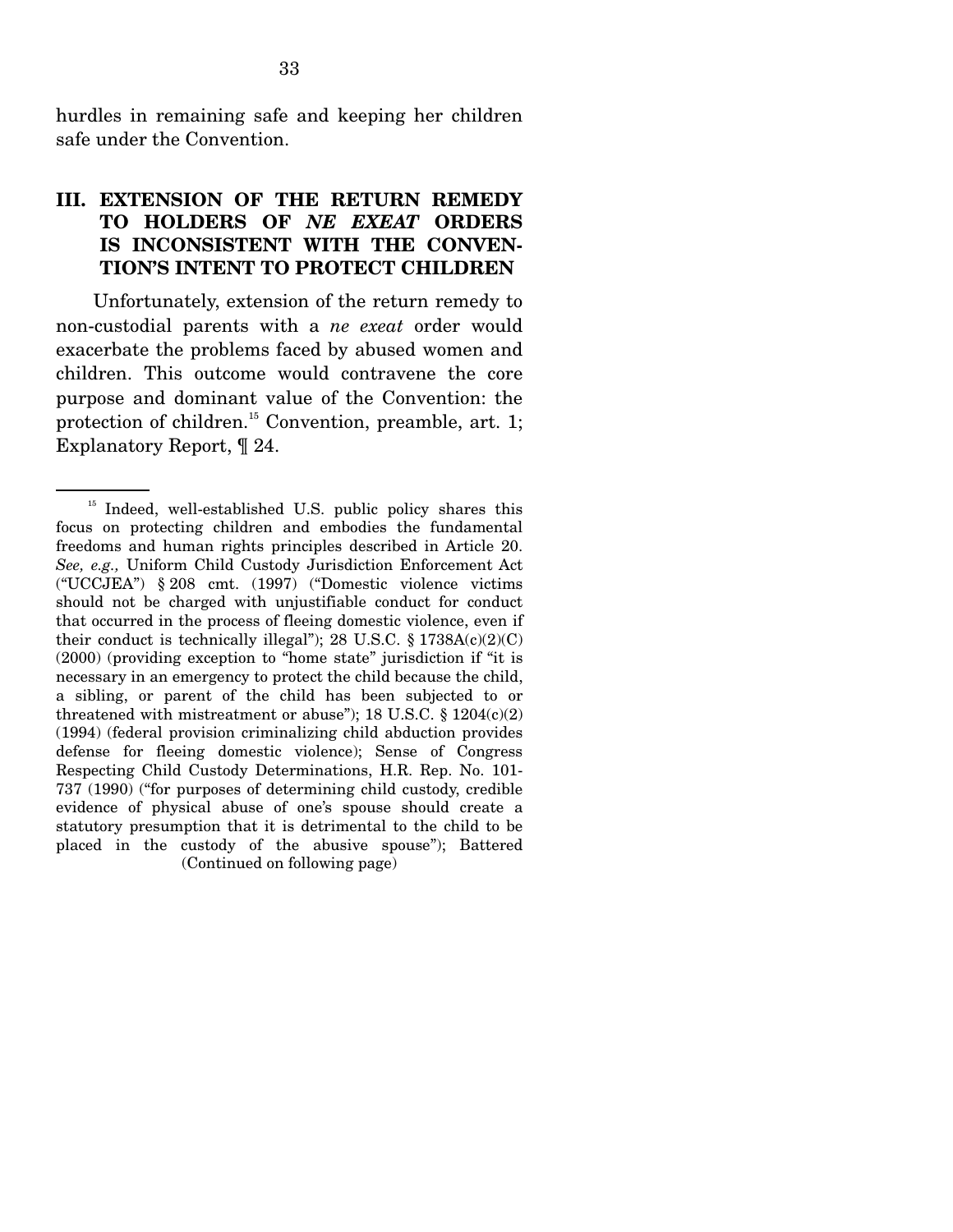hurdles in remaining safe and keeping her children safe under the Convention.

## III. EXTENSION OF THE RETURN REMEDY TO HOLDERS OF *NE EXEAT* ORDERS IS INCONSISTENT WITH THE CONVENTION'S INTENT TO PROTECT CHILDREN

Unfortunately, extension of the return remedy to non-custodial parents with a *ne exeat* order would exacerbate the problems faced by abused women and children. This outcome would contravene the core purpose and dominant value of the Convention: the protection of children.[15] Convention, preamble, art. 1; Explanatory Report, ¶ 24.

---

[15] Indeed, well-established U.S. public policy shares this focus on protecting children and embodies the fundamental freedoms and human rights principles described in Article 20. *See, e.g.,* Uniform Child Custody Jurisdiction Enforcement Act ("UCCJEA") § 208 cmt. (1997) ("Domestic violence victims should not be charged with unjustifiable conduct for conduct that occurred in the process of fleeing domestic violence, even if their conduct is technically illegal"); 28 U.S.C. § 1738A(c)(2)(C) (2000) (providing exception to "home state" jurisdiction if "it is necessary in an emergency to protect the child because the child, a sibling, or parent of the child has been subjected to or threatened with mistreatment or abuse"); 18 U.S.C. § 1204(c)(2) (1994) (federal provision criminalizing child abduction provides defense for fleeing domestic violence); Sense of Congress Respecting Child Custody Determinations, H.R. Rep. No. 101-737 (1990) ("for purposes of determining child custody, credible evidence of physical abuse of one's spouse should create a statutory presumption that it is detrimental to the child to be placed in the custody of the abusive spouse"); Battered

(Continued on following page)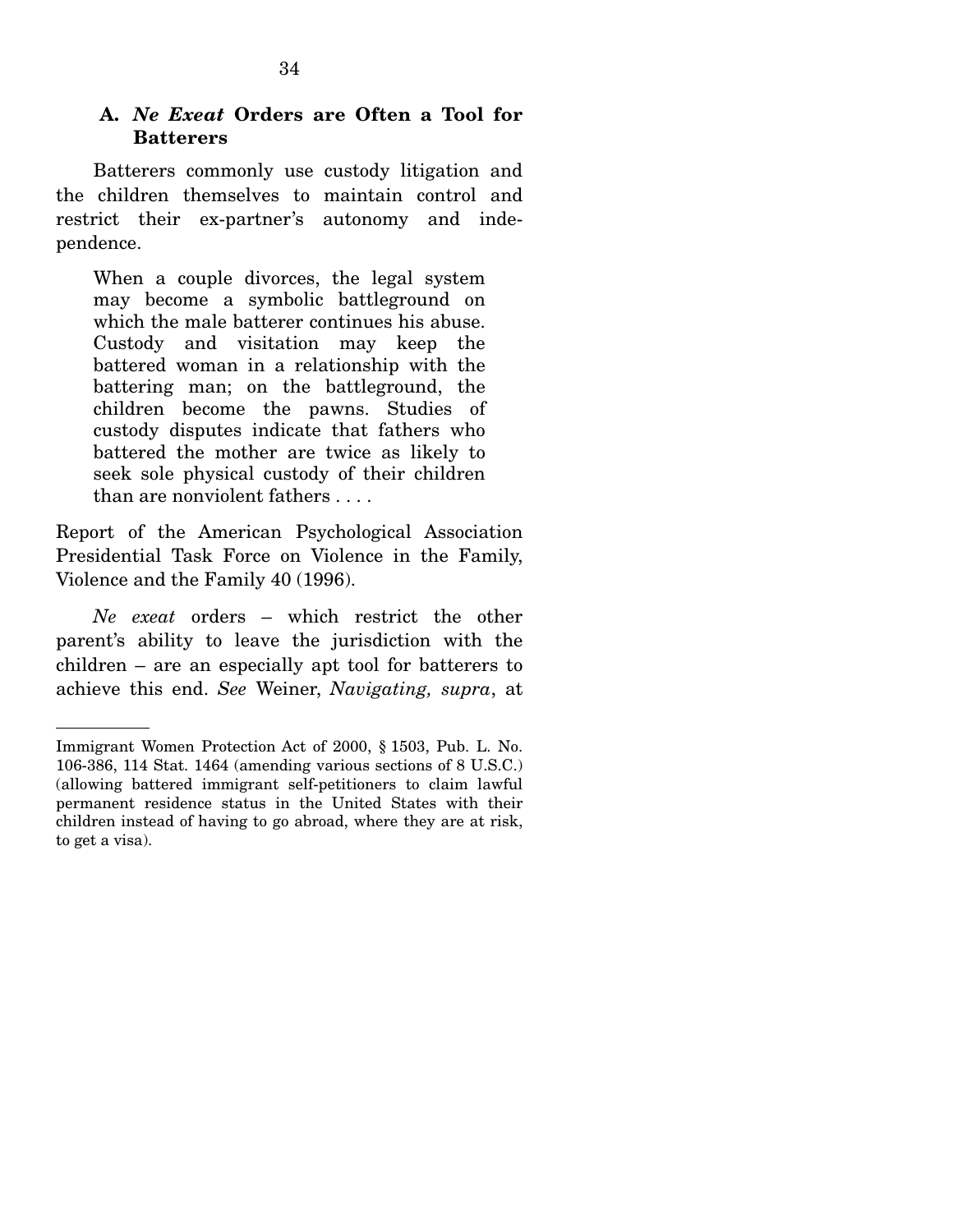### A. *Ne Exeat* Orders are Often a Tool for Batterers

Batterers commonly use custody litigation and the children themselves to maintain control and restrict their ex-partner's autonomy and independence.

> When a couple divorces, the legal system may become a symbolic battleground on which the male batterer continues his abuse. Custody and visitation may keep the battered woman in a relationship with the battering man; on the battleground, the children become the pawns. Studies of custody disputes indicate that fathers who battered the mother are twice as likely to seek sole physical custody of their children than are nonviolent fathers . . . .

Report of the American Psychological Association Presidential Task Force on Violence in the Family, Violence and the Family 40 (1996).

*Ne exeat* orders – which restrict the other parent's ability to leave the jurisdiction with the children – are an especially apt tool for batterers to achieve this end. *See* Weiner, *Navigating, supra*, at

---

Immigrant Women Protection Act of 2000, § 1503, Pub. L. No. 106-386, 114 Stat. 1464 (amending various sections of 8 U.S.C.) (allowing battered immigrant self-petitioners to claim lawful permanent residence status in the United States with their children instead of having to go abroad, where they are at risk, to get a visa).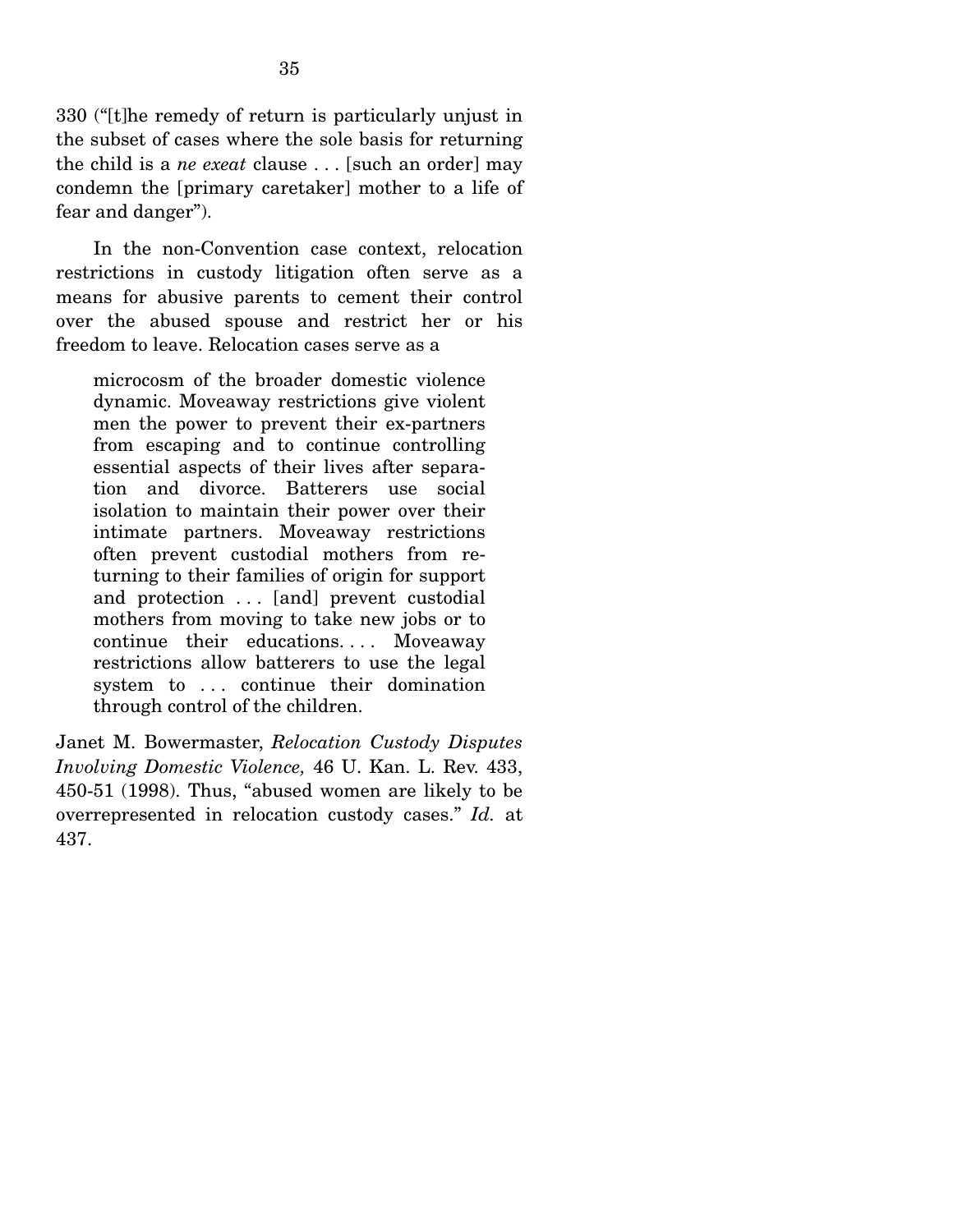330 ("[t]he remedy of return is particularly unjust in the subset of cases where the sole basis for returning the child is a *ne exeat* clause . . . [such an order] may condemn the [primary caretaker] mother to a life of fear and danger").

In the non-Convention case context, relocation restrictions in custody litigation often serve as a means for abusive parents to cement their control over the abused spouse and restrict her or his freedom to leave. Relocation cases serve as a

> microcosm of the broader domestic violence dynamic. Moveaway restrictions give violent men the power to prevent their ex-partners from escaping and to continue controlling essential aspects of their lives after separation and divorce. Batterers use social isolation to maintain their power over their intimate partners. Moveaway restrictions often prevent custodial mothers from returning to their families of origin for support and protection . . . [and] prevent custodial mothers from moving to take new jobs or to continue their educations. . . . Moveaway restrictions allow batterers to use the legal system to . . . continue their domination through control of the children.

Janet M. Bowermaster, *Relocation Custody Disputes Involving Domestic Violence,* 46 U. Kan. L. Rev. 433, 450-51 (1998). Thus, "abused women are likely to be overrepresented in relocation custody cases." *Id.* at 437.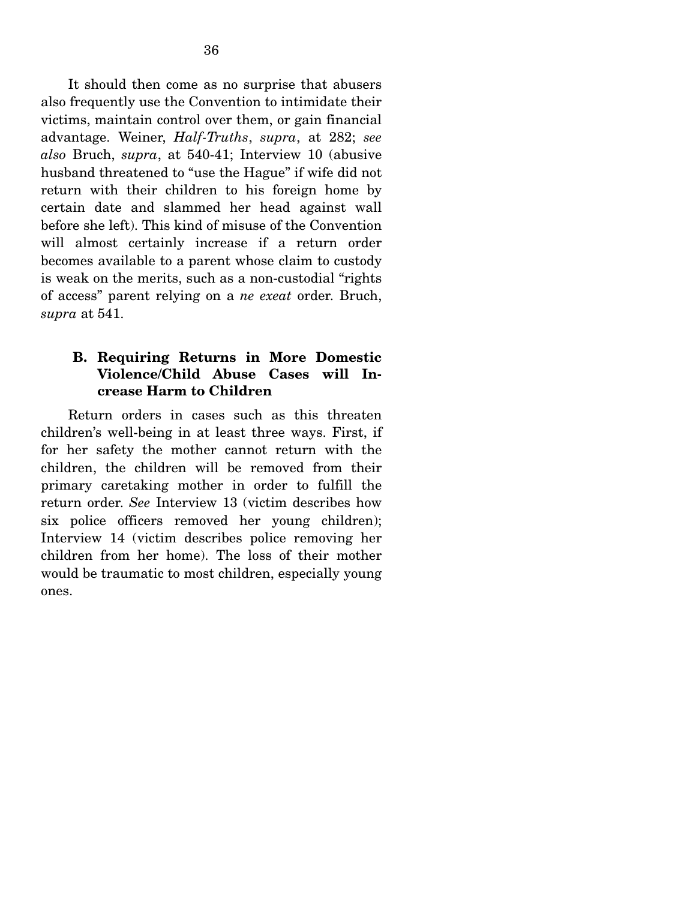It should then come as no surprise that abusers also frequently use the Convention to intimidate their victims, maintain control over them, or gain financial advantage. Weiner, *Half-Truths*, *supra*, at 282; *see also* Bruch, *supra*, at 540-41; Interview 10 (abusive husband threatened to "use the Hague" if wife did not return with their children to his foreign home by certain date and slammed her head against wall before she left). This kind of misuse of the Convention will almost certainly increase if a return order becomes available to a parent whose claim to custody is weak on the merits, such as a non-custodial "rights of access" parent relying on a *ne exeat* order. Bruch, *supra* at 541.

### B. Requiring Returns in More Domestic Violence/Child Abuse Cases will Increase Harm to Children

Return orders in cases such as this threaten children's well-being in at least three ways. First, if for her safety the mother cannot return with the children, the children will be removed from their primary caretaking mother in order to fulfill the return order. *See* Interview 13 (victim describes how six police officers removed her young children); Interview 14 (victim describes police removing her children from her home). The loss of their mother would be traumatic to most children, especially young ones.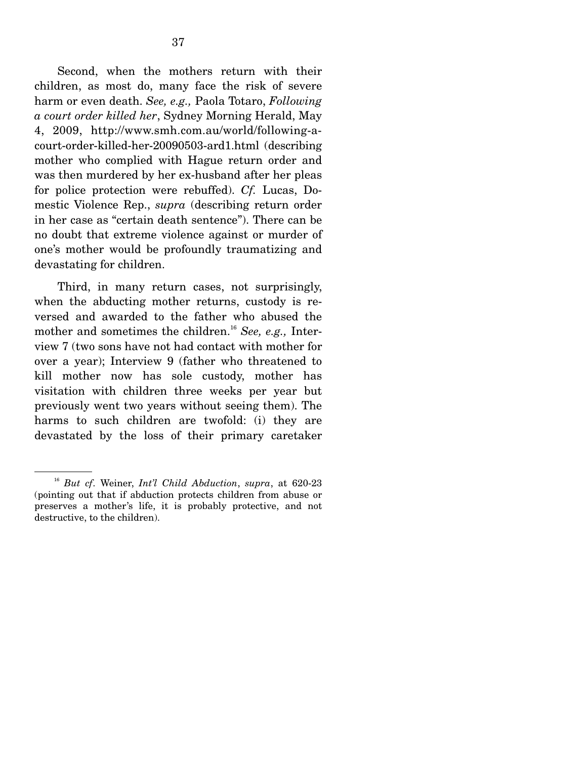Second, when the mothers return with their children, as most do, many face the risk of severe harm or even death. *See, e.g.,* Paola Totaro, *Following a court order killed her*, Sydney Morning Herald, May 4, 2009, http://www.smh.com.au/world/following-a-court-order-killed-her-20090503-ard1.html (describing mother who complied with Hague return order and was then murdered by her ex-husband after her pleas for police protection were rebuffed). *Cf.* Lucas, Domestic Violence Rep., *supra* (describing return order in her case as "certain death sentence"). There can be no doubt that extreme violence against or murder of one's mother would be profoundly traumatizing and devastating for children.

Third, in many return cases, not surprisingly, when the abducting mother returns, custody is reversed and awarded to the father who abused the mother and sometimes the children.[16] *See, e.g.,* Interview 7 (two sons have not had contact with mother for over a year); Interview 9 (father who threatened to kill mother now has sole custody, mother has visitation with children three weeks per year but previously went two years without seeing them). The harms to such children are twofold: (i) they are devastated by the loss of their primary caretaker

---

[16] *But cf*. Weiner, *Int'l Child Abduction*, *supra*, at 620-23 (pointing out that if abduction protects children from abuse or preserves a mother's life, it is probably protective, and not destructive, to the children).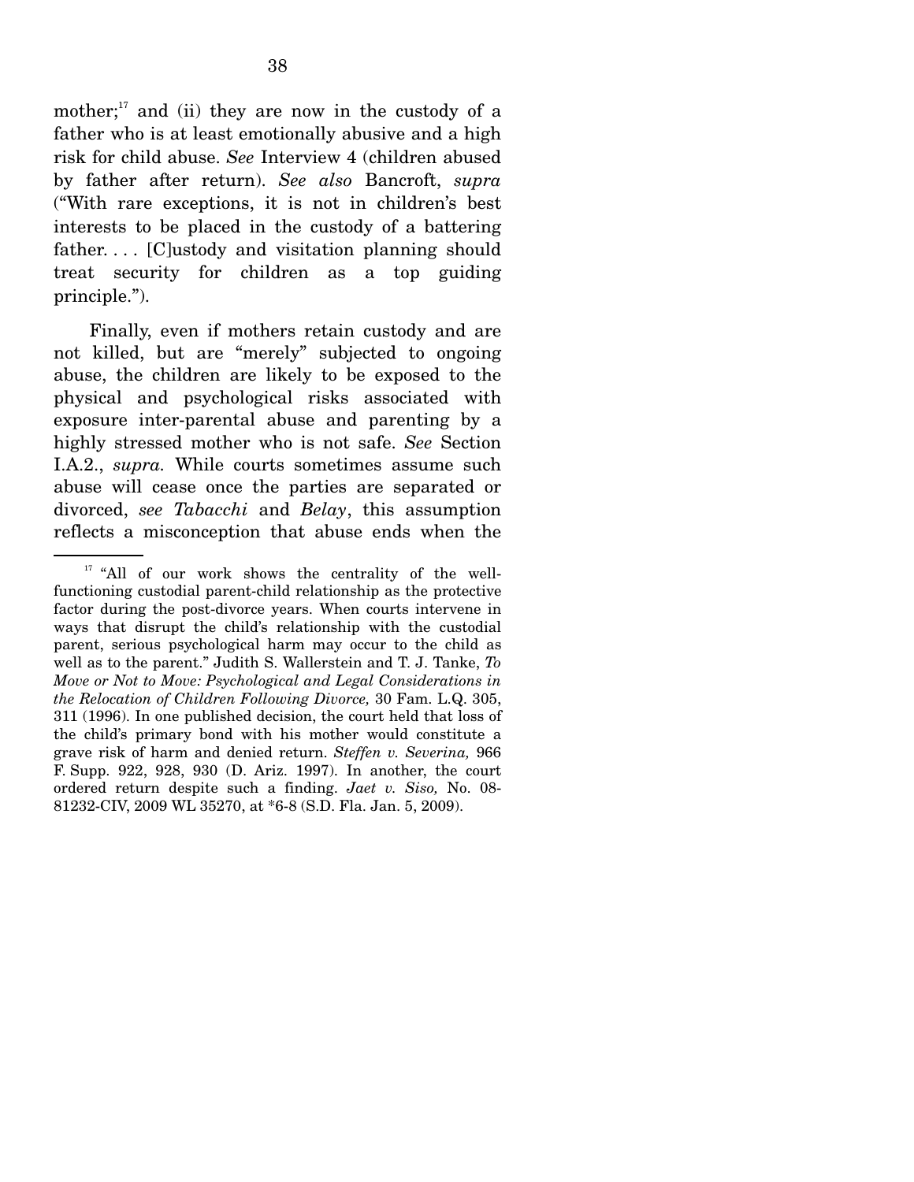mother;[17] and (ii) they are now in the custody of a father who is at least emotionally abusive and a high risk for child abuse. *See* Interview 4 (children abused by father after return). *See also* Bancroft, *supra* ("With rare exceptions, it is not in children's best interests to be placed in the custody of a battering father. . . . [C]ustody and visitation planning should treat security for children as a top guiding principle.").

Finally, even if mothers retain custody and are not killed, but are "merely" subjected to ongoing abuse, the children are likely to be exposed to the physical and psychological risks associated with exposure inter-parental abuse and parenting by a highly stressed mother who is not safe. *See* Section I.A.2., *supra.* While courts sometimes assume such abuse will cease once the parties are separated or divorced, *see Tabacchi* and *Belay*, this assumption reflects a misconception that abuse ends when the

---

[17] "All of our work shows the centrality of the well-functioning custodial parent-child relationship as the protective factor during the post-divorce years. When courts intervene in ways that disrupt the child's relationship with the custodial parent, serious psychological harm may occur to the child as well as to the parent." Judith S. Wallerstein and T. J. Tanke, *To Move or Not to Move: Psychological and Legal Considerations in the Relocation of Children Following Divorce,* 30 Fam. L.Q. 305, 311 (1996). In one published decision, the court held that loss of the child's primary bond with his mother would constitute a grave risk of harm and denied return. *Steffen v. Severina,* 966 F. Supp. 922, 928, 930 (D. Ariz. 1997). In another, the court ordered return despite such a finding. *Jaet v. Siso,* No. 08-81232-CIV, 2009 WL 35270, at *6-8 (S.D. Fla. Jan. 5, 2009).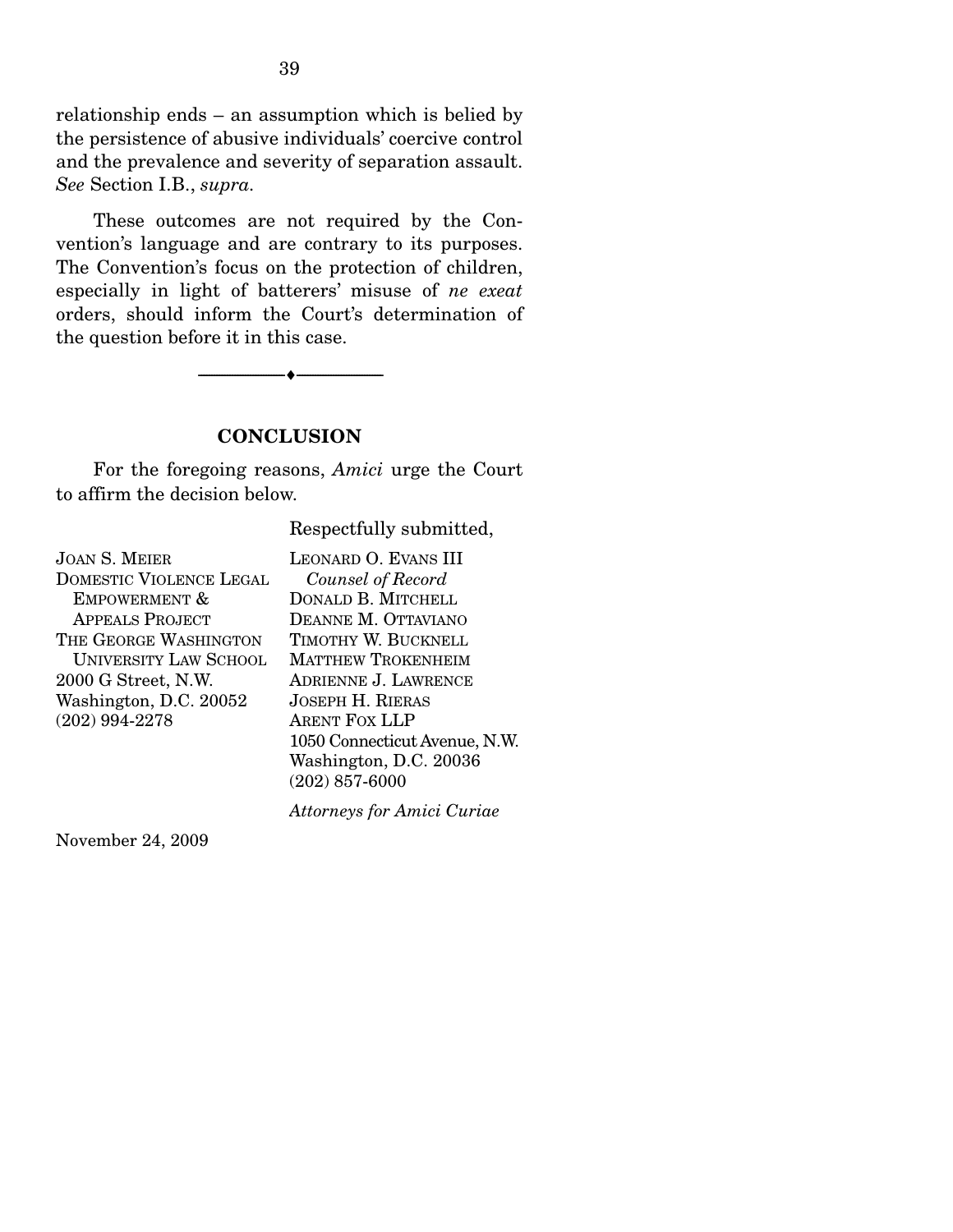relationship ends – an assumption which is belied by the persistence of abusive individuals' coercive control and the prevalence and severity of separation assault. *See* Section I.B., *supra*.

These outcomes are not required by the Convention's language and are contrary to its purposes. The Convention's focus on the protection of children, especially in light of batterers' misuse of *ne exeat* orders, should inform the Court's determination of the question before it in this case.

---

## CONCLUSION

For the foregoing reasons, *Amici* urge the Court to affirm the decision below.

Respectfully submitted,

JOAN S. MEIER
DOMESTIC VIOLENCE LEGAL EMPOWERMENT & APPEALS PROJECT
THE GEORGE WASHINGTON UNIVERSITY LAW SCHOOL
2000 G Street, N.W.
Washington, D.C. 20052
(202) 994-2278

LEONARD O. EVANS III
*Counsel of Record*
DONALD B. MITCHELL
DEANNE M. OTTAVIANO
TIMOTHY W. BUCKNELL
MATTHEW TROKENHEIM
ADRIENNE J. LAWRENCE
JOSEPH H. RIERAS
ARENT FOX LLP
1050 Connecticut Avenue, N.W.
Washington, D.C. 20036
(202) 857-6000

*Attorneys for Amici Curiae*

November 24, 2009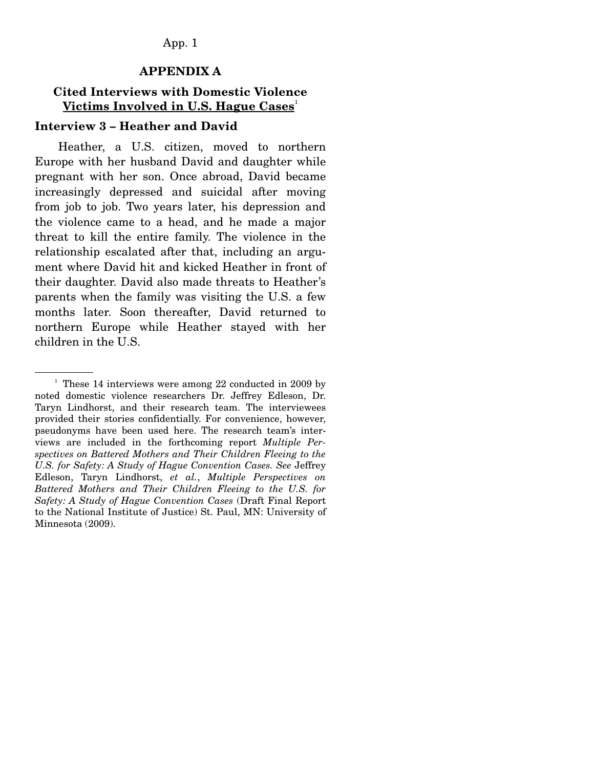## APPENDIX A

## Cited Interviews with Domestic Violence Victims Involved in U.S. Hague Cases[1]

### Interview 3 – Heather and David

Heather, a U.S. citizen, moved to northern Europe with her husband David and daughter while pregnant with her son. Once abroad, David became increasingly depressed and suicidal after moving from job to job. Two years later, his depression and the violence came to a head, and he made a major threat to kill the entire family. The violence in the relationship escalated after that, including an argument where David hit and kicked Heather in front of their daughter. David also made threats to Heather's parents when the family was visiting the U.S. a few months later. Soon thereafter, David returned to northern Europe while Heather stayed with her children in the U.S.

---

[1] These 14 interviews were among 22 conducted in 2009 by noted domestic violence researchers Dr. Jeffrey Edleson, Dr. Taryn Lindhorst, and their research team. The interviewees provided their stories confidentially. For convenience, however, pseudonyms have been used here. The research team's interviews are included in the forthcoming report *Multiple Perspectives on Battered Mothers and Their Children Fleeing to the U.S. for Safety: A Study of Hague Convention Cases. See* Jeffrey Edleson, Taryn Lindhorst, *et al.*, *Multiple Perspectives on Battered Mothers and Their Children Fleeing to the U.S. for Safety: A Study of Hague Convention Cases* (Draft Final Report to the National Institute of Justice) St. Paul, MN: University of Minnesota (2009).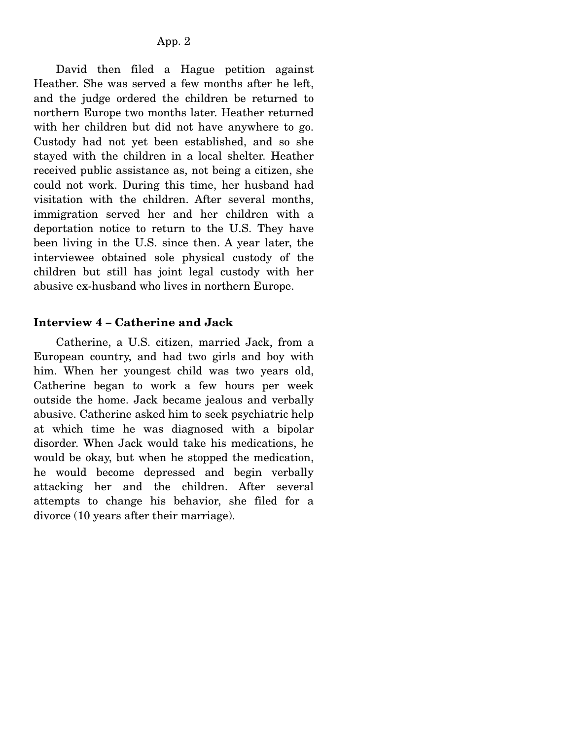David then filed a Hague petition against Heather. She was served a few months after he left, and the judge ordered the children be returned to northern Europe two months later. Heather returned with her children but did not have anywhere to go. Custody had not yet been established, and so she stayed with the children in a local shelter. Heather received public assistance as, not being a citizen, she could not work. During this time, her husband had visitation with the children. After several months, immigration served her and her children with a deportation notice to return to the U.S. They have been living in the U.S. since then. A year later, the interviewee obtained sole physical custody of the children but still has joint legal custody with her abusive ex-husband who lives in northern Europe.

### Interview 4 – Catherine and Jack

Catherine, a U.S. citizen, married Jack, from a European country, and had two girls and boy with him. When her youngest child was two years old, Catherine began to work a few hours per week outside the home. Jack became jealous and verbally abusive. Catherine asked him to seek psychiatric help at which time he was diagnosed with a bipolar disorder. When Jack would take his medications, he would be okay, but when he stopped the medication, he would become depressed and begin verbally attacking her and the children. After several attempts to change his behavior, she filed for a divorce (10 years after their marriage).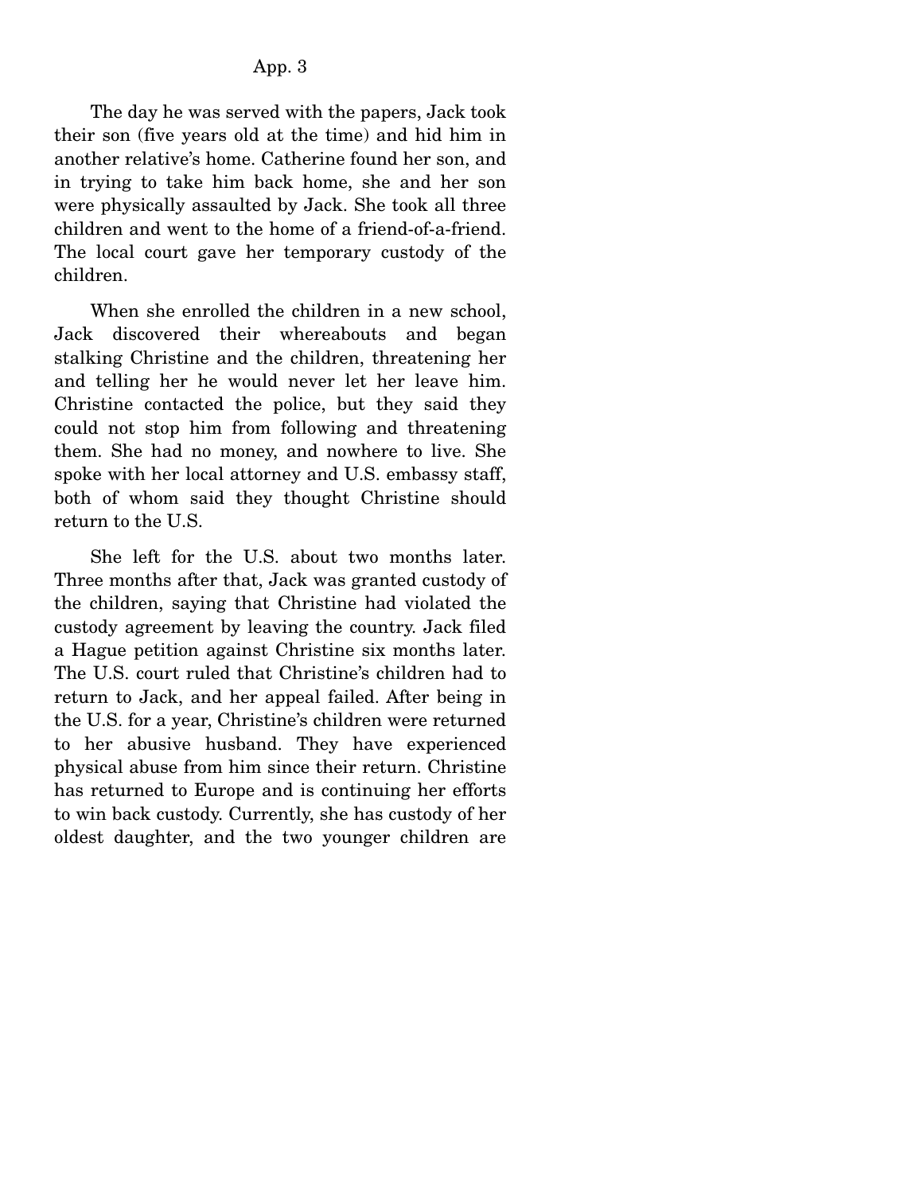The day he was served with the papers, Jack took their son (five years old at the time) and hid him in another relative's home. Catherine found her son, and in trying to take him back home, she and her son were physically assaulted by Jack. She took all three children and went to the home of a friend-of-a-friend. The local court gave her temporary custody of the children.

When she enrolled the children in a new school, Jack discovered their whereabouts and began stalking Christine and the children, threatening her and telling her he would never let her leave him. Christine contacted the police, but they said they could not stop him from following and threatening them. She had no money, and nowhere to live. She spoke with her local attorney and U.S. embassy staff, both of whom said they thought Christine should return to the U.S.

She left for the U.S. about two months later. Three months after that, Jack was granted custody of the children, saying that Christine had violated the custody agreement by leaving the country. Jack filed a Hague petition against Christine six months later. The U.S. court ruled that Christine's children had to return to Jack, and her appeal failed. After being in the U.S. for a year, Christine's children were returned to her abusive husband. They have experienced physical abuse from him since their return. Christine has returned to Europe and is continuing her efforts to win back custody. Currently, she has custody of her oldest daughter, and the two younger children are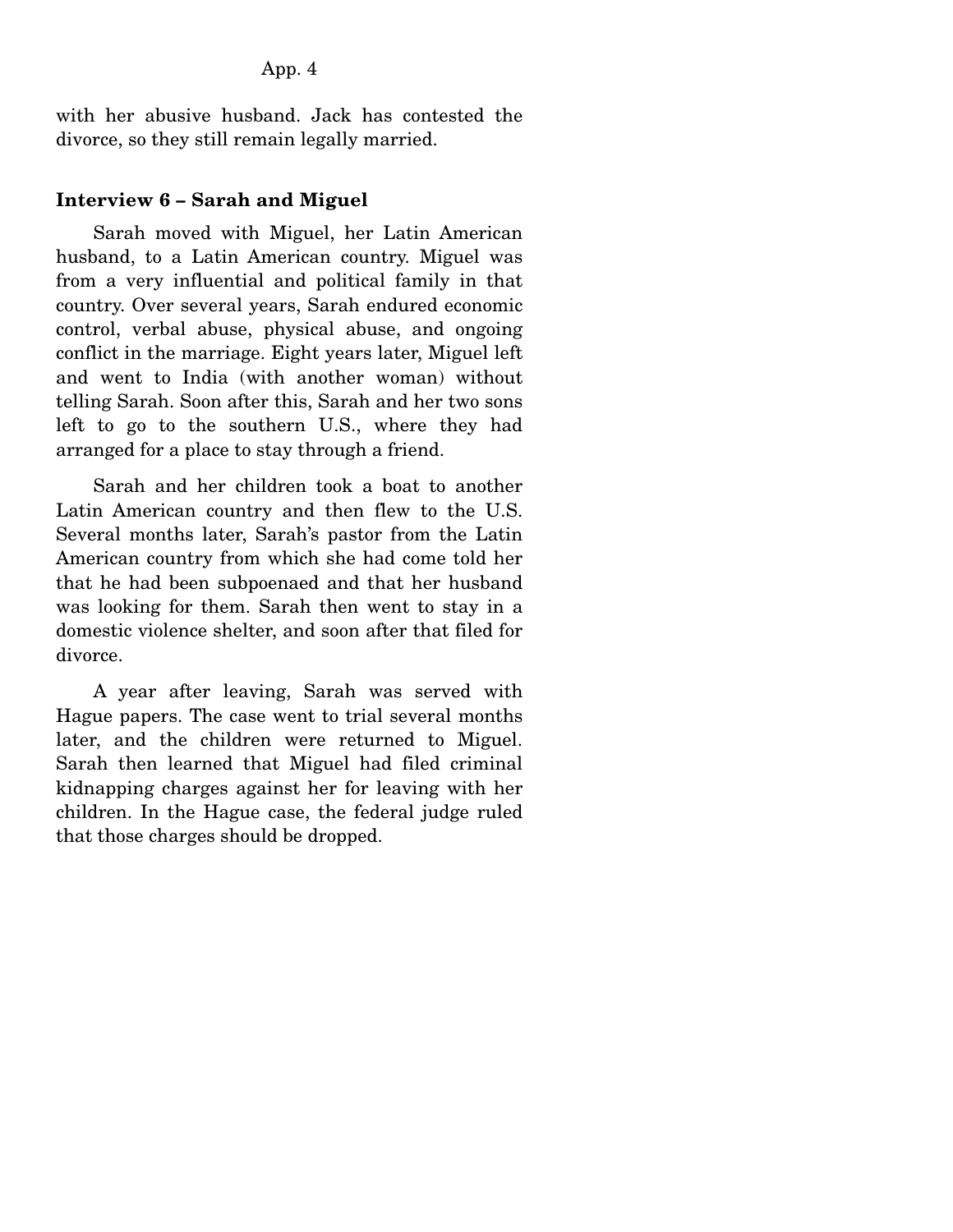with her abusive husband. Jack has contested the divorce, so they still remain legally married.

### Interview 6 – Sarah and Miguel

Sarah moved with Miguel, her Latin American husband, to a Latin American country. Miguel was from a very influential and political family in that country. Over several years, Sarah endured economic control, verbal abuse, physical abuse, and ongoing conflict in the marriage. Eight years later, Miguel left and went to India (with another woman) without telling Sarah. Soon after this, Sarah and her two sons left to go to the southern U.S., where they had arranged for a place to stay through a friend.

Sarah and her children took a boat to another Latin American country and then flew to the U.S. Several months later, Sarah's pastor from the Latin American country from which she had come told her that he had been subpoenaed and that her husband was looking for them. Sarah then went to stay in a domestic violence shelter, and soon after that filed for divorce.

A year after leaving, Sarah was served with Hague papers. The case went to trial several months later, and the children were returned to Miguel. Sarah then learned that Miguel had filed criminal kidnapping charges against her for leaving with her children. In the Hague case, the federal judge ruled that those charges should be dropped.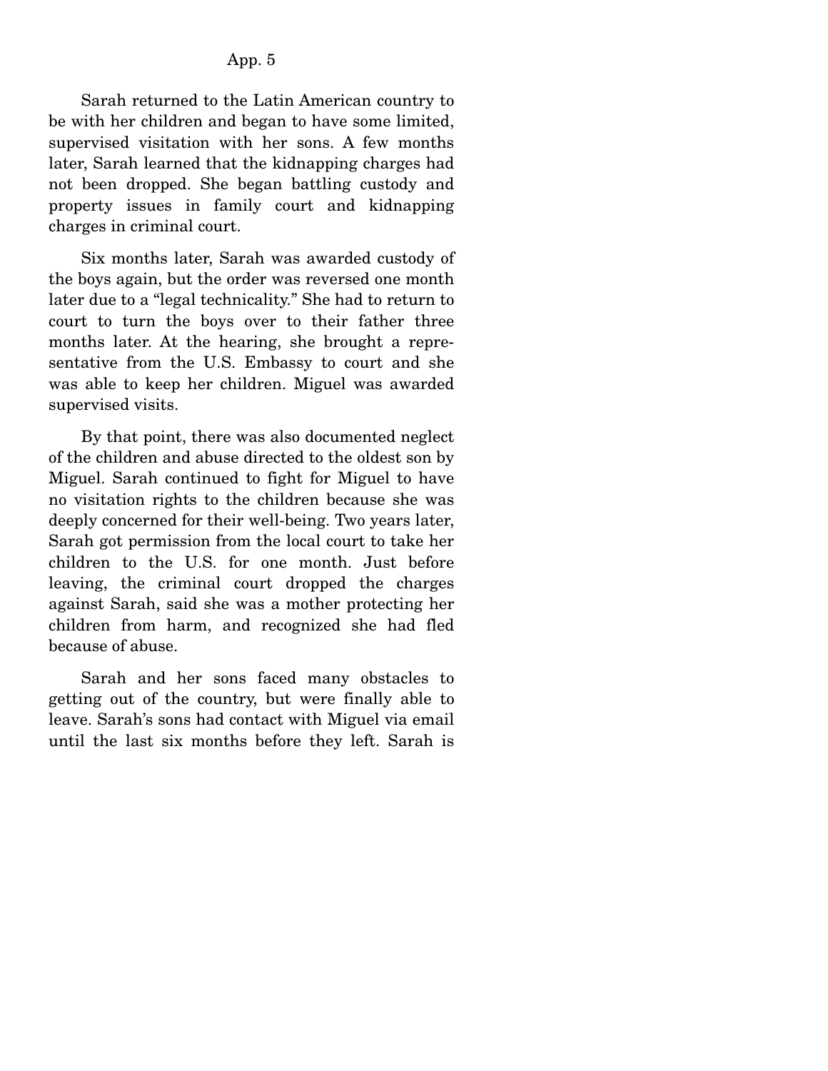Sarah returned to the Latin American country to be with her children and began to have some limited, supervised visitation with her sons. A few months later, Sarah learned that the kidnapping charges had not been dropped. She began battling custody and property issues in family court and kidnapping charges in criminal court.

Six months later, Sarah was awarded custody of the boys again, but the order was reversed one month later due to a "legal technicality." She had to return to court to turn the boys over to their father three months later. At the hearing, she brought a representative from the U.S. Embassy to court and she was able to keep her children. Miguel was awarded supervised visits.

By that point, there was also documented neglect of the children and abuse directed to the oldest son by Miguel. Sarah continued to fight for Miguel to have no visitation rights to the children because she was deeply concerned for their well-being. Two years later, Sarah got permission from the local court to take her children to the U.S. for one month. Just before leaving, the criminal court dropped the charges against Sarah, said she was a mother protecting her children from harm, and recognized she had fled because of abuse.

Sarah and her sons faced many obstacles to getting out of the country, but were finally able to leave. Sarah's sons had contact with Miguel via email until the last six months before they left. Sarah is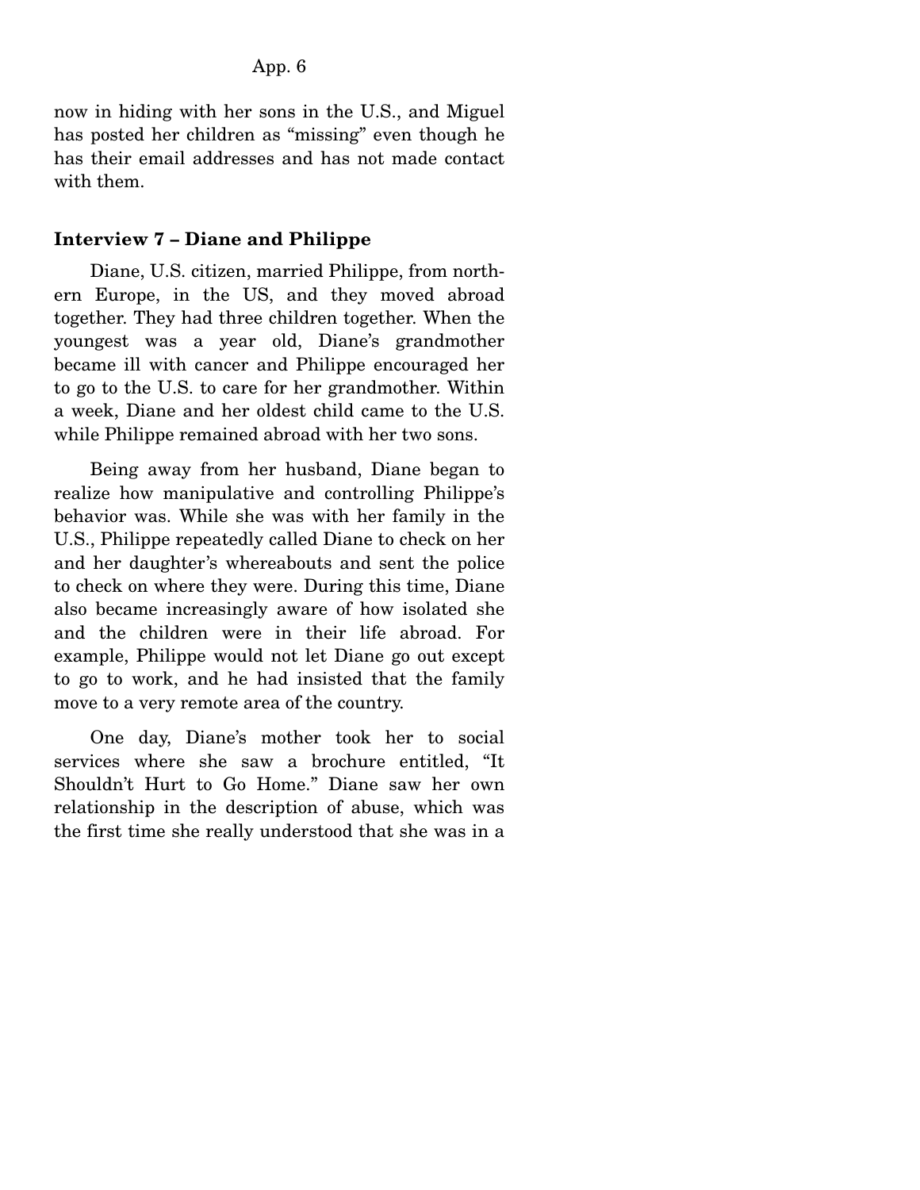now in hiding with her sons in the U.S., and Miguel has posted her children as "missing" even though he has their email addresses and has not made contact with them.

**Interview 7 – Diane and Philippe**

Diane, U.S. citizen, married Philippe, from northern Europe, in the US, and they moved abroad together. They had three children together. When the youngest was a year old, Diane's grandmother became ill with cancer and Philippe encouraged her to go to the U.S. to care for her grandmother. Within a week, Diane and her oldest child came to the U.S. while Philippe remained abroad with her two sons.

Being away from her husband, Diane began to realize how manipulative and controlling Philippe's behavior was. While she was with her family in the U.S., Philippe repeatedly called Diane to check on her and her daughter's whereabouts and sent the police to check on where they were. During this time, Diane also became increasingly aware of how isolated she and the children were in their life abroad. For example, Philippe would not let Diane go out except to go to work, and he had insisted that the family move to a very remote area of the country.

One day, Diane's mother took her to social services where she saw a brochure entitled, "It Shouldn't Hurt to Go Home." Diane saw her own relationship in the description of abuse, which was the first time she really understood that she was in a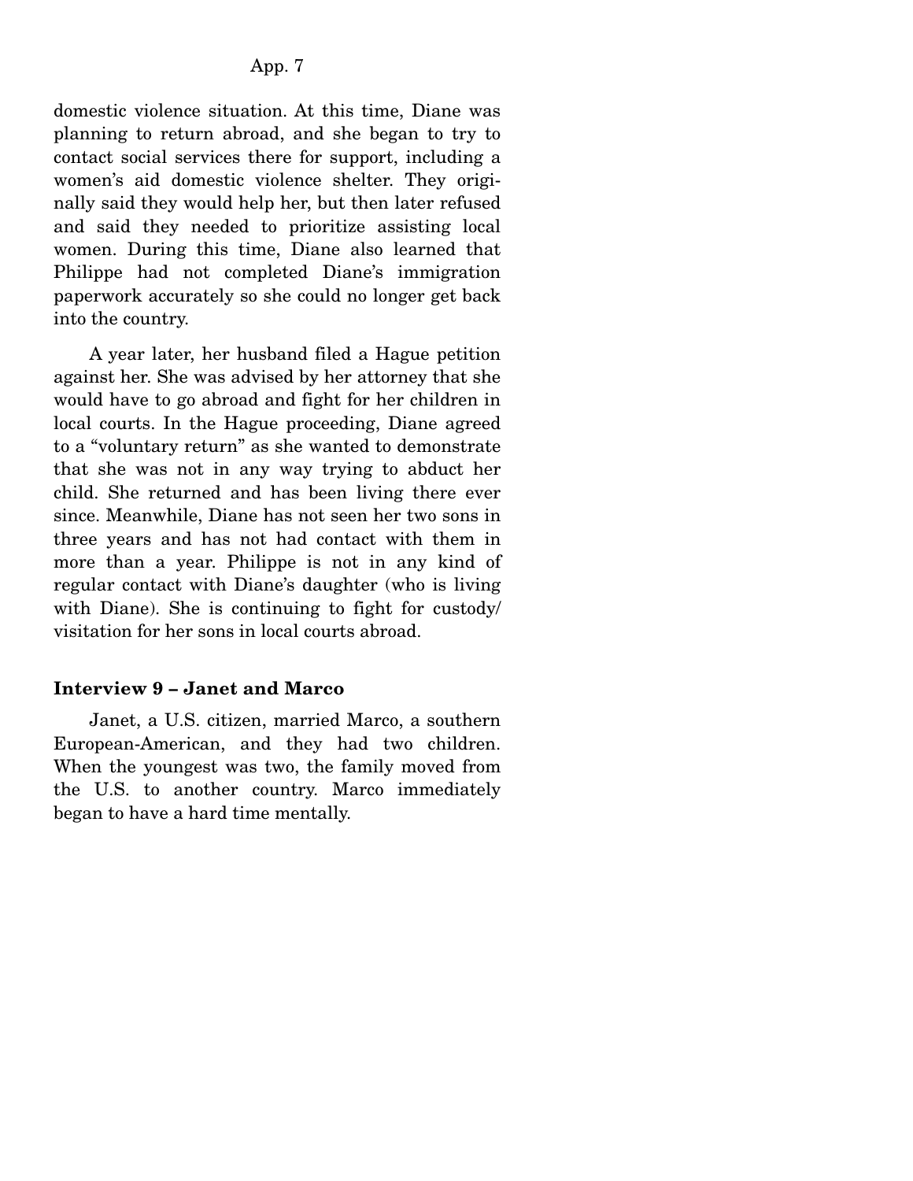domestic violence situation. At this time, Diane was planning to return abroad, and she began to try to contact social services there for support, including a women's aid domestic violence shelter. They originally said they would help her, but then later refused and said they needed to prioritize assisting local women. During this time, Diane also learned that Philippe had not completed Diane's immigration paperwork accurately so she could no longer get back into the country.

A year later, her husband filed a Hague petition against her. She was advised by her attorney that she would have to go abroad and fight for her children in local courts. In the Hague proceeding, Diane agreed to a "voluntary return" as she wanted to demonstrate that she was not in any way trying to abduct her child. She returned and has been living there ever since. Meanwhile, Diane has not seen her two sons in three years and has not had contact with them in more than a year. Philippe is not in any kind of regular contact with Diane's daughter (who is living with Diane). She is continuing to fight for custody/visitation for her sons in local courts abroad.

**Interview 9 – Janet and Marco**

Janet, a U.S. citizen, married Marco, a southern European-American, and they had two children. When the youngest was two, the family moved from the U.S. to another country. Marco immediately began to have a hard time mentally.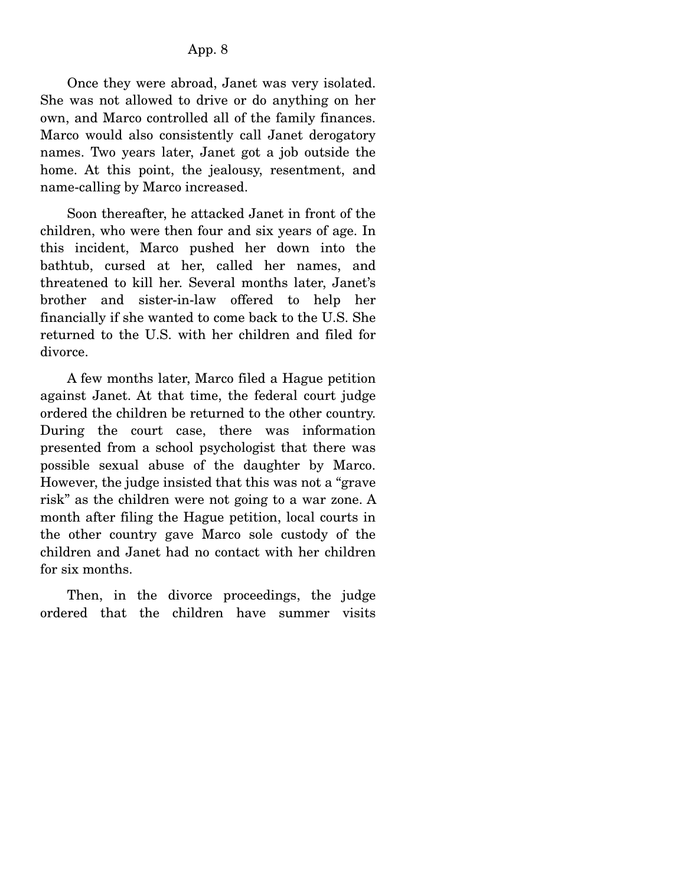Once they were abroad, Janet was very isolated. She was not allowed to drive or do anything on her own, and Marco controlled all of the family finances. Marco would also consistently call Janet derogatory names. Two years later, Janet got a job outside the home. At this point, the jealousy, resentment, and name-calling by Marco increased.

Soon thereafter, he attacked Janet in front of the children, who were then four and six years of age. In this incident, Marco pushed her down into the bathtub, cursed at her, called her names, and threatened to kill her. Several months later, Janet's brother and sister-in-law offered to help her financially if she wanted to come back to the U.S. She returned to the U.S. with her children and filed for divorce.

A few months later, Marco filed a Hague petition against Janet. At that time, the federal court judge ordered the children be returned to the other country. During the court case, there was information presented from a school psychologist that there was possible sexual abuse of the daughter by Marco. However, the judge insisted that this was not a "grave risk" as the children were not going to a war zone. A month after filing the Hague petition, local courts in the other country gave Marco sole custody of the children and Janet had no contact with her children for six months.

Then, in the divorce proceedings, the judge ordered that the children have summer visits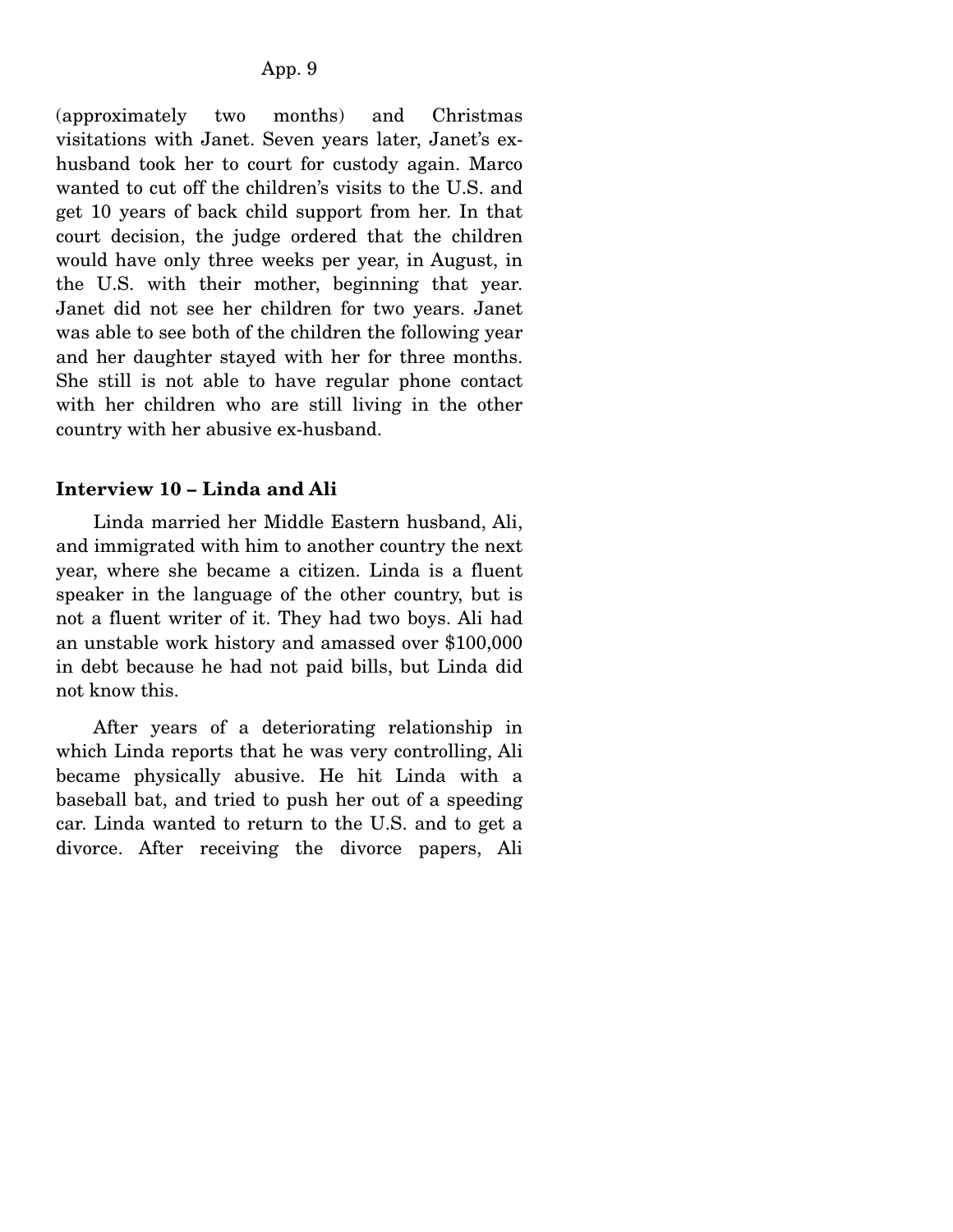(approximately two months) and Christmas visitations with Janet. Seven years later, Janet's ex-husband took her to court for custody again. Marco wanted to cut off the children's visits to the U.S. and get 10 years of back child support from her. In that court decision, the judge ordered that the children would have only three weeks per year, in August, in the U.S. with their mother, beginning that year. Janet did not see her children for two years. Janet was able to see both of the children the following year and her daughter stayed with her for three months. She still is not able to have regular phone contact with her children who are still living in the other country with her abusive ex-husband.

**Interview 10 – Linda and Ali**

Linda married her Middle Eastern husband, Ali, and immigrated with him to another country the next year, where she became a citizen. Linda is a fluent speaker in the language of the other country, but is not a fluent writer of it. They had two boys. Ali had an unstable work history and amassed over $100,000 in debt because he had not paid bills, but Linda did not know this.

After years of a deteriorating relationship in which Linda reports that he was very controlling, Ali became physically abusive. He hit Linda with a baseball bat, and tried to push her out of a speeding car. Linda wanted to return to the U.S. and to get a divorce. After receiving the divorce papers, Ali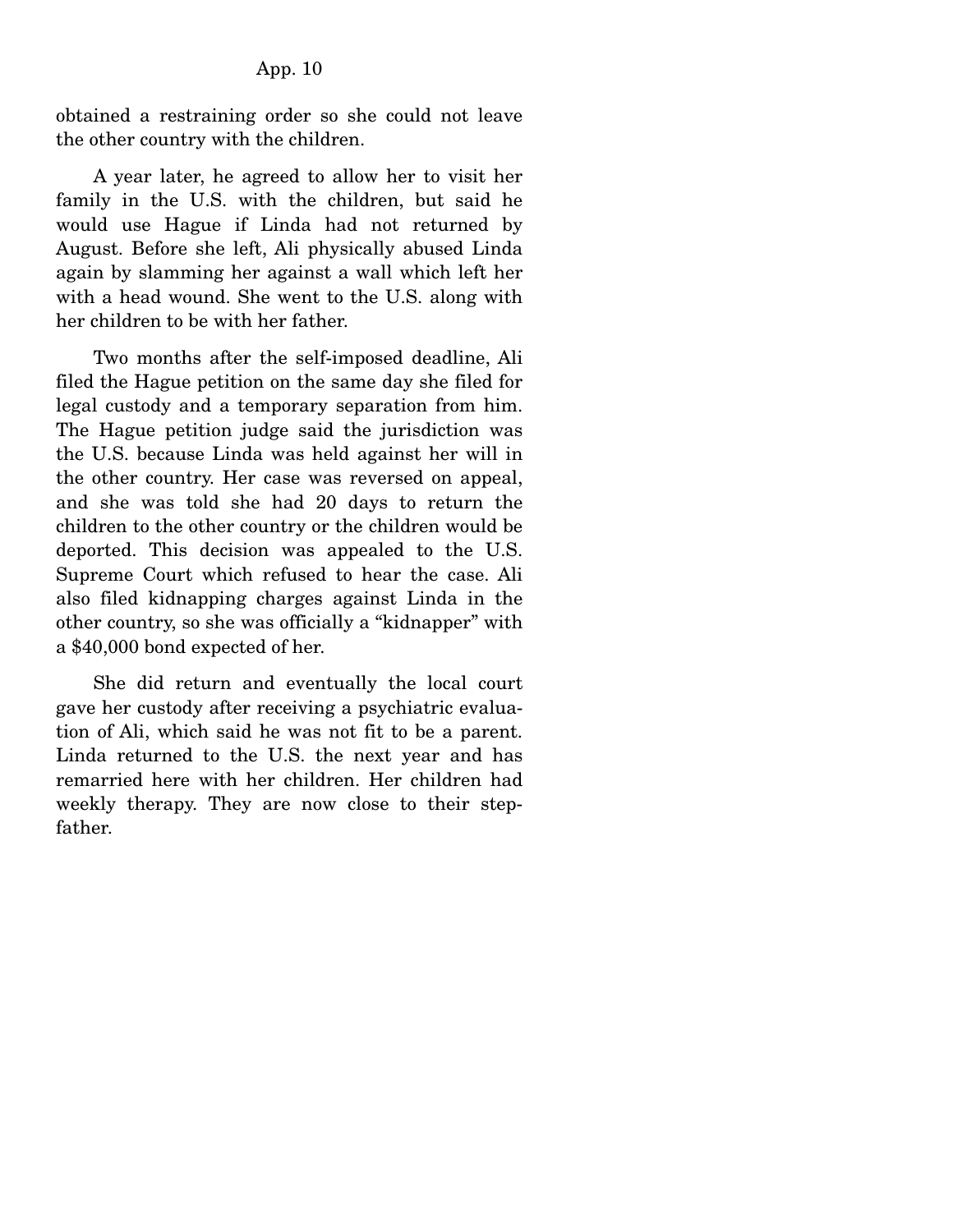obtained a restraining order so she could not leave the other country with the children.

A year later, he agreed to allow her to visit her family in the U.S. with the children, but said he would use Hague if Linda had not returned by August. Before she left, Ali physically abused Linda again by slamming her against a wall which left her with a head wound. She went to the U.S. along with her children to be with her father.

Two months after the self-imposed deadline, Ali filed the Hague petition on the same day she filed for legal custody and a temporary separation from him. The Hague petition judge said the jurisdiction was the U.S. because Linda was held against her will in the other country. Her case was reversed on appeal, and she was told she had 20 days to return the children to the other country or the children would be deported. This decision was appealed to the U.S. Supreme Court which refused to hear the case. Ali also filed kidnapping charges against Linda in the other country, so she was officially a "kidnapper" with a $40,000 bond expected of her.

She did return and eventually the local court gave her custody after receiving a psychiatric evaluation of Ali, which said he was not fit to be a parent. Linda returned to the U.S. the next year and has remarried here with her children. Her children had weekly therapy. They are now close to their stepfather.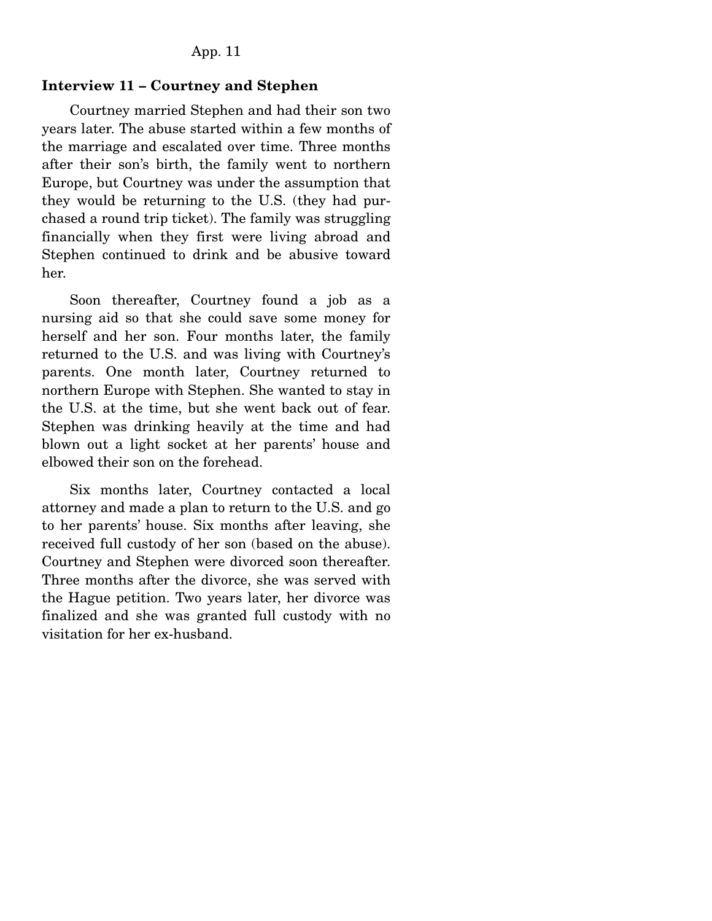**Interview 11 – Courtney and Stephen**

Courtney married Stephen and had their son two years later. The abuse started within a few months of the marriage and escalated over time. Three months after their son's birth, the family went to northern Europe, but Courtney was under the assumption that they would be returning to the U.S. (they had purchased a round trip ticket). The family was struggling financially when they first were living abroad and Stephen continued to drink and be abusive toward her.

Soon thereafter, Courtney found a job as a nursing aid so that she could save some money for herself and her son. Four months later, the family returned to the U.S. and was living with Courtney's parents. One month later, Courtney returned to northern Europe with Stephen. She wanted to stay in the U.S. at the time, but she went back out of fear. Stephen was drinking heavily at the time and had blown out a light socket at her parents' house and elbowed their son on the forehead.

Six months later, Courtney contacted a local attorney and made a plan to return to the U.S. and go to her parents' house. Six months after leaving, she received full custody of her son (based on the abuse). Courtney and Stephen were divorced soon thereafter. Three months after the divorce, she was served with the Hague petition. Two years later, her divorce was finalized and she was granted full custody with no visitation for her ex-husband.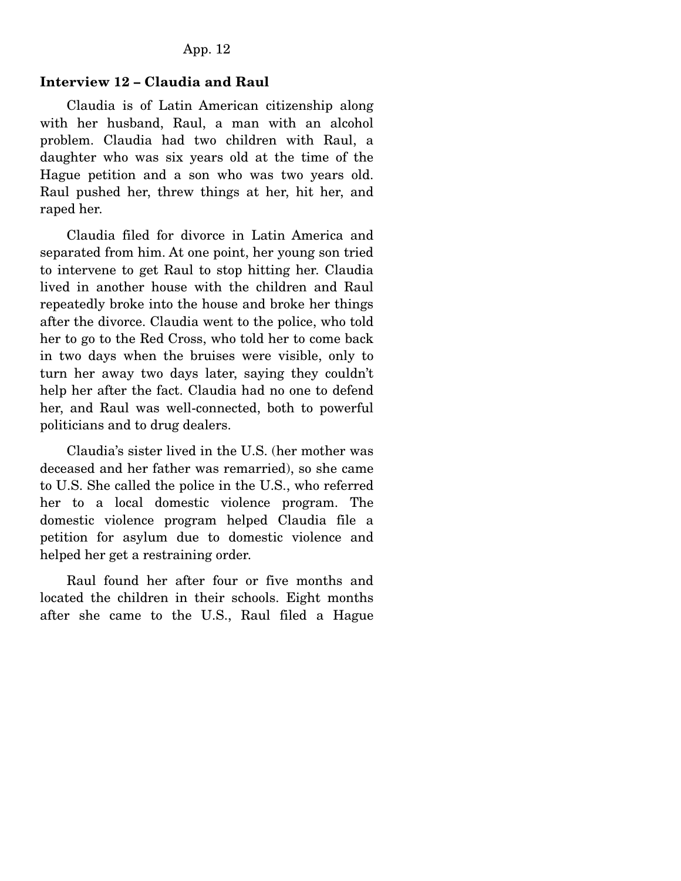**Interview 12 – Claudia and Raul**

Claudia is of Latin American citizenship along with her husband, Raul, a man with an alcohol problem. Claudia had two children with Raul, a daughter who was six years old at the time of the Hague petition and a son who was two years old. Raul pushed her, threw things at her, hit her, and raped her.

Claudia filed for divorce in Latin America and separated from him. At one point, her young son tried to intervene to get Raul to stop hitting her. Claudia lived in another house with the children and Raul repeatedly broke into the house and broke her things after the divorce. Claudia went to the police, who told her to go to the Red Cross, who told her to come back in two days when the bruises were visible, only to turn her away two days later, saying they couldn't help her after the fact. Claudia had no one to defend her, and Raul was well-connected, both to powerful politicians and to drug dealers.

Claudia's sister lived in the U.S. (her mother was deceased and her father was remarried), so she came to U.S. She called the police in the U.S., who referred her to a local domestic violence program. The domestic violence program helped Claudia file a petition for asylum due to domestic violence and helped her get a restraining order.

Raul found her after four or five months and located the children in their schools. Eight months after she came to the U.S., Raul filed a Hague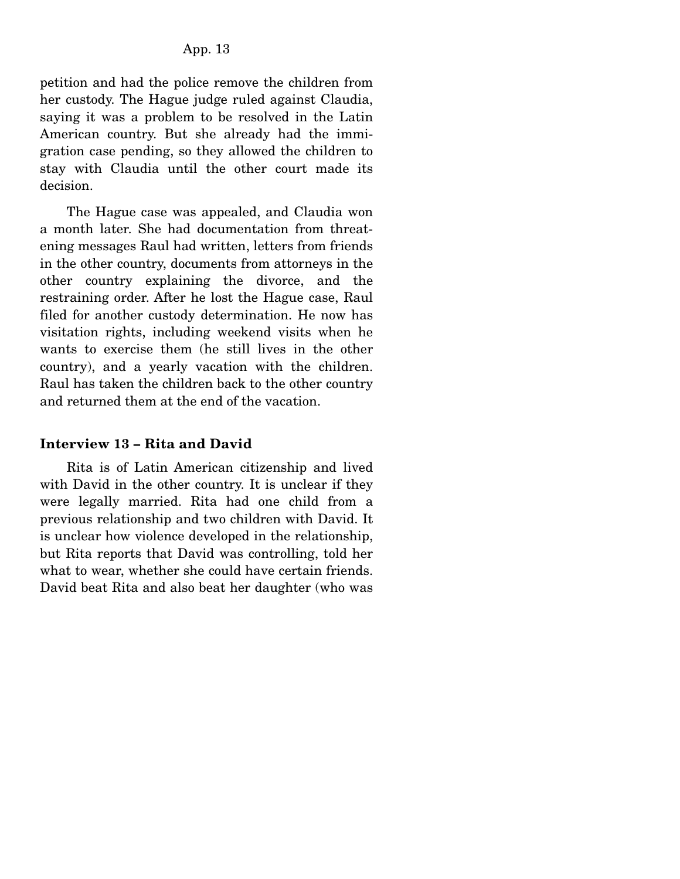petition and had the police remove the children from her custody. The Hague judge ruled against Claudia, saying it was a problem to be resolved in the Latin American country. But she already had the immigration case pending, so they allowed the children to stay with Claudia until the other court made its decision.

The Hague case was appealed, and Claudia won a month later. She had documentation from threatening messages Raul had written, letters from friends in the other country, documents from attorneys in the other country explaining the divorce, and the restraining order. After he lost the Hague case, Raul filed for another custody determination. He now has visitation rights, including weekend visits when he wants to exercise them (he still lives in the other country), and a yearly vacation with the children. Raul has taken the children back to the other country and returned them at the end of the vacation.

**Interview 13 – Rita and David**

Rita is of Latin American citizenship and lived with David in the other country. It is unclear if they were legally married. Rita had one child from a previous relationship and two children with David. It is unclear how violence developed in the relationship, but Rita reports that David was controlling, told her what to wear, whether she could have certain friends. David beat Rita and also beat her daughter (who was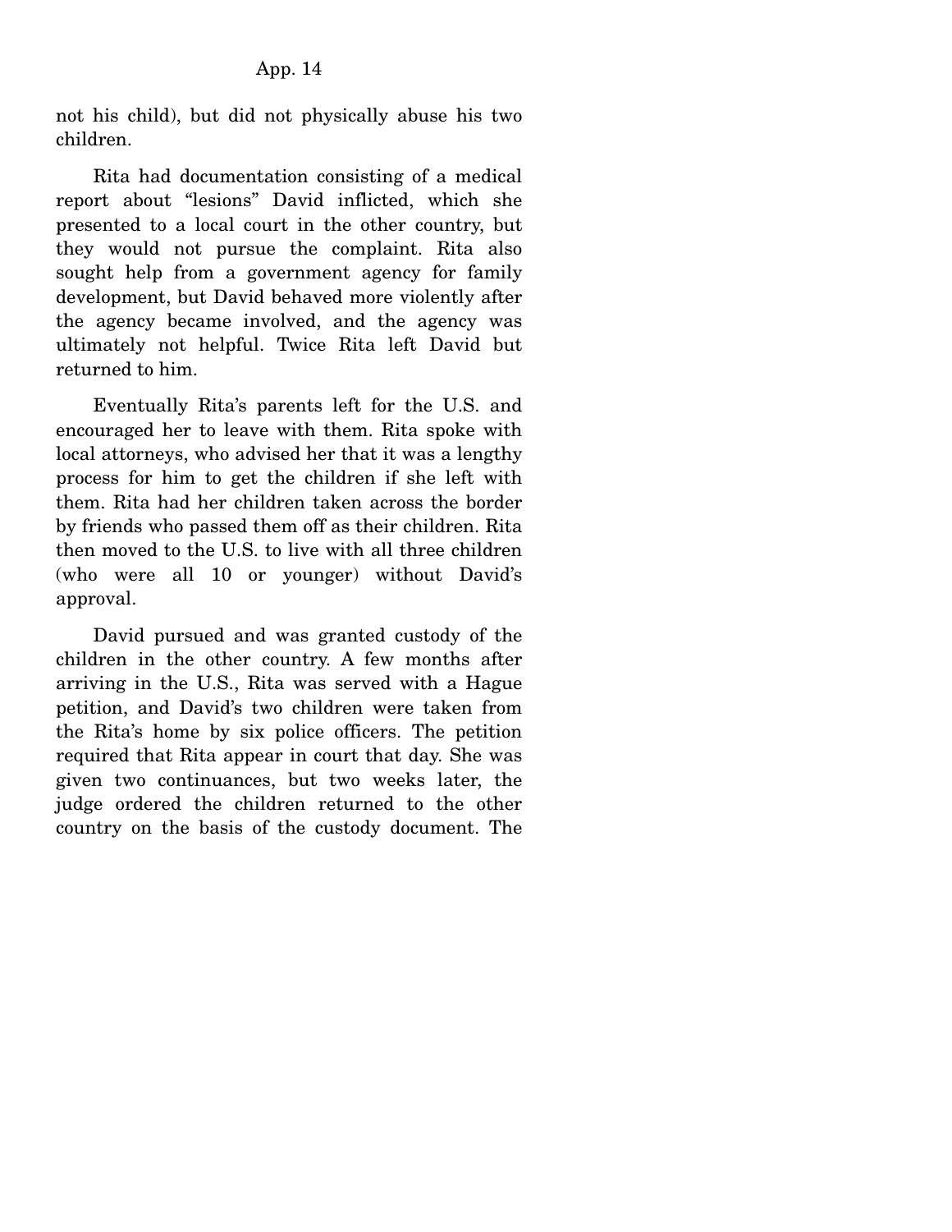not his child), but did not physically abuse his two children.

Rita had documentation consisting of a medical report about "lesions" David inflicted, which she presented to a local court in the other country, but they would not pursue the complaint. Rita also sought help from a government agency for family development, but David behaved more violently after the agency became involved, and the agency was ultimately not helpful. Twice Rita left David but returned to him.

Eventually Rita's parents left for the U.S. and encouraged her to leave with them. Rita spoke with local attorneys, who advised her that it was a lengthy process for him to get the children if she left with them. Rita had her children taken across the border by friends who passed them off as their children. Rita then moved to the U.S. to live with all three children (who were all 10 or younger) without David's approval.

David pursued and was granted custody of the children in the other country. A few months after arriving in the U.S., Rita was served with a Hague petition, and David's two children were taken from the Rita's home by six police officers. The petition required that Rita appear in court that day. She was given two continuances, but two weeks later, the judge ordered the children returned to the other country on the basis of the custody document. The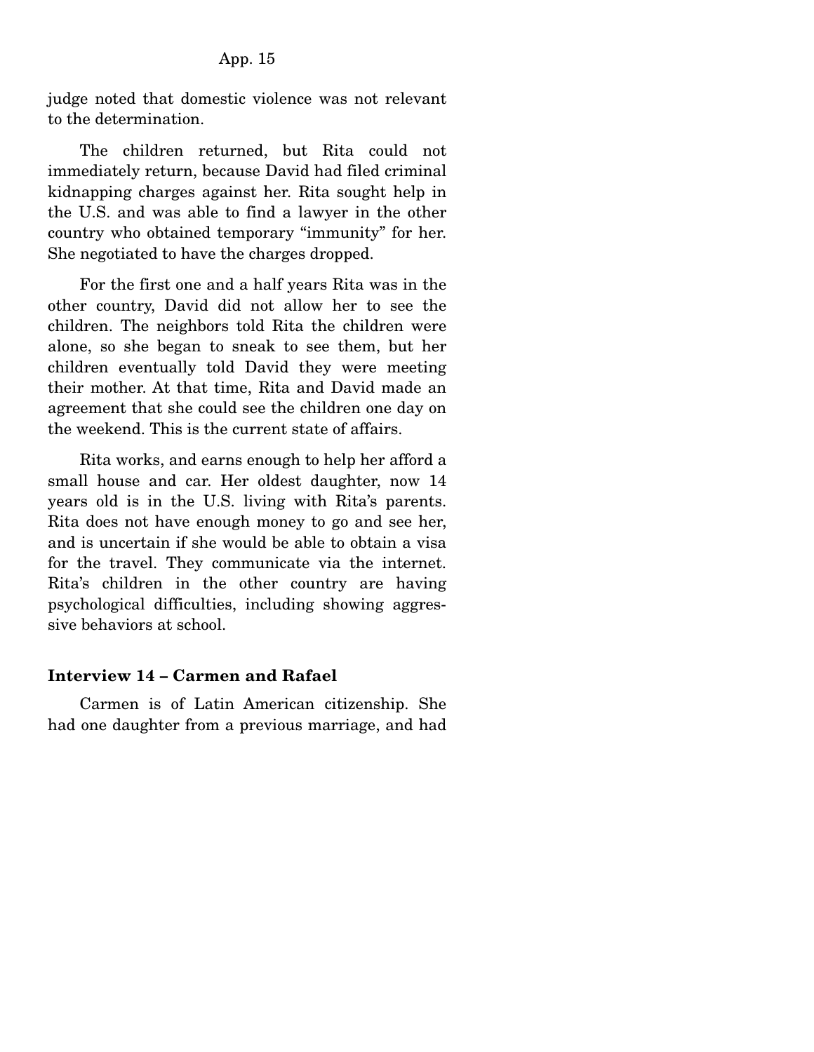judge noted that domestic violence was not relevant to the determination.

The children returned, but Rita could not immediately return, because David had filed criminal kidnapping charges against her. Rita sought help in the U.S. and was able to find a lawyer in the other country who obtained temporary "immunity" for her. She negotiated to have the charges dropped.

For the first one and a half years Rita was in the other country, David did not allow her to see the children. The neighbors told Rita the children were alone, so she began to sneak to see them, but her children eventually told David they were meeting their mother. At that time, Rita and David made an agreement that she could see the children one day on the weekend. This is the current state of affairs.

Rita works, and earns enough to help her afford a small house and car. Her oldest daughter, now 14 years old is in the U.S. living with Rita's parents. Rita does not have enough money to go and see her, and is uncertain if she would be able to obtain a visa for the travel. They communicate via the internet. Rita's children in the other country are having psychological difficulties, including showing aggressive behaviors at school.

### Interview 14 – Carmen and Rafael

Carmen is of Latin American citizenship. She had one daughter from a previous marriage, and had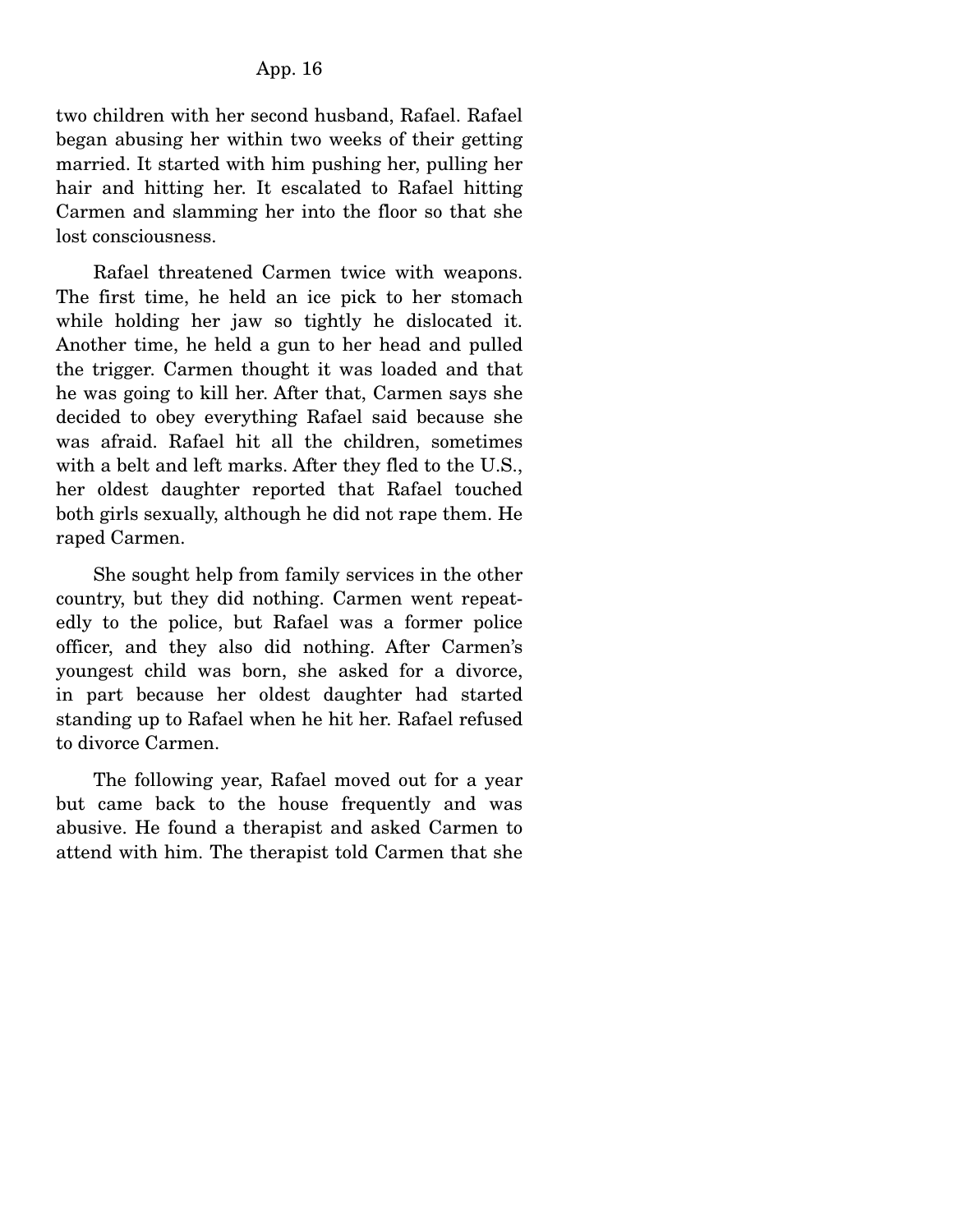two children with her second husband, Rafael. Rafael began abusing her within two weeks of their getting married. It started with him pushing her, pulling her hair and hitting her. It escalated to Rafael hitting Carmen and slamming her into the floor so that she lost consciousness.

Rafael threatened Carmen twice with weapons. The first time, he held an ice pick to her stomach while holding her jaw so tightly he dislocated it. Another time, he held a gun to her head and pulled the trigger. Carmen thought it was loaded and that he was going to kill her. After that, Carmen says she decided to obey everything Rafael said because she was afraid. Rafael hit all the children, sometimes with a belt and left marks. After they fled to the U.S., her oldest daughter reported that Rafael touched both girls sexually, although he did not rape them. He raped Carmen.

She sought help from family services in the other country, but they did nothing. Carmen went repeatedly to the police, but Rafael was a former police officer, and they also did nothing. After Carmen's youngest child was born, she asked for a divorce, in part because her oldest daughter had started standing up to Rafael when he hit her. Rafael refused to divorce Carmen.

The following year, Rafael moved out for a year but came back to the house frequently and was abusive. He found a therapist and asked Carmen to attend with him. The therapist told Carmen that she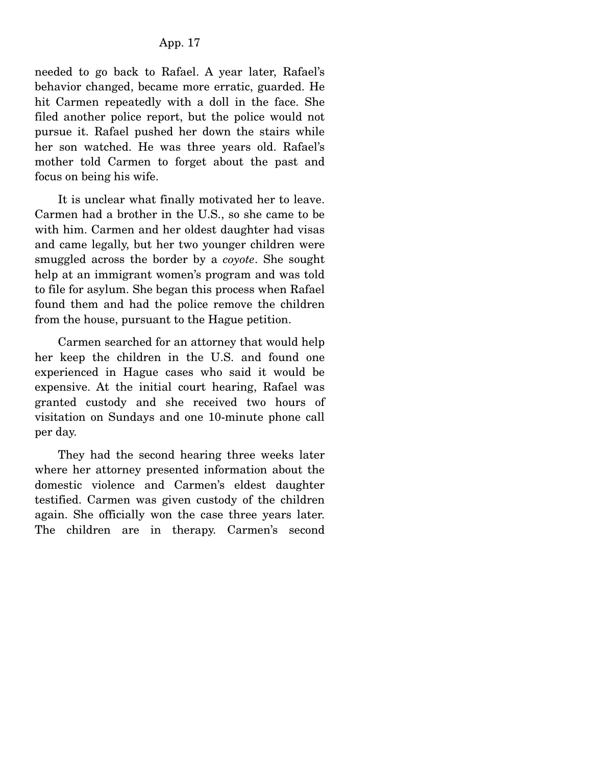needed to go back to Rafael. A year later, Rafael's behavior changed, became more erratic, guarded. He hit Carmen repeatedly with a doll in the face. She filed another police report, but the police would not pursue it. Rafael pushed her down the stairs while her son watched. He was three years old. Rafael's mother told Carmen to forget about the past and focus on being his wife.

It is unclear what finally motivated her to leave. Carmen had a brother in the U.S., so she came to be with him. Carmen and her oldest daughter had visas and came legally, but her two younger children were smuggled across the border by a *coyote*. She sought help at an immigrant women's program and was told to file for asylum. She began this process when Rafael found them and had the police remove the children from the house, pursuant to the Hague petition.

Carmen searched for an attorney that would help her keep the children in the U.S. and found one experienced in Hague cases who said it would be expensive. At the initial court hearing, Rafael was granted custody and she received two hours of visitation on Sundays and one 10-minute phone call per day.

They had the second hearing three weeks later where her attorney presented information about the domestic violence and Carmen's eldest daughter testified. Carmen was given custody of the children again. She officially won the case three years later. The children are in therapy. Carmen's second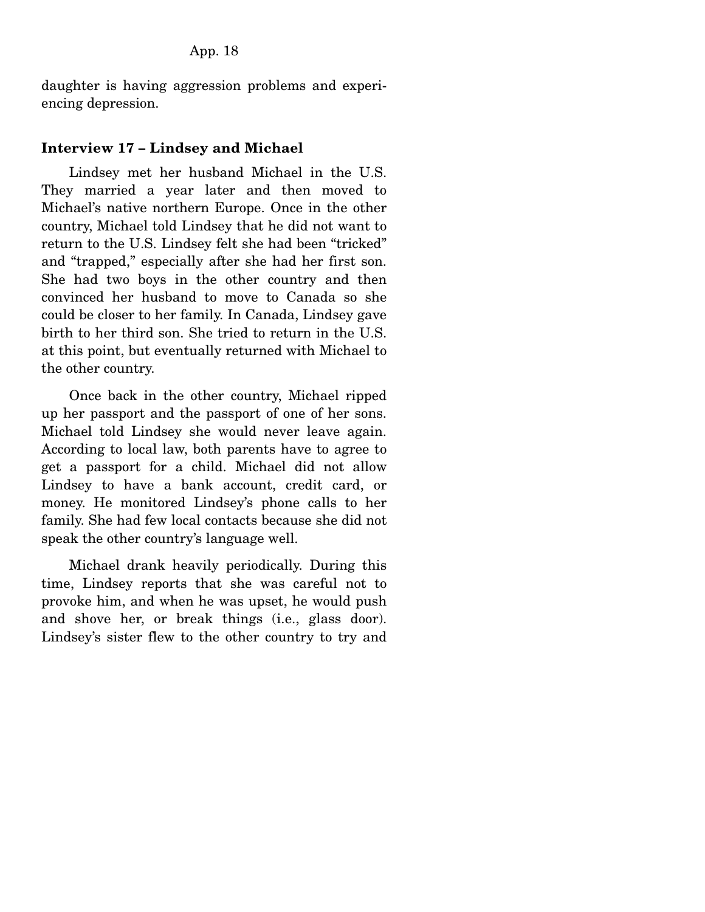daughter is having aggression problems and experiencing depression.

### Interview 17 – Lindsey and Michael

Lindsey met her husband Michael in the U.S. They married a year later and then moved to Michael's native northern Europe. Once in the other country, Michael told Lindsey that he did not want to return to the U.S. Lindsey felt she had been "tricked" and "trapped," especially after she had her first son. She had two boys in the other country and then convinced her husband to move to Canada so she could be closer to her family. In Canada, Lindsey gave birth to her third son. She tried to return in the U.S. at this point, but eventually returned with Michael to the other country.

Once back in the other country, Michael ripped up her passport and the passport of one of her sons. Michael told Lindsey she would never leave again. According to local law, both parents have to agree to get a passport for a child. Michael did not allow Lindsey to have a bank account, credit card, or money. He monitored Lindsey's phone calls to her family. She had few local contacts because she did not speak the other country's language well.

Michael drank heavily periodically. During this time, Lindsey reports that she was careful not to provoke him, and when he was upset, he would push and shove her, or break things (i.e., glass door). Lindsey's sister flew to the other country to try and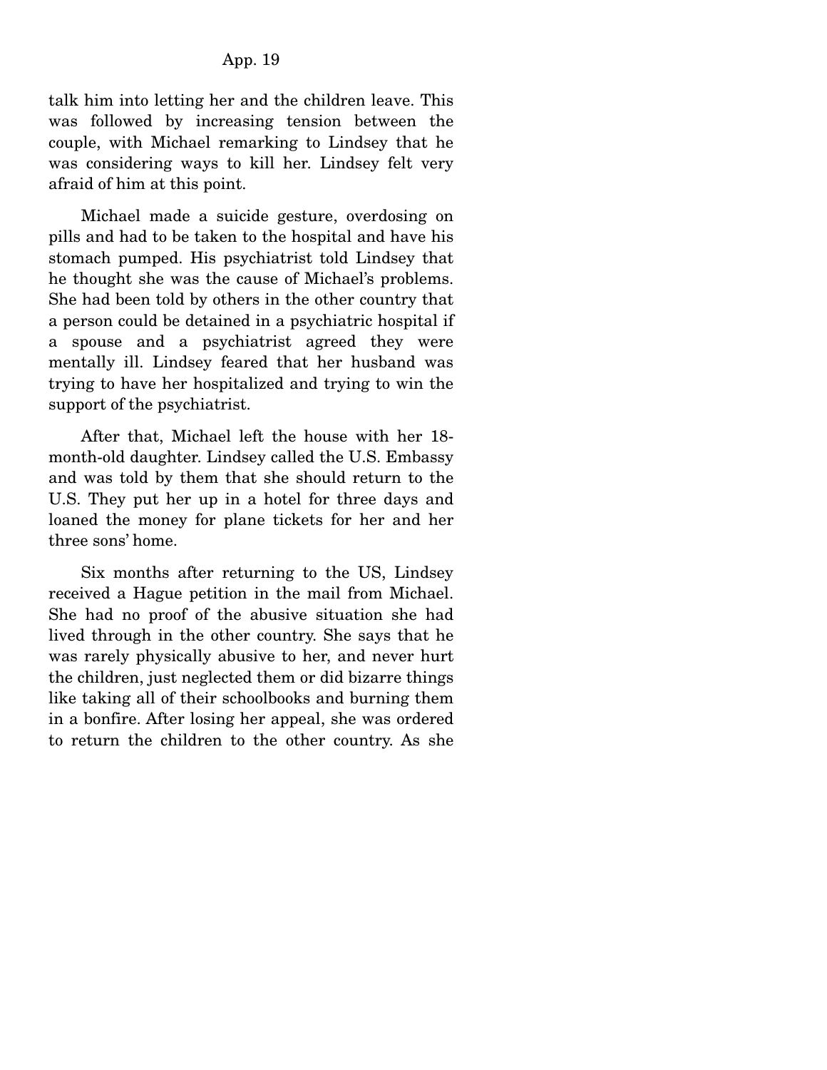talk him into letting her and the children leave. This was followed by increasing tension between the couple, with Michael remarking to Lindsey that he was considering ways to kill her. Lindsey felt very afraid of him at this point.

Michael made a suicide gesture, overdosing on pills and had to be taken to the hospital and have his stomach pumped. His psychiatrist told Lindsey that he thought she was the cause of Michael's problems. She had been told by others in the other country that a person could be detained in a psychiatric hospital if a spouse and a psychiatrist agreed they were mentally ill. Lindsey feared that her husband was trying to have her hospitalized and trying to win the support of the psychiatrist.

After that, Michael left the house with her 18-month-old daughter. Lindsey called the U.S. Embassy and was told by them that she should return to the U.S. They put her up in a hotel for three days and loaned the money for plane tickets for her and her three sons' home.

Six months after returning to the US, Lindsey received a Hague petition in the mail from Michael. She had no proof of the abusive situation she had lived through in the other country. She says that he was rarely physically abusive to her, and never hurt the children, just neglected them or did bizarre things like taking all of their schoolbooks and burning them in a bonfire. After losing her appeal, she was ordered to return the children to the other country. As she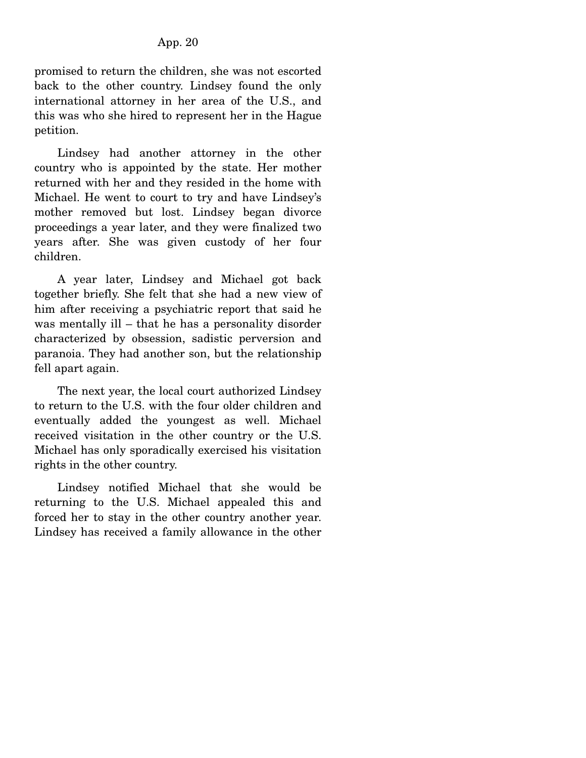promised to return the children, she was not escorted back to the other country. Lindsey found the only international attorney in her area of the U.S., and this was who she hired to represent her in the Hague petition.

Lindsey had another attorney in the other country who is appointed by the state. Her mother returned with her and they resided in the home with Michael. He went to court to try and have Lindsey's mother removed but lost. Lindsey began divorce proceedings a year later, and they were finalized two years after. She was given custody of her four children.

A year later, Lindsey and Michael got back together briefly. She felt that she had a new view of him after receiving a psychiatric report that said he was mentally ill – that he has a personality disorder characterized by obsession, sadistic perversion and paranoia. They had another son, but the relationship fell apart again.

The next year, the local court authorized Lindsey to return to the U.S. with the four older children and eventually added the youngest as well. Michael received visitation in the other country or the U.S. Michael has only sporadically exercised his visitation rights in the other country.

Lindsey notified Michael that she would be returning to the U.S. Michael appealed this and forced her to stay in the other country another year. Lindsey has received a family allowance in the other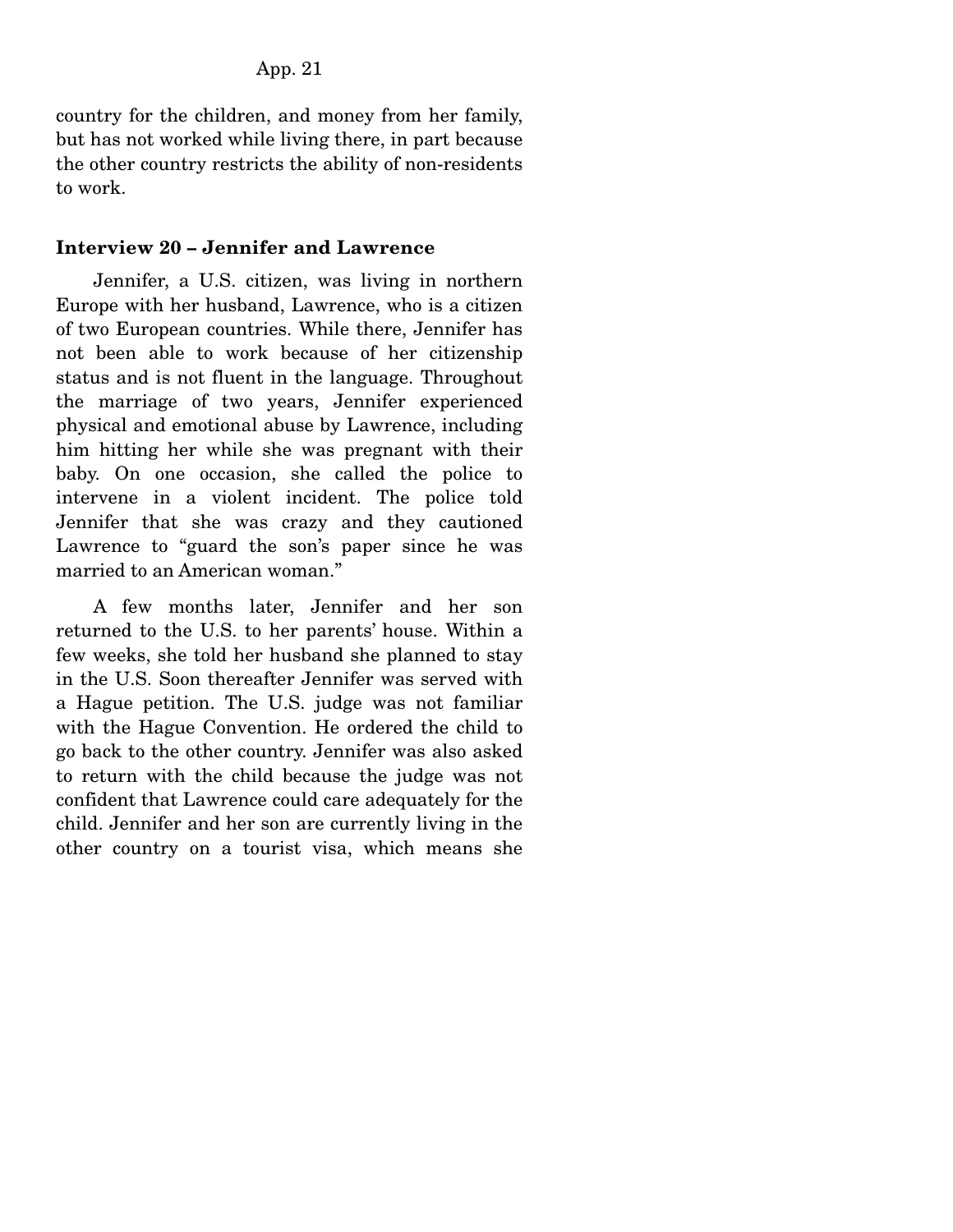country for the children, and money from her family, but has not worked while living there, in part because the other country restricts the ability of non-residents to work.

**Interview 20 – Jennifer and Lawrence**

Jennifer, a U.S. citizen, was living in northern Europe with her husband, Lawrence, who is a citizen of two European countries. While there, Jennifer has not been able to work because of her citizenship status and is not fluent in the language. Throughout the marriage of two years, Jennifer experienced physical and emotional abuse by Lawrence, including him hitting her while she was pregnant with their baby. On one occasion, she called the police to intervene in a violent incident. The police told Jennifer that she was crazy and they cautioned Lawrence to "guard the son's paper since he was married to an American woman."

A few months later, Jennifer and her son returned to the U.S. to her parents' house. Within a few weeks, she told her husband she planned to stay in the U.S. Soon thereafter Jennifer was served with a Hague petition. The U.S. judge was not familiar with the Hague Convention. He ordered the child to go back to the other country. Jennifer was also asked to return with the child because the judge was not confident that Lawrence could care adequately for the child. Jennifer and her son are currently living in the other country on a tourist visa, which means she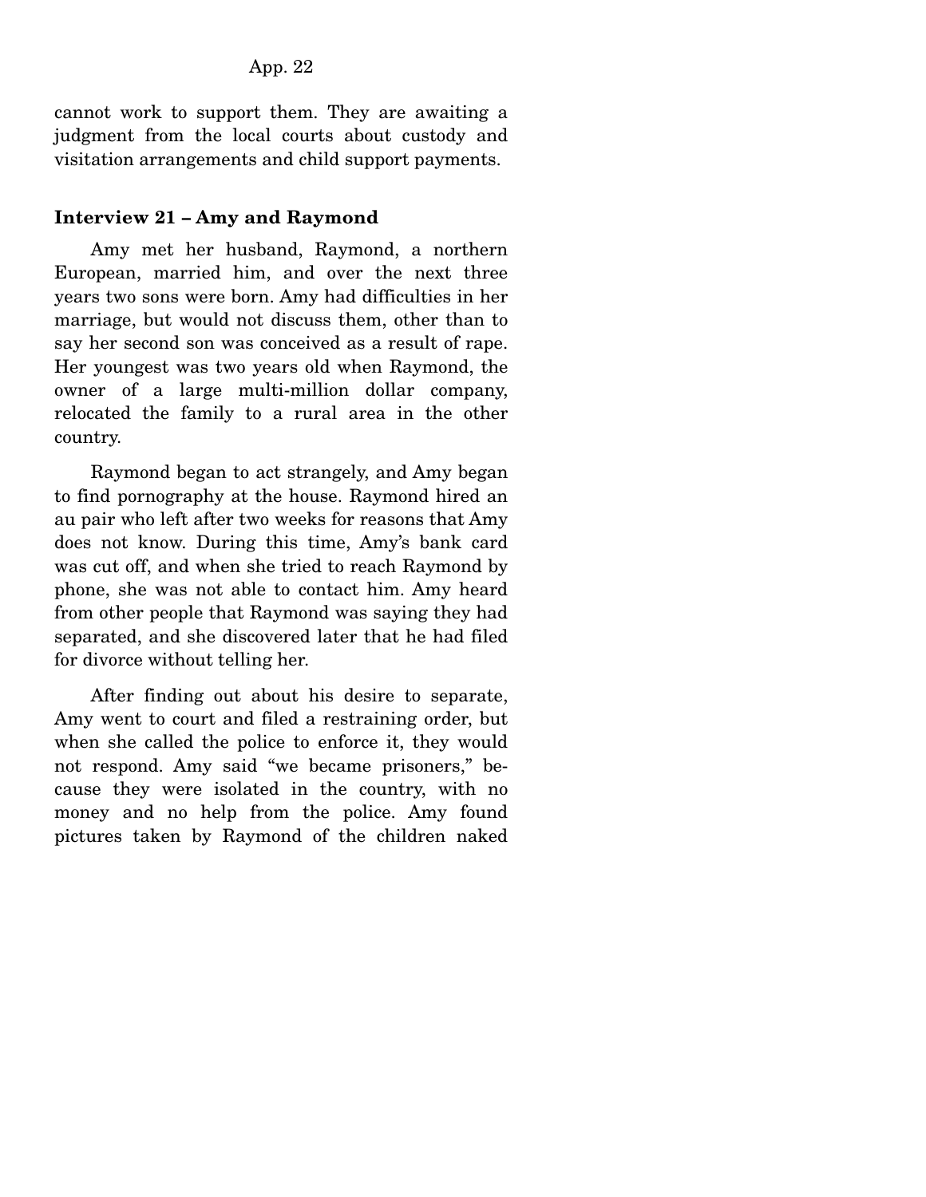cannot work to support them. They are awaiting a judgment from the local courts about custody and visitation arrangements and child support payments.

**Interview 21 – Amy and Raymond**

Amy met her husband, Raymond, a northern European, married him, and over the next three years two sons were born. Amy had difficulties in her marriage, but would not discuss them, other than to say her second son was conceived as a result of rape. Her youngest was two years old when Raymond, the owner of a large multi-million dollar company, relocated the family to a rural area in the other country.

Raymond began to act strangely, and Amy began to find pornography at the house. Raymond hired an au pair who left after two weeks for reasons that Amy does not know. During this time, Amy's bank card was cut off, and when she tried to reach Raymond by phone, she was not able to contact him. Amy heard from other people that Raymond was saying they had separated, and she discovered later that he had filed for divorce without telling her.

After finding out about his desire to separate, Amy went to court and filed a restraining order, but when she called the police to enforce it, they would not respond. Amy said "we became prisoners," because they were isolated in the country, with no money and no help from the police. Amy found pictures taken by Raymond of the children naked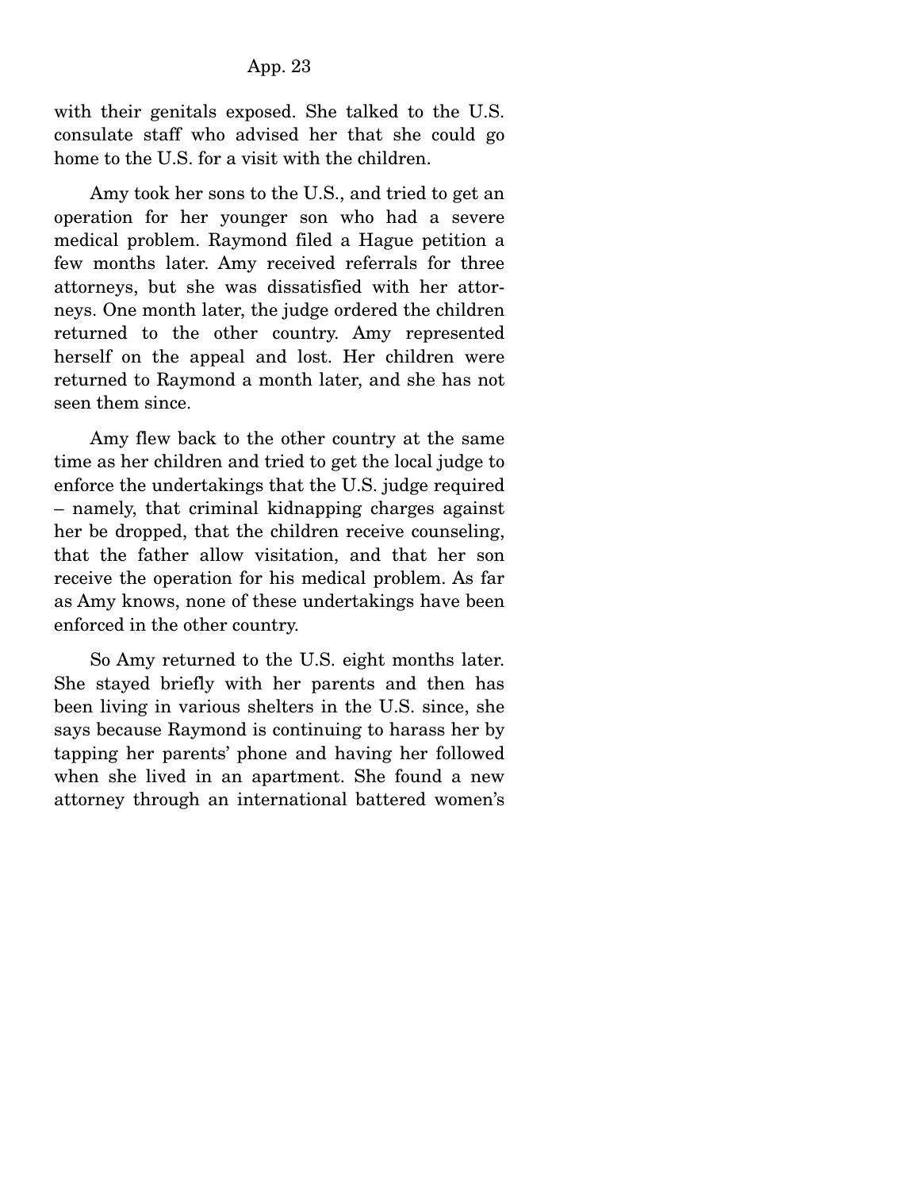with their genitals exposed. She talked to the U.S. consulate staff who advised her that she could go home to the U.S. for a visit with the children.

Amy took her sons to the U.S., and tried to get an operation for her younger son who had a severe medical problem. Raymond filed a Hague petition a few months later. Amy received referrals for three attorneys, but she was dissatisfied with her attorneys. One month later, the judge ordered the children returned to the other country. Amy represented herself on the appeal and lost. Her children were returned to Raymond a month later, and she has not seen them since.

Amy flew back to the other country at the same time as her children and tried to get the local judge to enforce the undertakings that the U.S. judge required – namely, that criminal kidnapping charges against her be dropped, that the children receive counseling, that the father allow visitation, and that her son receive the operation for his medical problem. As far as Amy knows, none of these undertakings have been enforced in the other country.

So Amy returned to the U.S. eight months later. She stayed briefly with her parents and then has been living in various shelters in the U.S. since, she says because Raymond is continuing to harass her by tapping her parents' phone and having her followed when she lived in an apartment. She found a new attorney through an international battered women's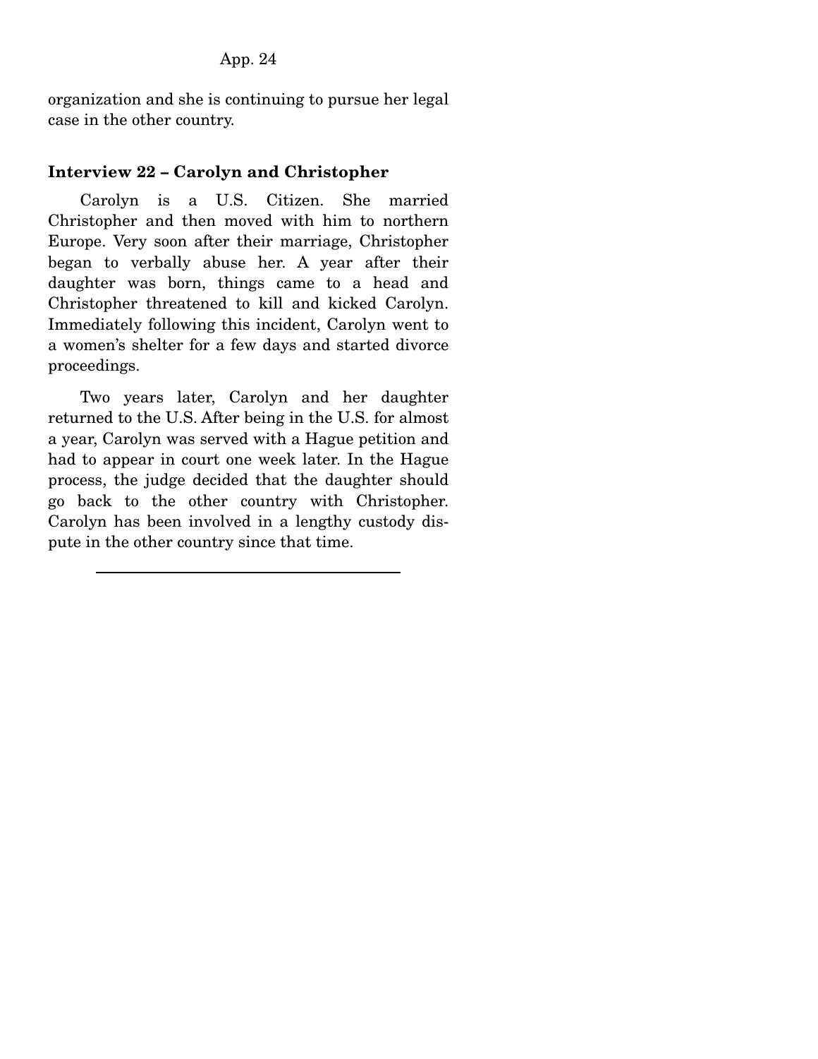organization and she is continuing to pursue her legal case in the other country.

**Interview 22 – Carolyn and Christopher**

Carolyn is a U.S. Citizen. She married Christopher and then moved with him to northern Europe. Very soon after their marriage, Christopher began to verbally abuse her. A year after their daughter was born, things came to a head and Christopher threatened to kill and kicked Carolyn. Immediately following this incident, Carolyn went to a women's shelter for a few days and started divorce proceedings.

Two years later, Carolyn and her daughter returned to the U.S. After being in the U.S. for almost a year, Carolyn was served with a Hague petition and had to appear in court one week later. In the Hague process, the judge decided that the daughter should go back to the other country with Christopher. Carolyn has been involved in a lengthy custody dispute in the other country since that time.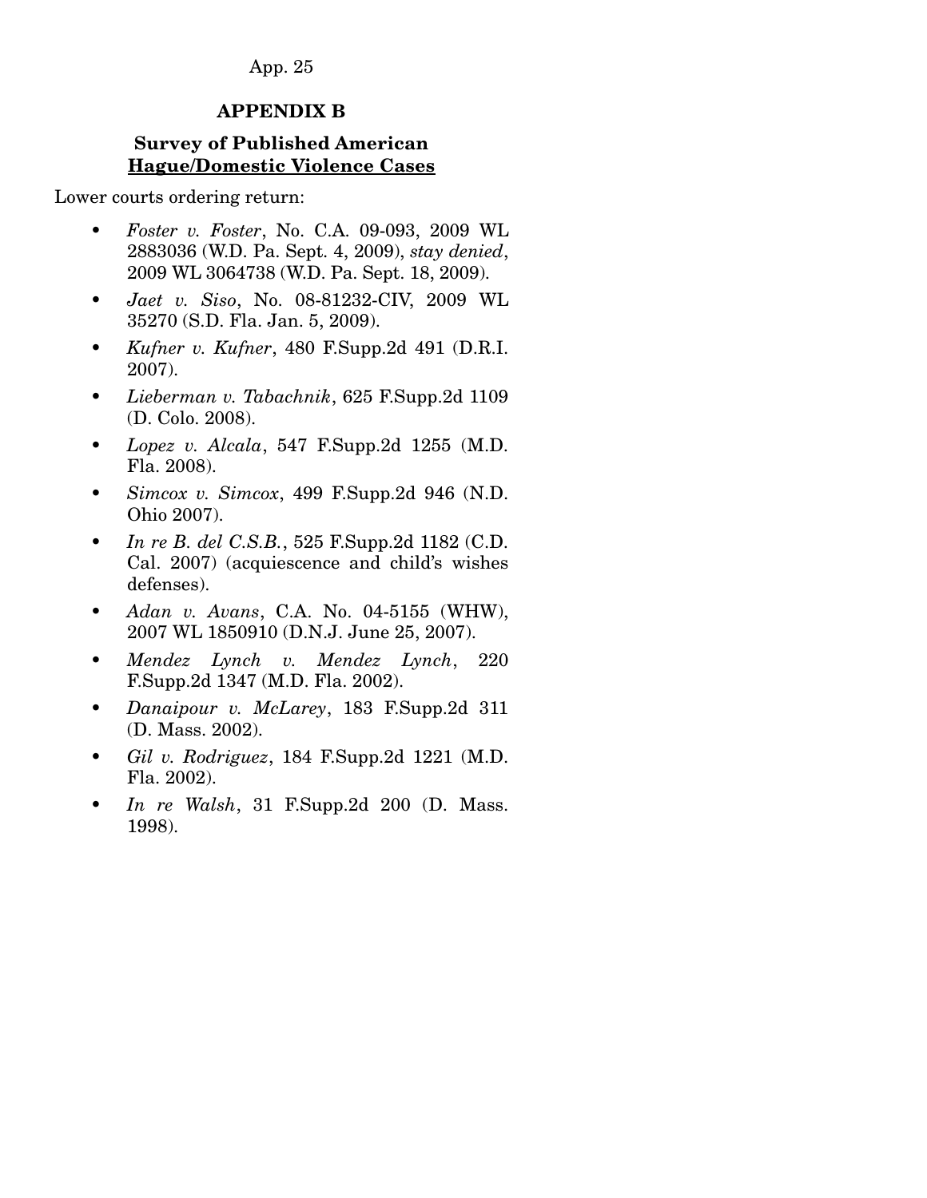## APPENDIX B

### Survey of Published American Hague/Domestic Violence Cases

Lower courts ordering return:

- *Foster v. Foster*, No. C.A. 09-093, 2009 WL 2883036 (W.D. Pa. Sept. 4, 2009), *stay denied*, 2009 WL 3064738 (W.D. Pa. Sept. 18, 2009).
- *Jaet v. Siso*, No. 08-81232-CIV, 2009 WL 35270 (S.D. Fla. Jan. 5, 2009).
- *Kufner v. Kufner*, 480 F.Supp.2d 491 (D.R.I. 2007).
- *Lieberman v. Tabachnik*, 625 F.Supp.2d 1109 (D. Colo. 2008).
- *Lopez v. Alcala*, 547 F.Supp.2d 1255 (M.D. Fla. 2008).
- *Simcox v. Simcox*, 499 F.Supp.2d 946 (N.D. Ohio 2007).
- *In re B. del C.S.B.*, 525 F.Supp.2d 1182 (C.D. Cal. 2007) (acquiescence and child's wishes defenses).
- *Adan v. Avans*, C.A. No. 04-5155 (WHW), 2007 WL 1850910 (D.N.J. June 25, 2007).
- *Mendez Lynch v. Mendez Lynch*, 220 F.Supp.2d 1347 (M.D. Fla. 2002).
- *Danaipour v. McLarey*, 183 F.Supp.2d 311 (D. Mass. 2002).
- *Gil v. Rodriguez*, 184 F.Supp.2d 1221 (M.D. Fla. 2002).
- *In re Walsh*, 31 F.Supp.2d 200 (D. Mass. 1998).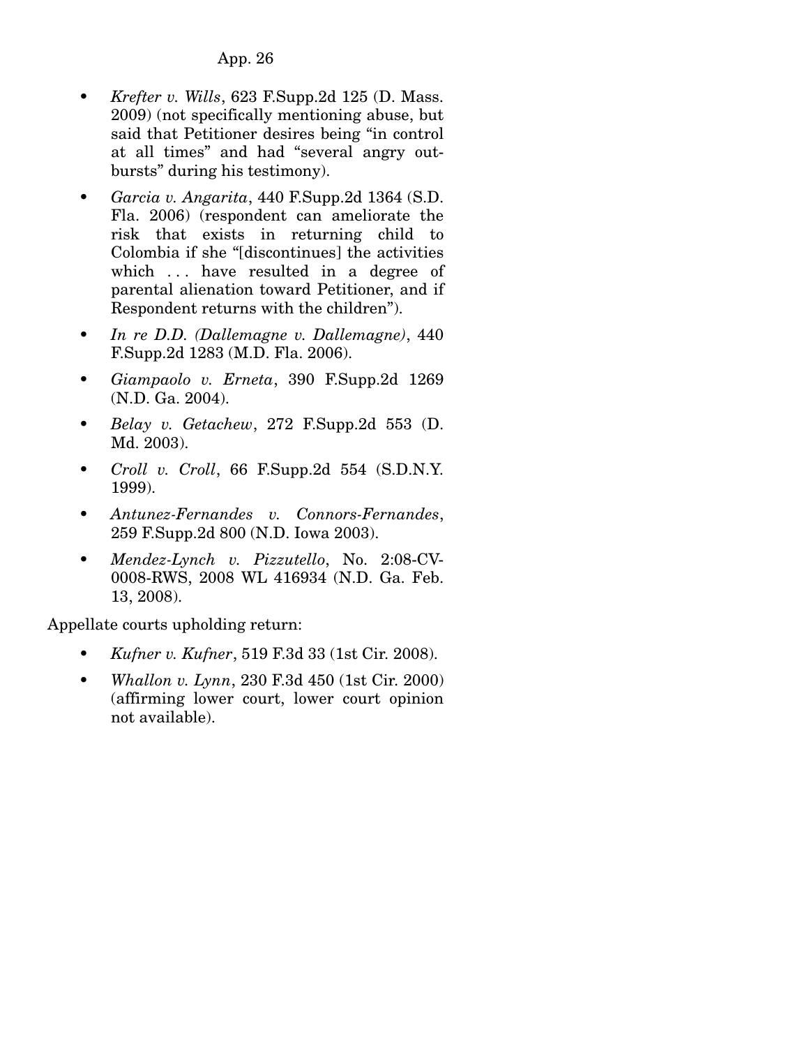- *Krefter v. Wills*, 623 F.Supp.2d 125 (D. Mass. 2009) (not specifically mentioning abuse, but said that Petitioner desires being "in control at all times" and had "several angry outbursts" during his testimony).
- *Garcia v. Angarita*, 440 F.Supp.2d 1364 (S.D. Fla. 2006) (respondent can ameliorate the risk that exists in returning child to Colombia if she "[discontinues] the activities which . . . have resulted in a degree of parental alienation toward Petitioner, and if Respondent returns with the children").
- *In re D.D. (Dallemagne v. Dallemagne)*, 440 F.Supp.2d 1283 (M.D. Fla. 2006).
- *Giampaolo v. Erneta*, 390 F.Supp.2d 1269 (N.D. Ga. 2004).
- *Belay v. Getachew*, 272 F.Supp.2d 553 (D. Md. 2003).
- *Croll v. Croll*, 66 F.Supp.2d 554 (S.D.N.Y. 1999).
- *Antunez-Fernandes v. Connors-Fernandes*, 259 F.Supp.2d 800 (N.D. Iowa 2003).
- *Mendez-Lynch v. Pizzutello*, No. 2:08-CV-0008-RWS, 2008 WL 416934 (N.D. Ga. Feb. 13, 2008).

Appellate courts upholding return:

- *Kufner v. Kufner*, 519 F.3d 33 (1st Cir. 2008).
- *Whallon v. Lynn*, 230 F.3d 450 (1st Cir. 2000) (affirming lower court, lower court opinion not available).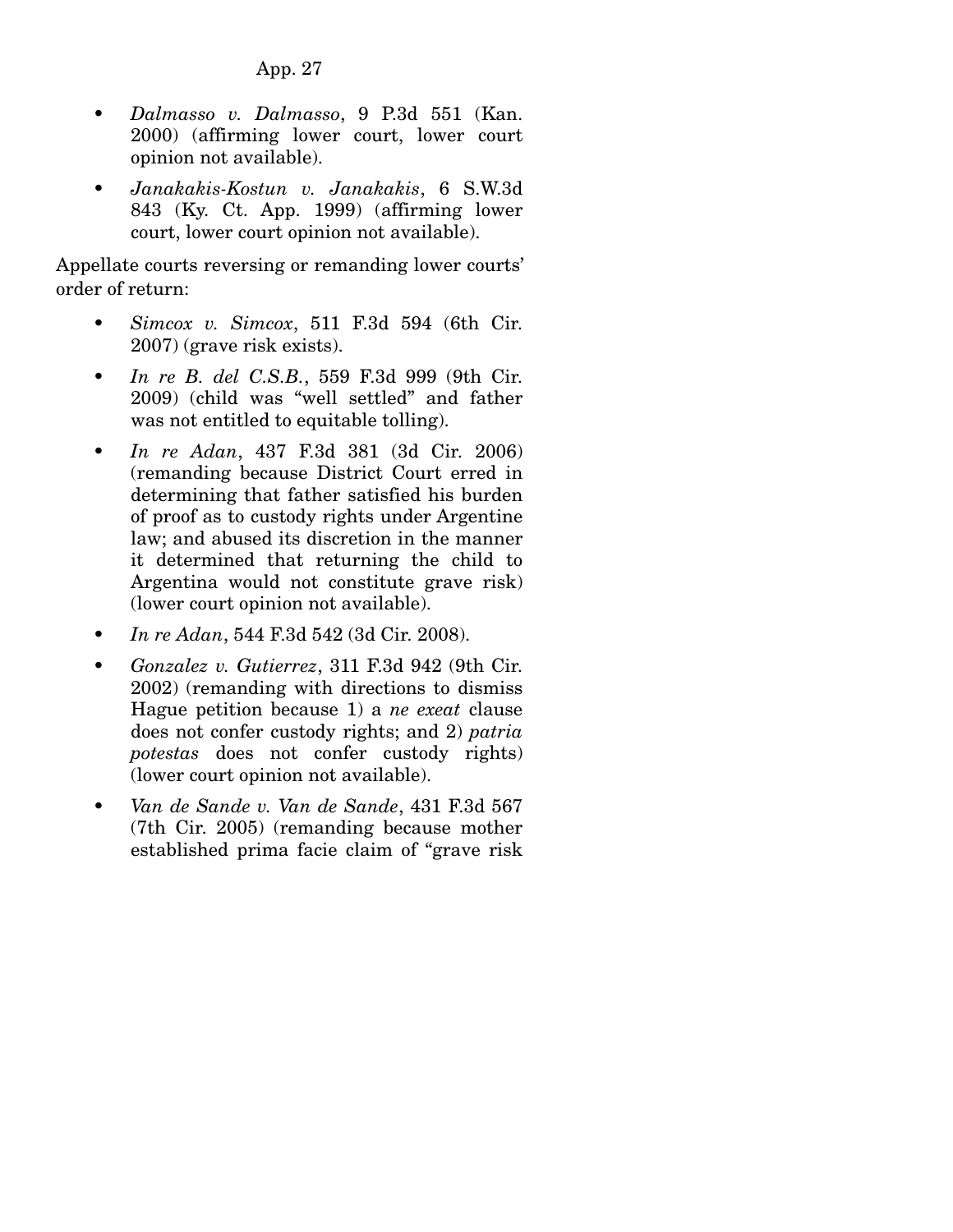- *Dalmasso v. Dalmasso*, 9 P.3d 551 (Kan. 2000) (affirming lower court, lower court opinion not available).
- *Janakakis-Kostun v. Janakakis*, 6 S.W.3d 843 (Ky. Ct. App. 1999) (affirming lower court, lower court opinion not available).

Appellate courts reversing or remanding lower courts' order of return:

- *Simcox v. Simcox*, 511 F.3d 594 (6th Cir. 2007) (grave risk exists).
- *In re B. del C.S.B.*, 559 F.3d 999 (9th Cir. 2009) (child was "well settled" and father was not entitled to equitable tolling).
- *In re Adan*, 437 F.3d 381 (3d Cir. 2006) (remanding because District Court erred in determining that father satisfied his burden of proof as to custody rights under Argentine law; and abused its discretion in the manner it determined that returning the child to Argentina would not constitute grave risk) (lower court opinion not available).
- *In re Adan*, 544 F.3d 542 (3d Cir. 2008).
- *Gonzalez v. Gutierrez*, 311 F.3d 942 (9th Cir. 2002) (remanding with directions to dismiss Hague petition because 1) a *ne exeat* clause does not confer custody rights; and 2) *patria potestas* does not confer custody rights) (lower court opinion not available).
- *Van de Sande v. Van de Sande*, 431 F.3d 567 (7th Cir. 2005) (remanding because mother established prima facie claim of "grave risk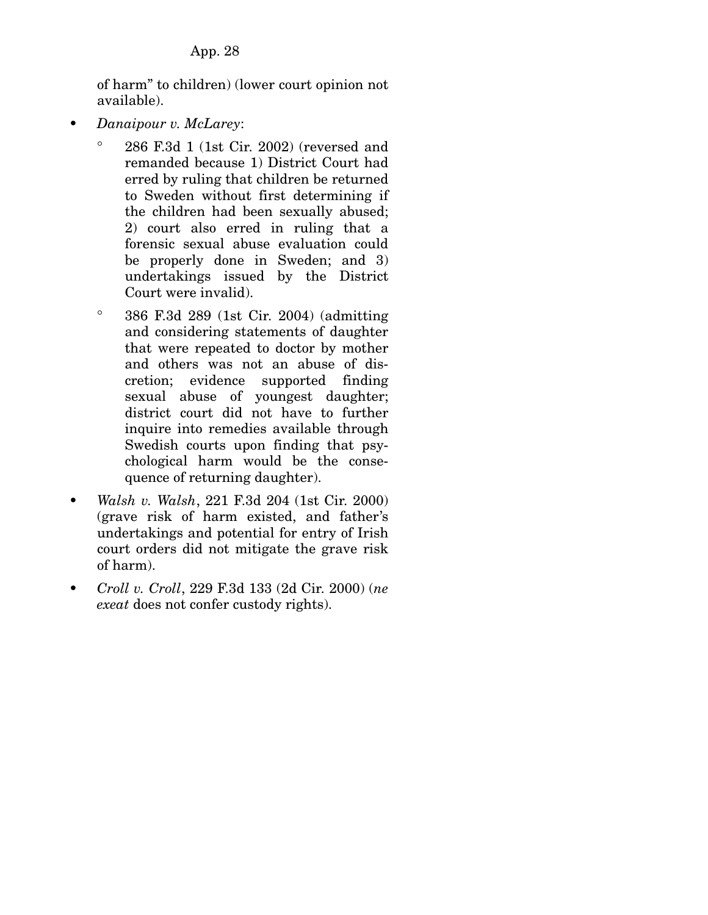of harm" to children) (lower court opinion not available).

- *Danaipour v. McLarey*:
  - 286 F.3d 1 (1st Cir. 2002) (reversed and remanded because 1) District Court had erred by ruling that children be returned to Sweden without first determining if the children had been sexually abused; 2) court also erred in ruling that a forensic sexual abuse evaluation could be properly done in Sweden; and 3) undertakings issued by the District Court were invalid).
  - 386 F.3d 289 (1st Cir. 2004) (admitting and considering statements of daughter that were repeated to doctor by mother and others was not an abuse of discretion; evidence supported finding sexual abuse of youngest daughter; district court did not have to further inquire into remedies available through Swedish courts upon finding that psychological harm would be the consequence of returning daughter).
- *Walsh v. Walsh*, 221 F.3d 204 (1st Cir. 2000) (grave risk of harm existed, and father's undertakings and potential for entry of Irish court orders did not mitigate the grave risk of harm).
- *Croll v. Croll*, 229 F.3d 133 (2d Cir. 2000) (*ne exeat* does not confer custody rights).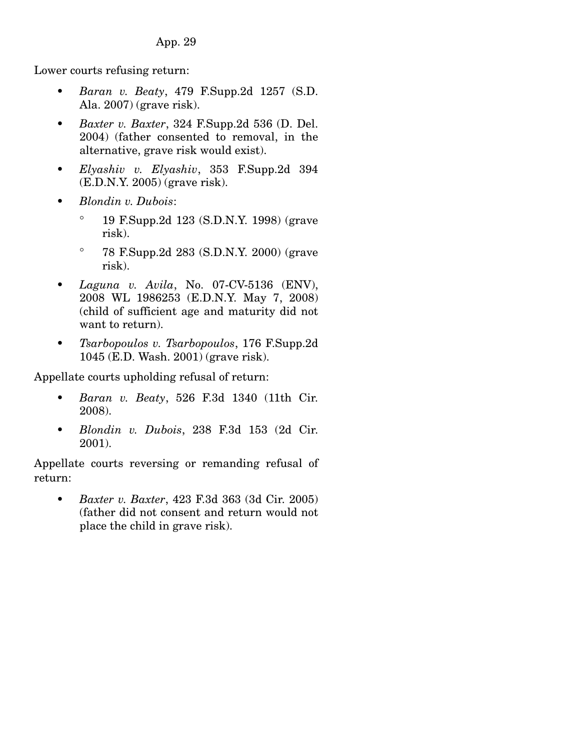Lower courts refusing return:

- *Baran v. Beaty*, 479 F.Supp.2d 1257 (S.D. Ala. 2007) (grave risk).
- *Baxter v. Baxter*, 324 F.Supp.2d 536 (D. Del. 2004) (father consented to removal, in the alternative, grave risk would exist).
- *Elyashiv v. Elyashiv*, 353 F.Supp.2d 394 (E.D.N.Y. 2005) (grave risk).
- *Blondin v. Dubois*:
  - 19 F.Supp.2d 123 (S.D.N.Y. 1998) (grave risk).
  - 78 F.Supp.2d 283 (S.D.N.Y. 2000) (grave risk).
- *Laguna v. Avila*, No. 07-CV-5136 (ENV), 2008 WL 1986253 (E.D.N.Y. May 7, 2008) (child of sufficient age and maturity did not want to return).
- *Tsarbopoulos v. Tsarbopoulos*, 176 F.Supp.2d 1045 (E.D. Wash. 2001) (grave risk).

Appellate courts upholding refusal of return:

- *Baran v. Beaty*, 526 F.3d 1340 (11th Cir. 2008).
- *Blondin v. Dubois*, 238 F.3d 153 (2d Cir. 2001).

Appellate courts reversing or remanding refusal of return:

- *Baxter v. Baxter*, 423 F.3d 363 (3d Cir. 2005) (father did not consent and return would not place the child in grave risk).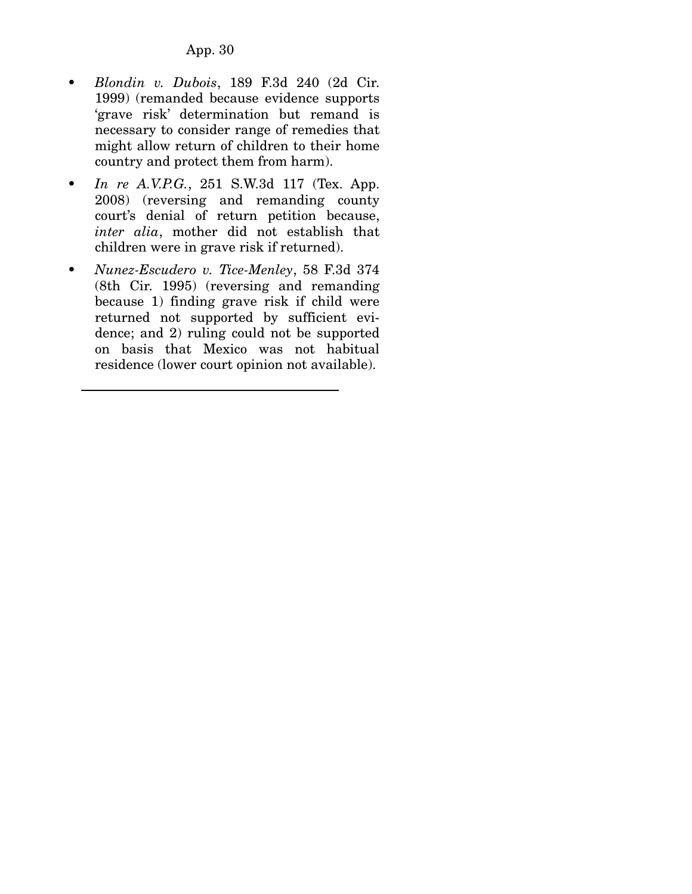- *Blondin v. Dubois*, 189 F.3d 240 (2d Cir. 1999) (remanded because evidence supports 'grave risk' determination but remand is necessary to consider range of remedies that might allow return of children to their home country and protect them from harm).
- *In re A.V.P.G.*, 251 S.W.3d 117 (Tex. App. 2008) (reversing and remanding county court's denial of return petition because, *inter alia*, mother did not establish that children were in grave risk if returned).
- *Nunez-Escudero v. Tice-Menley*, 58 F.3d 374 (8th Cir. 1995) (reversing and remanding because 1) finding grave risk if child were returned not supported by sufficient evidence; and 2) ruling could not be supported on basis that Mexico was not habitual residence (lower court opinion not available).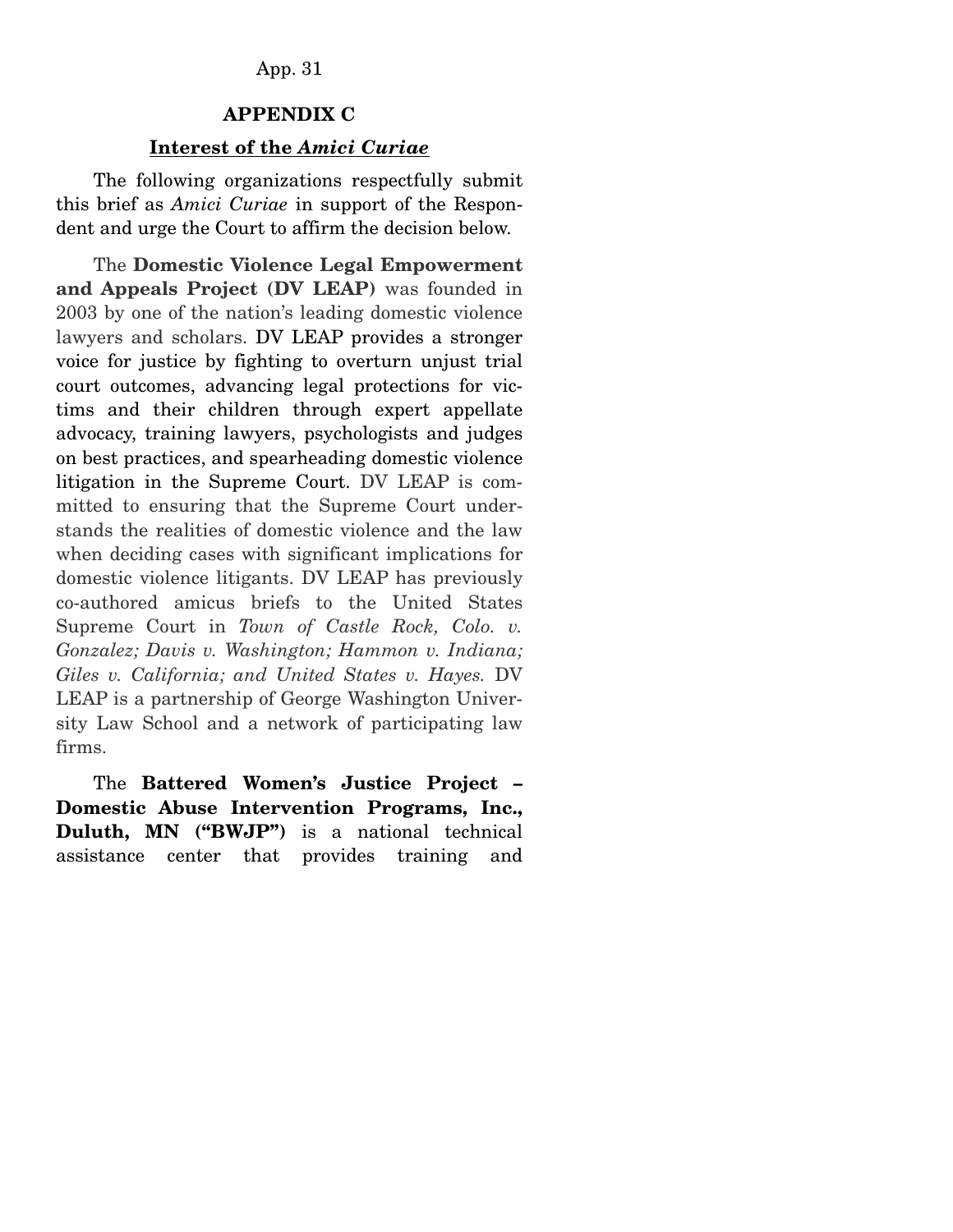## APPENDIX C

### Interest of the *Amici Curiae*

The following organizations respectfully submit this brief as *Amici Curiae* in support of the Respondent and urge the Court to affirm the decision below.

The **Domestic Violence Legal Empowerment and Appeals Project (DV LEAP)** was founded in 2003 by one of the nation's leading domestic violence lawyers and scholars. DV LEAP provides a stronger voice for justice by fighting to overturn unjust trial court outcomes, advancing legal protections for victims and their children through expert appellate advocacy, training lawyers, psychologists and judges on best practices, and spearheading domestic violence litigation in the Supreme Court. DV LEAP is committed to ensuring that the Supreme Court understands the realities of domestic violence and the law when deciding cases with significant implications for domestic violence litigants. DV LEAP has previously co-authored amicus briefs to the United States Supreme Court in *Town of Castle Rock, Colo. v. Gonzalez; Davis v. Washington; Hammon v. Indiana; Giles v. California; and United States v. Hayes.* DV LEAP is a partnership of George Washington University Law School and a network of participating law firms.

The **Battered Women's Justice Project – Domestic Abuse Intervention Programs, Inc., Duluth, MN ("BWJP")** is a national technical assistance center that provides training and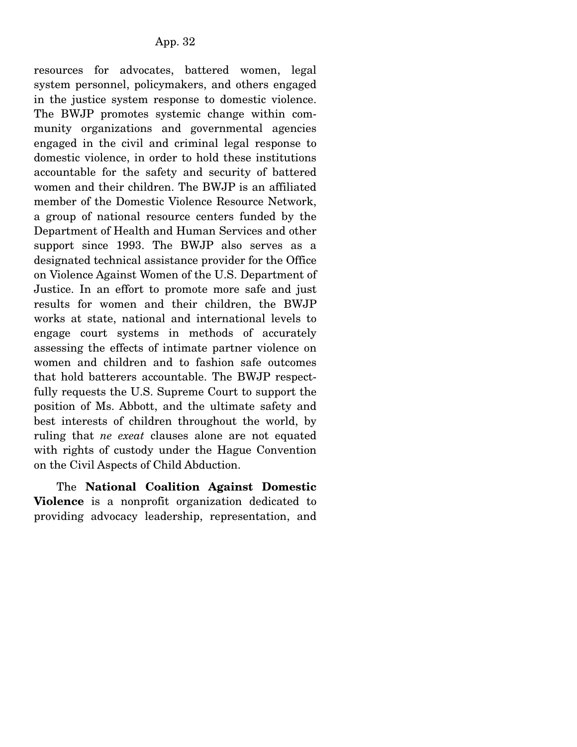resources for advocates, battered women, legal system personnel, policymakers, and others engaged in the justice system response to domestic violence. The BWJP promotes systemic change within community organizations and governmental agencies engaged in the civil and criminal legal response to domestic violence, in order to hold these institutions accountable for the safety and security of battered women and their children. The BWJP is an affiliated member of the Domestic Violence Resource Network, a group of national resource centers funded by the Department of Health and Human Services and other support since 1993. The BWJP also serves as a designated technical assistance provider for the Office on Violence Against Women of the U.S. Department of Justice. In an effort to promote more safe and just results for women and their children, the BWJP works at state, national and international levels to engage court systems in methods of accurately assessing the effects of intimate partner violence on women and children and to fashion safe outcomes that hold batterers accountable. The BWJP respectfully requests the U.S. Supreme Court to support the position of Ms. Abbott, and the ultimate safety and best interests of children throughout the world, by ruling that *ne exeat* clauses alone are not equated with rights of custody under the Hague Convention on the Civil Aspects of Child Abduction.

The **National Coalition Against Domestic Violence** is a nonprofit organization dedicated to providing advocacy leadership, representation, and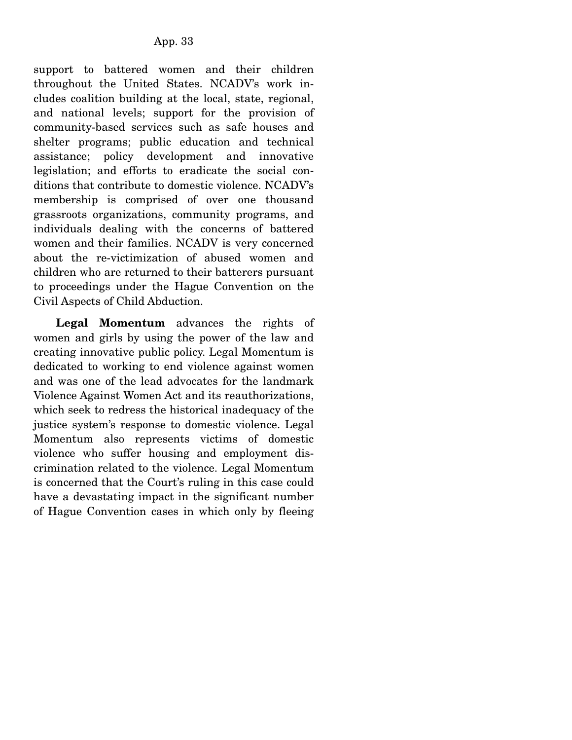support to battered women and their children throughout the United States. NCADV's work includes coalition building at the local, state, regional, and national levels; support for the provision of community-based services such as safe houses and shelter programs; public education and technical assistance; policy development and innovative legislation; and efforts to eradicate the social conditions that contribute to domestic violence. NCADV's membership is comprised of over one thousand grassroots organizations, community programs, and individuals dealing with the concerns of battered women and their families. NCADV is very concerned about the re-victimization of abused women and children who are returned to their batterers pursuant to proceedings under the Hague Convention on the Civil Aspects of Child Abduction.

**Legal Momentum** advances the rights of women and girls by using the power of the law and creating innovative public policy. Legal Momentum is dedicated to working to end violence against women and was one of the lead advocates for the landmark Violence Against Women Act and its reauthorizations, which seek to redress the historical inadequacy of the justice system's response to domestic violence. Legal Momentum also represents victims of domestic violence who suffer housing and employment discrimination related to the violence. Legal Momentum is concerned that the Court's ruling in this case could have a devastating impact in the significant number of Hague Convention cases in which only by fleeing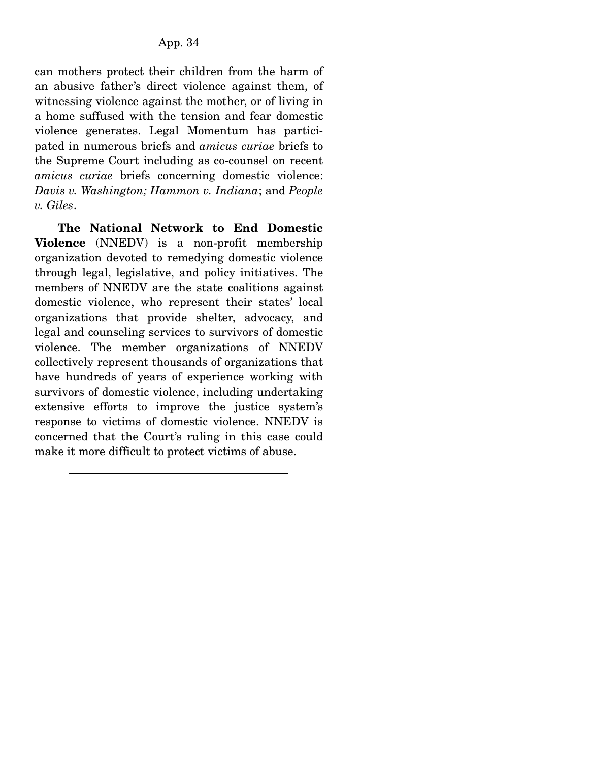can mothers protect their children from the harm of an abusive father's direct violence against them, of witnessing violence against the mother, or of living in a home suffused with the tension and fear domestic violence generates. Legal Momentum has participated in numerous briefs and *amicus curiae* briefs to the Supreme Court including as co-counsel on recent *amicus curiae* briefs concerning domestic violence: *Davis v. Washington; Hammon v. Indiana*; and *People v. Giles*.

**The National Network to End Domestic Violence** (NNEDV) is a non-profit membership organization devoted to remedying domestic violence through legal, legislative, and policy initiatives. The members of NNEDV are the state coalitions against domestic violence, who represent their states' local organizations that provide shelter, advocacy, and legal and counseling services to survivors of domestic violence. The member organizations of NNEDV collectively represent thousands of organizations that have hundreds of years of experience working with survivors of domestic violence, including undertaking extensive efforts to improve the justice system's response to victims of domestic violence. NNEDV is concerned that the Court's ruling in this case could make it more difficult to protect victims of abuse.